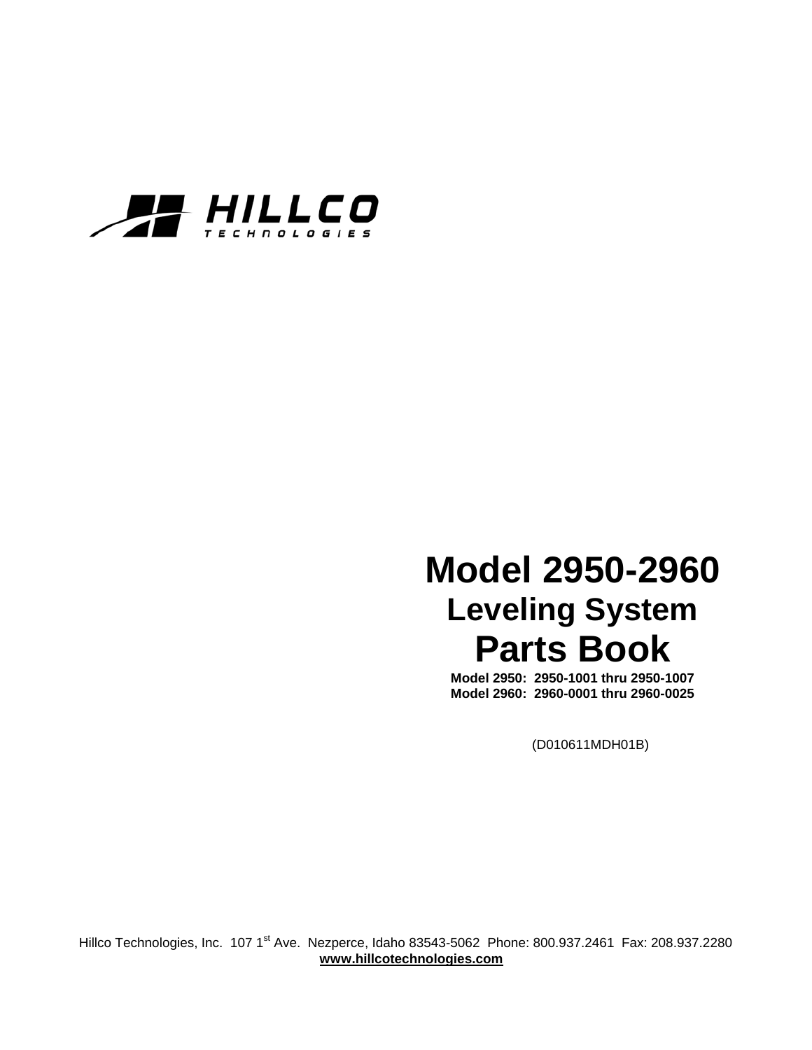HILLCO
TECHNOLOGIES

# Model 2950-2960

## Leveling System

# Parts Book

**Model 2950: 2950-1001 thru 2950-1007**
**Model 2960: 2960-0001 thru 2960-0025**

(D010611MDH01B)

Hillco Technologies, Inc. 107 1st Ave. Nezperce, Idaho 83543-5062 Phone: 800.937.2461 Fax: 208.937.2280
**www.hillcotechnologies.com**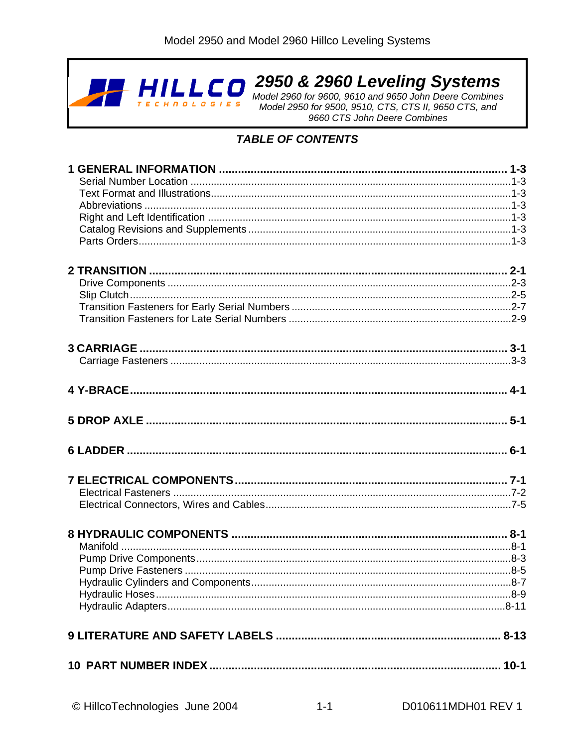# 2950 & 2960 Leveling Systems

*Model 2960 for 9600, 9610 and 9650 John Deere Combines*
*Model 2950 for 9500, 9510, CTS, CTS II, 9650 CTS, and 9660 CTS John Deere Combines*

## *TABLE OF CONTENTS*

**1 GENERAL INFORMATION ..... 1-3**
- Serial Number Location ..... 1-3
- Text Format and Illustrations ..... 1-3
- Abbreviations ..... 1-3
- Right and Left Identification ..... 1-3
- Catalog Revisions and Supplements ..... 1-3
- Parts Orders ..... 1-3

**2 TRANSITION ..... 2-1**
- Drive Components ..... 2-3
- Slip Clutch ..... 2-5
- Transition Fasteners for Early Serial Numbers ..... 2-7
- Transition Fasteners for Late Serial Numbers ..... 2-9

**3 CARRIAGE ..... 3-1**
- Carriage Fasteners ..... 3-3

**4 Y-BRACE ..... 4-1**

**5 DROP AXLE ..... 5-1**

**6 LADDER ..... 6-1**

**7 ELECTRICAL COMPONENTS ..... 7-1**
- Electrical Fasteners ..... 7-2
- Electrical Connectors, Wires and Cables ..... 7-5

**8 HYDRAULIC COMPONENTS ..... 8-1**
- Manifold ..... 8-1
- Pump Drive Components ..... 8-3
- Pump Drive Fasteners ..... 8-5
- Hydraulic Cylinders and Components ..... 8-7
- Hydraulic Hoses ..... 8-9
- Hydraulic Adapters ..... 8-11

**9 LITERATURE AND SAFETY LABELS ..... 8-13**

**10 PART NUMBER INDEX ..... 10-1**

© HillcoTechnologies June 2004 D010611MDH01 REV 1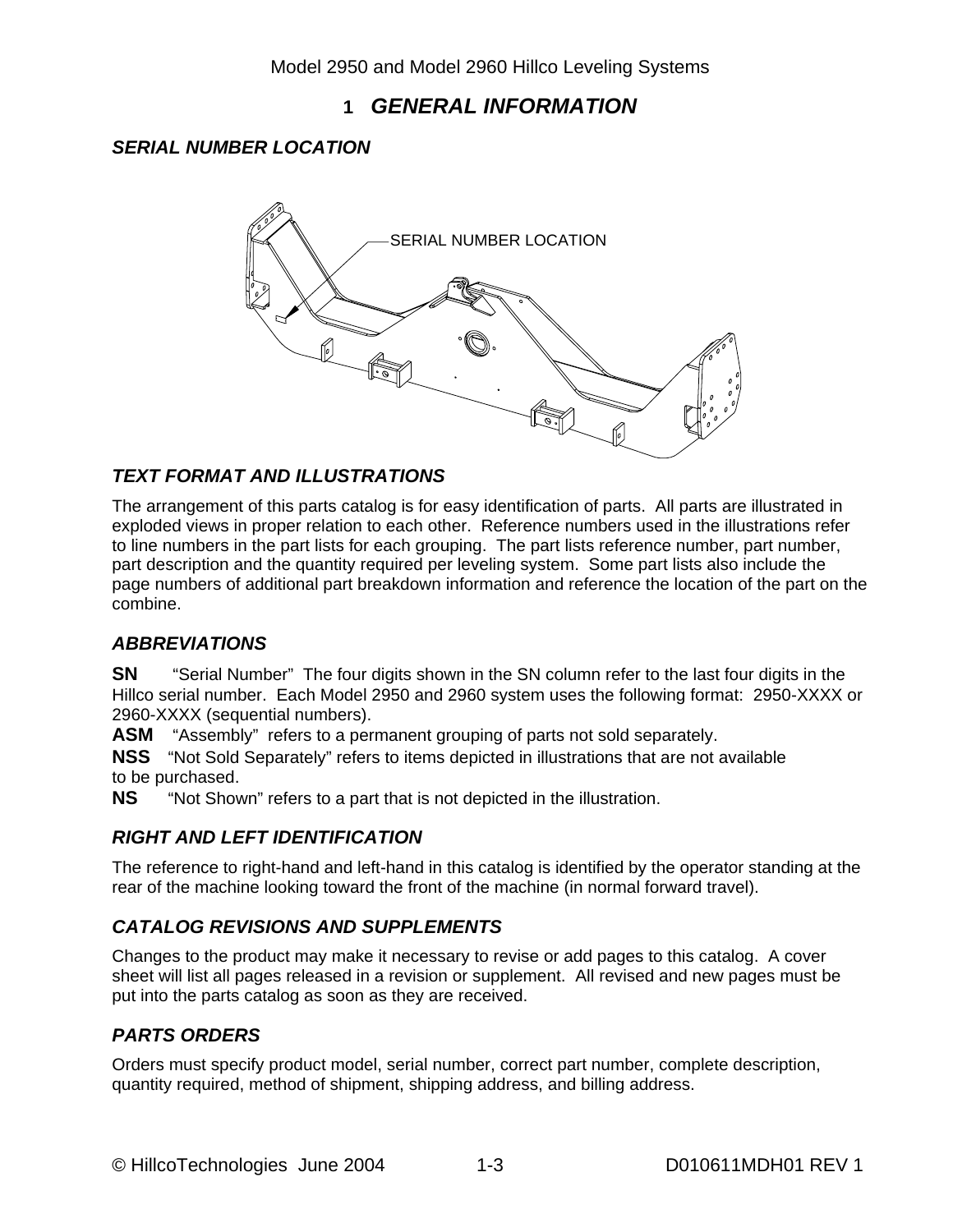# 1 GENERAL INFORMATION

## SERIAL NUMBER LOCATION

SERIAL NUMBER LOCATION

## TEXT FORMAT AND ILLUSTRATIONS

The arrangement of this parts catalog is for easy identification of parts. All parts are illustrated in exploded views in proper relation to each other. Reference numbers used in the illustrations refer to line numbers in the part lists for each grouping. The part lists reference number, part number, part description and the quantity required per leveling system. Some part lists also include the page numbers of additional part breakdown information and reference the location of the part on the combine.

## ABBREVIATIONS

**SN** "Serial Number" The four digits shown in the SN column refer to the last four digits in the Hillco serial number. Each Model 2950 and 2960 system uses the following format: 2950-XXXX or 2960-XXXX (sequential numbers).

**ASM** "Assembly" refers to a permanent grouping of parts not sold separately.

**NSS** "Not Sold Separately" refers to items depicted in illustrations that are not available to be purchased.

**NS** "Not Shown" refers to a part that is not depicted in the illustration.

## RIGHT AND LEFT IDENTIFICATION

The reference to right-hand and left-hand in this catalog is identified by the operator standing at the rear of the machine looking toward the front of the machine (in normal forward travel).

## CATALOG REVISIONS AND SUPPLEMENTS

Changes to the product may make it necessary to revise or add pages to this catalog. A cover sheet will list all pages released in a revision or supplement. All revised and new pages must be put into the parts catalog as soon as they are received.

## PARTS ORDERS

Orders must specify product model, serial number, correct part number, complete description, quantity required, method of shipment, shipping address, and billing address.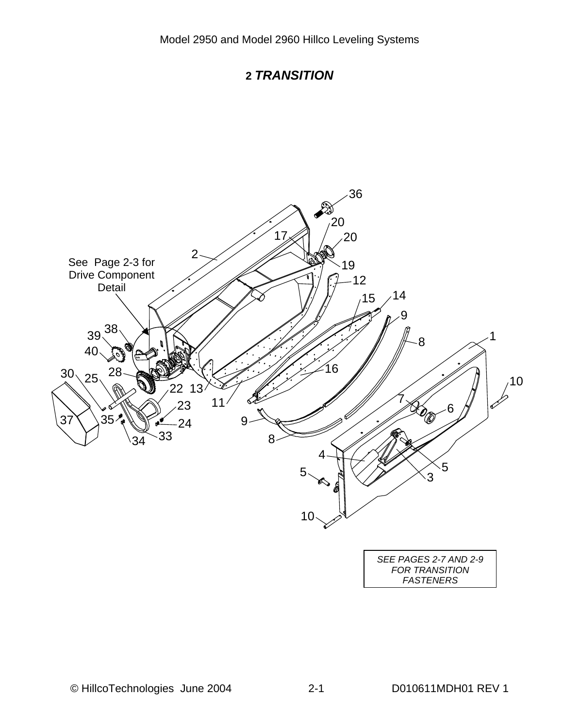## 2 *TRANSITION*

See Page 2-3 for Drive Component Detail

36
20
20
17
2
19
12
15
14
9
38
1
39
8
40
16
28
30
25
10
22
13
23
7
11
6
35
24
37
9
33
34
8
4
5
3
5
10

*SEE PAGES 2-7 AND 2-9 FOR TRANSITION FASTENERS*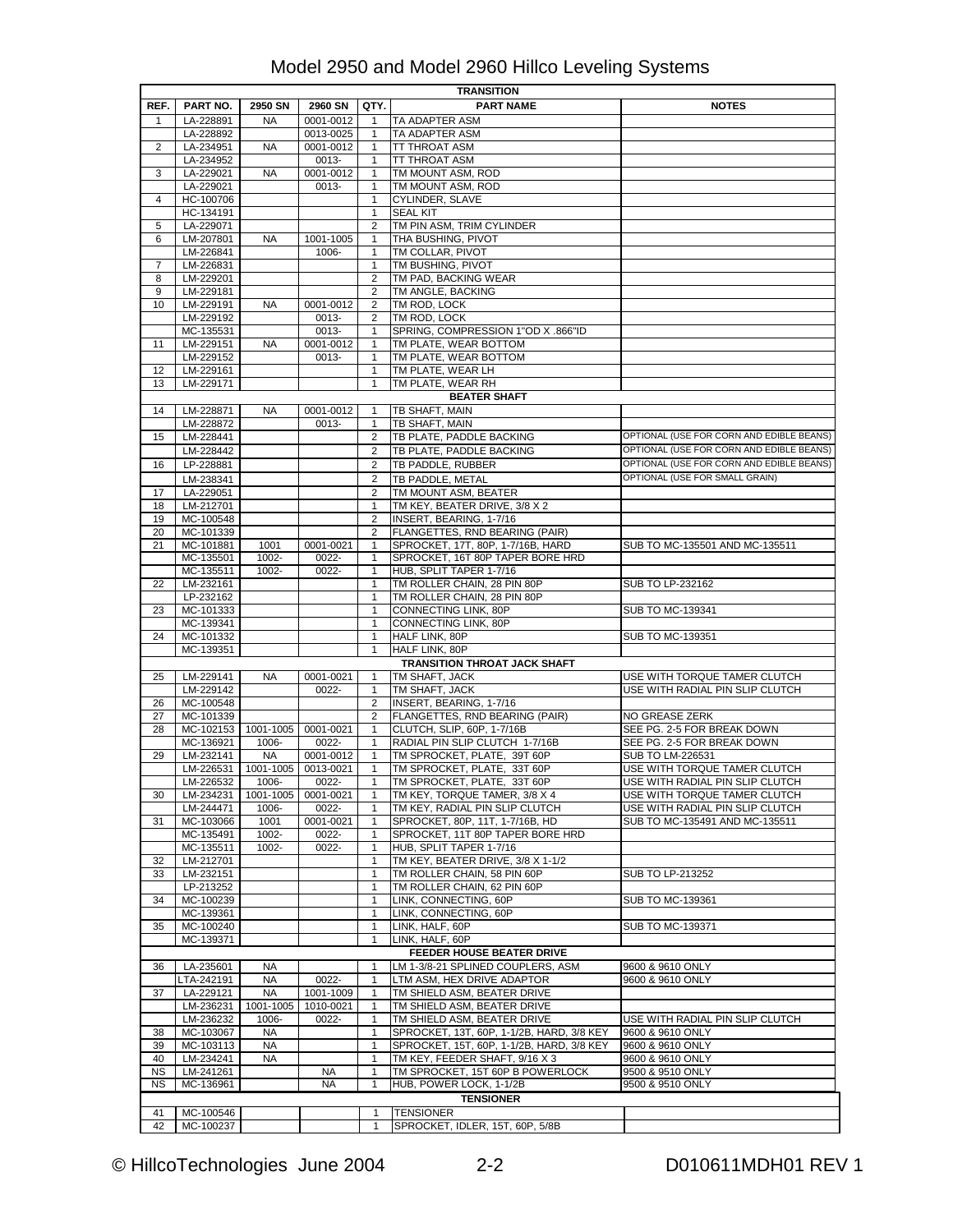# Model 2950 and Model 2960 Hillco Leveling Systems

| REF. | PART NO. | 2950 SN | 2960 SN | QTY. | PART NAME | NOTES |
|---|---|---|---|---|---|---|
| | | | | | **TRANSITION** | |
| 1 | LA-228891 | NA | 0001-0012 | 1 | TA ADAPTER ASM | |
| | LA-228892 | | 0013-0025 | 1 | TA ADAPTER ASM | |
| 2 | LA-234951 | NA | 0001-0012 | 1 | TT THROAT ASM | |
| | LA-234952 | | 0013- | 1 | TT THROAT ASM | |
| 3 | LA-229021 | NA | 0001-0012 | 1 | TM MOUNT ASM, ROD | |
| | LA-229021 | | 0013- | 1 | TM MOUNT ASM, ROD | |
| 4 | HC-100706 | | | 1 | CYLINDER, SLAVE | |
| | HC-134191 | | | 1 | SEAL KIT | |
| 5 | LA-229071 | | | 2 | TM PIN ASM, TRIM CYLINDER | |
| 6 | LM-207801 | NA | 1001-1005 | 1 | THA BUSHING, PIVOT | |
| | LM-226841 | | 1006- | 1 | TM COLLAR, PIVOT | |
| 7 | LM-226831 | | | 1 | TM BUSHING, PIVOT | |
| 8 | LM-229201 | | | 2 | TM PAD, BACKING WEAR | |
| 9 | LM-229181 | | | 2 | TM ANGLE, BACKING | |
| 10 | LM-229191 | NA | 0001-0012 | 2 | TM ROD, LOCK | |
| | LM-229192 | | 0013- | 2 | TM ROD, LOCK | |
| | MC-135531 | | 0013- | 1 | SPRING, COMPRESSION 1"OD X .866"ID | |
| 11 | LM-229151 | NA | 0001-0012 | 1 | TM PLATE, WEAR BOTTOM | |
| | LM-229152 | | 0013- | 1 | TM PLATE, WEAR BOTTOM | |
| 12 | LM-229161 | | | 1 | TM PLATE, WEAR LH | |
| 13 | LM-229171 | | | 1 | TM PLATE, WEAR RH | |
| | | | | | **BEATER SHAFT** | |
| 14 | LM-228871 | NA | 0001-0012 | 1 | TB SHAFT, MAIN | |
| | LM-228872 | | 0013- | 1 | TB SHAFT, MAIN | |
| 15 | LM-228441 | | | 2 | TB PLATE, PADDLE BACKING | OPTIONAL (USE FOR CORN AND EDIBLE BEANS) |
| | LM-228442 | | | 2 | TB PLATE, PADDLE BACKING | OPTIONAL (USE FOR CORN AND EDIBLE BEANS) |
| 16 | LP-228881 | | | 2 | TB PADDLE, RUBBER | OPTIONAL (USE FOR CORN AND EDIBLE BEANS) |
| | LM-238341 | | | 2 | TB PADDLE, METAL | OPTIONAL (USE FOR SMALL GRAIN) |
| 17 | LA-229051 | | | 2 | TM MOUNT ASM, BEATER | |
| 18 | LM-212701 | | | 1 | TM KEY, BEATER DRIVE, 3/8 X 2 | |
| 19 | MC-100548 | | | 2 | INSERT, BEARING, 1-7/16 | |
| 20 | MC-101339 | | | 2 | FLANGETTES, RND BEARING (PAIR) | |
| 21 | MC-101881 | 1001 | 0001-0021 | 1 | SPROCKET, 17T, 80P, 1-7/16B, HARD | SUB TO MC-135501 AND MC-135511 |
| | MC-135501 | 1002- | 0022- | 1 | SPROCKET, 16T 80P TAPER BORE HRD | |
| | MC-135511 | 1002- | 0022- | 1 | HUB, SPLIT TAPER 1-7/16 | |
| 22 | LM-232161 | | | 1 | TM ROLLER CHAIN, 28 PIN 80P | SUB TO LP-232162 |
| | LP-232162 | | | 1 | TM ROLLER CHAIN, 28 PIN 80P | |
| 23 | MC-101333 | | | 1 | CONNECTING LINK, 80P | SUB TO MC-139341 |
| | MC-139341 | | | 1 | CONNECTING LINK, 80P | |
| 24 | MC-101332 | | | 1 | HALF LINK, 80P | SUB TO MC-139351 |
| | MC-139351 | | | 1 | HALF LINK, 80P | |
| | | | | | **TRANSITION THROAT JACK SHAFT** | |
| 25 | LM-229141 | NA | 0001-0021 | 1 | TM SHAFT, JACK | USE WITH TORQUE TAMER CLUTCH |
| | LM-229142 | | 0022- | 1 | TM SHAFT, JACK | USE WITH RADIAL PIN SLIP CLUTCH |
| 26 | MC-100548 | | | 2 | INSERT, BEARING, 1-7/16 | |
| 27 | MC-101339 | | | 2 | FLANGETTES, RND BEARING (PAIR) | NO GREASE ZERK |
| 28 | MC-102153 | 1001-1005 | 0001-0021 | 1 | CLUTCH, SLIP, 60P, 1-7/16B | SEE PG. 2-5 FOR BREAK DOWN |
| | MC-136921 | 1006- | 0022- | 1 | RADIAL PIN SLIP CLUTCH 1-7/16B | SEE PG. 2-5 FOR BREAK DOWN |
| 29 | LM-232141 | NA | 0001-0012 | 1 | TM SPROCKET, PLATE, 39T 60P | SUB TO LM-226531 |
| | LM-226531 | 1001-1005 | 0013-0021 | 1 | TM SPROCKET, PLATE, 33T 60P | USE WITH TORQUE TAMER CLUTCH |
| | LM-226532 | 1006- | 0022- | 1 | TM SPROCKET, PLATE, 33T 60P | USE WITH RADIAL PIN SLIP CLUTCH |
| 30 | LM-234231 | 1001-1005 | 0001-0021 | 1 | TM KEY, TORQUE TAMER, 3/8 X 4 | USE WITH TORQUE TAMER CLUTCH |
| | LM-244471 | 1006- | 0022- | 1 | TM KEY, RADIAL PIN SLIP CLUTCH | USE WITH RADIAL PIN SLIP CLUTCH |
| 31 | MC-103066 | 1001 | 0001-0021 | 1 | SPROCKET, 80P, 11T, 1-7/16B, HD | SUB TO MC-135491 AND MC-135511 |
| | MC-135491 | 1002- | 0022- | 1 | SPROCKET, 11T 80P TAPER BORE HRD | |
| | MC-135511 | 1002- | 0022- | 1 | HUB, SPLIT TAPER 1-7/16 | |
| 32 | LM-212701 | | | 1 | TM KEY, BEATER DRIVE, 3/8 X 1-1/2 | |
| 33 | LM-232151 | | | 1 | TM ROLLER CHAIN, 58 PIN 60P | SUB TO LP-213252 |
| | LP-213252 | | | 1 | TM ROLLER CHAIN, 62 PIN 60P | |
| 34 | MC-100239 | | | 1 | LINK, CONNECTING, 60P | SUB TO MC-139361 |
| | MC-139361 | | | 1 | LINK, CONNECTING, 60P | |
| 35 | MC-100240 | | | 1 | LINK, HALF, 60P | SUB TO MC-139371 |
| | MC-139371 | | | 1 | LINK, HALF, 60P | |
| | | | | | **FEEDER HOUSE BEATER DRIVE** | |
| 36 | LA-235601 | NA | | 1 | LM 1-3/8-21 SPLINED COUPLERS, ASM | 9600 & 9610 ONLY |
| | LTA-242191 | NA | 0022- | 1 | LTM ASM, HEX DRIVE ADAPTOR | 9600 & 9610 ONLY |
| 37 | LA-229121 | NA | 1001-1009 | 1 | TM SHIELD ASM, BEATER DRIVE | |
| | LM-236231 | 1001-1005 | 1010-0021 | 1 | TM SHIELD ASM, BEATER DRIVE | |
| | LM-236232 | 1006- | 0022- | 1 | TM SHIELD ASM, BEATER DRIVE | USE WITH RADIAL PIN SLIP CLUTCH |
| 38 | MC-103067 | NA | | 1 | SPROCKET, 13T, 60P, 1-1/2B, HARD, 3/8 KEY | 9600 & 9610 ONLY |
| 39 | MC-103113 | NA | | 1 | SPROCKET, 15T, 60P, 1-1/2B, HARD, 3/8 KEY | 9600 & 9610 ONLY |
| 40 | LM-234241 | NA | | 1 | TM KEY, FEEDER SHAFT, 9/16 X 3 | 9600 & 9610 ONLY |
| NS | LM-241261 | | NA | 1 | TM SPROCKET, 15T 60P B POWERLOCK | 9500 & 9510 ONLY |
| NS | MC-136961 | | NA | 1 | HUB, POWER LOCK, 1-1/2B | 9500 & 9510 ONLY |
| | | | | | **TENSIONER** | |
| 41 | MC-100546 | | | 1 | TENSIONER | |
| 42 | MC-100237 | | | 1 | SPROCKET, IDLER, 15T, 60P, 5/8B | |

© HillcoTechnologies June 2004 D010611MDH01 REV 1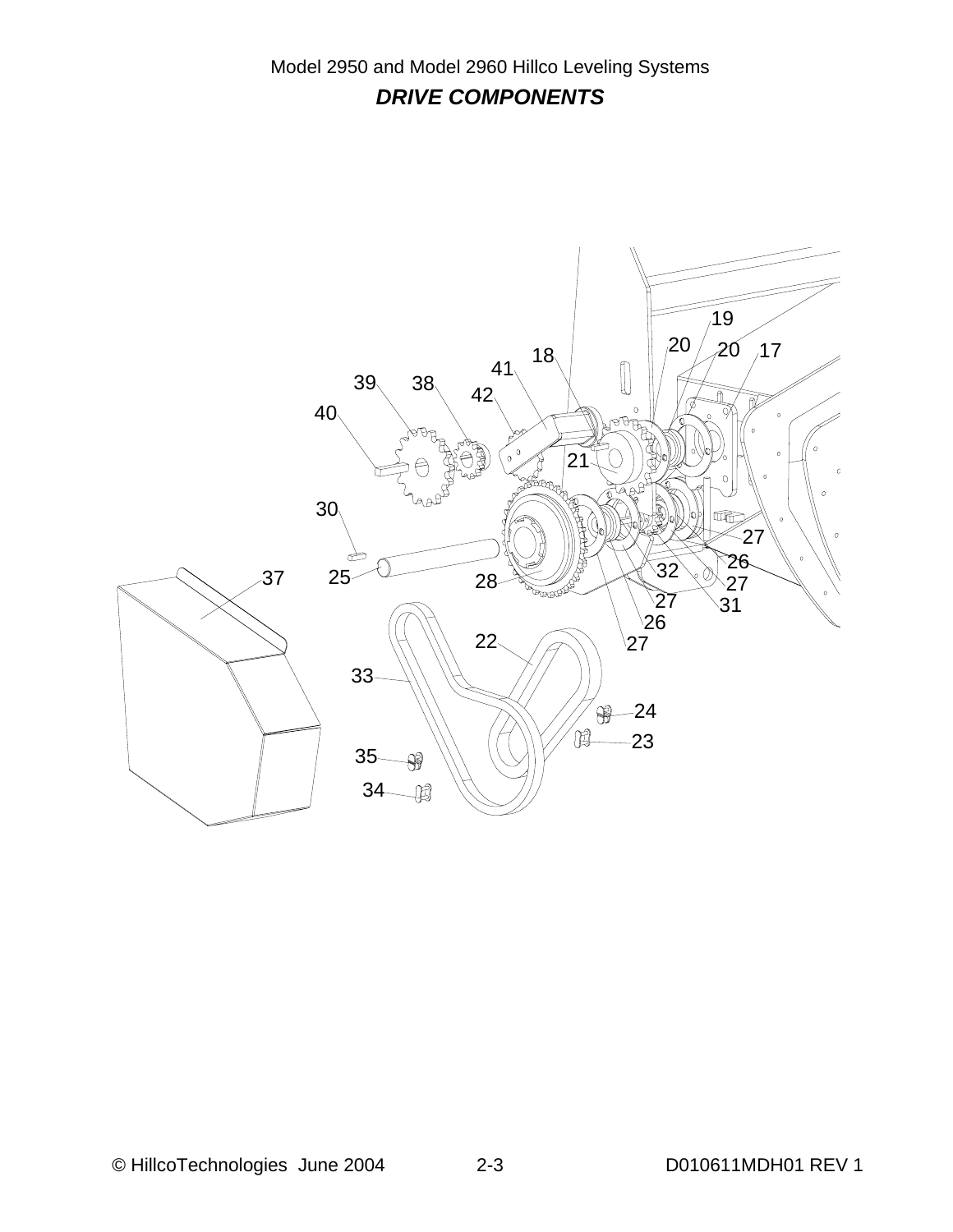Model 2950 and Model 2960 Hillco Leveling Systems

## *DRIVE COMPONENTS*

19 20 20 17 18 41 39 38 42 40 21 30 27 26 37 25 28 32 27 27 31 26 22 27 33 24 23 35 34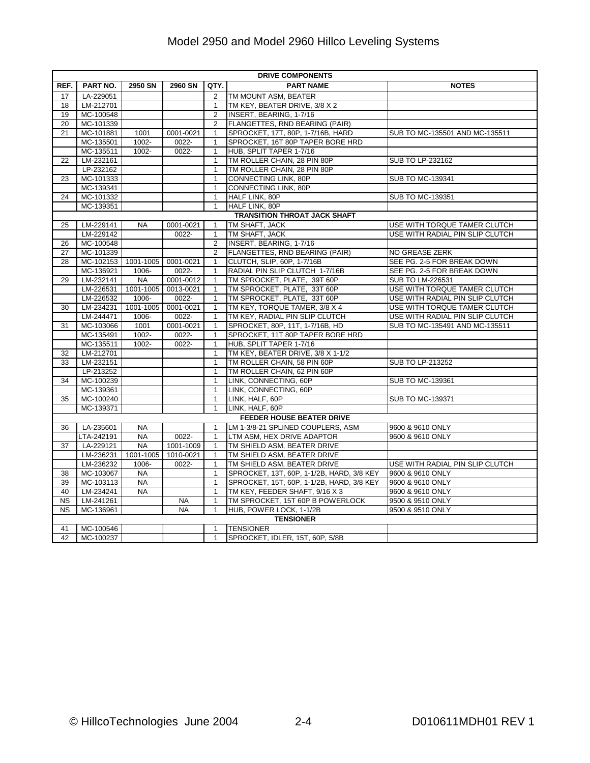# Model 2950 and Model 2960 Hillco Leveling Systems

| REF. | PART NO. | 2950 SN | 2960 SN | QTY. | PART NAME | NOTES |
|---|---|---|---|---|---|---|
| | | | | | **DRIVE COMPONENTS** | |
| 17 | LA-229051 | | | 2 | TM MOUNT ASM, BEATER | |
| 18 | LM-212701 | | | 1 | TM KEY, BEATER DRIVE, 3/8 X 2 | |
| 19 | MC-100548 | | | 2 | INSERT, BEARING, 1-7/16 | |
| 20 | MC-101339 | | | 2 | FLANGETTES, RND BEARING (PAIR) | |
| 21 | MC-101881 | 1001 | 0001-0021 | 1 | SPROCKET, 17T, 80P, 1-7/16B, HARD | SUB TO MC-135501 AND MC-135511 |
| | MC-135501 | 1002- | 0022- | 1 | SPROCKET, 16T 80P TAPER BORE HRD | |
| | MC-135511 | 1002- | 0022- | 1 | HUB, SPLIT TAPER 1-7/16 | |
| 22 | LM-232161 | | | 1 | TM ROLLER CHAIN, 28 PIN 80P | SUB TO LP-232162 |
| | LP-232162 | | | 1 | TM ROLLER CHAIN, 28 PIN 80P | |
| 23 | MC-101333 | | | 1 | CONNECTING LINK, 80P | SUB TO MC-139341 |
| | MC-139341 | | | 1 | CONNECTING LINK, 80P | |
| 24 | MC-101332 | | | 1 | HALF LINK, 80P | SUB TO MC-139351 |
| | MC-139351 | | | 1 | HALF LINK, 80P | |
| | | | | | **TRANSITION THROAT JACK SHAFT** | |
| 25 | LM-229141 | NA | 0001-0021 | 1 | TM SHAFT, JACK | USE WITH TORQUE TAMER CLUTCH |
| | LM-229142 | | 0022- | 1 | TM SHAFT, JACK | USE WITH RADIAL PIN SLIP CLUTCH |
| 26 | MC-100548 | | | 2 | INSERT, BEARING, 1-7/16 | |
| 27 | MC-101339 | | | 2 | FLANGETTES, RND BEARING (PAIR) | NO GREASE ZERK |
| 28 | MC-102153 | 1001-1005 | 0001-0021 | 1 | CLUTCH, SLIP, 60P, 1-7/16B | SEE PG. 2-5 FOR BREAK DOWN |
| | MC-136921 | 1006- | 0022- | 1 | RADIAL PIN SLIP CLUTCH 1-7/16B | SEE PG. 2-5 FOR BREAK DOWN |
| 29 | LM-232141 | NA | 0001-0012 | 1 | TM SPROCKET, PLATE, 39T 60P | SUB TO LM-226531 |
| | LM-226531 | 1001-1005 | 0013-0021 | 1 | TM SPROCKET, PLATE, 33T 60P | USE WITH TORQUE TAMER CLUTCH |
| | LM-226532 | 1006- | 0022- | 1 | TM SPROCKET, PLATE, 33T 60P | USE WITH RADIAL PIN SLIP CLUTCH |
| 30 | LM-234231 | 1001-1005 | 0001-0021 | 1 | TM KEY, TORQUE TAMER, 3/8 X 4 | USE WITH TORQUE TAMER CLUTCH |
| | LM-244471 | 1006- | 0022- | 1 | TM KEY, RADIAL PIN SLIP CLUTCH | USE WITH RADIAL PIN SLIP CLUTCH |
| 31 | MC-103066 | 1001 | 0001-0021 | 1 | SPROCKET, 80P, 11T, 1-7/16B, HD | SUB TO MC-135491 AND MC-135511 |
| | MC-135491 | 1002- | 0022- | 1 | SPROCKET, 11T 80P TAPER BORE HRD | |
| | MC-135511 | 1002- | 0022- | 1 | HUB, SPLIT TAPER 1-7/16 | |
| 32 | LM-212701 | | | 1 | TM KEY, BEATER DRIVE, 3/8 X 1-1/2 | |
| 33 | LM-232151 | | | 1 | TM ROLLER CHAIN, 58 PIN 60P | SUB TO LP-213252 |
| | LP-213252 | | | 1 | TM ROLLER CHAIN, 62 PIN 60P | |
| 34 | MC-100239 | | | 1 | LINK, CONNECTING, 60P | SUB TO MC-139361 |
| | MC-139361 | | | 1 | LINK, CONNECTING, 60P | |
| 35 | MC-100240 | | | 1 | LINK, HALF, 60P | SUB TO MC-139371 |
| | MC-139371 | | | 1 | LINK, HALF, 60P | |
| | | | | | **FEEDER HOUSE BEATER DRIVE** | |
| 36 | LA-235601 | NA | | 1 | LM 1-3/8-21 SPLINED COUPLERS, ASM | 9600 & 9610 ONLY |
| | LTA-242191 | NA | 0022- | 1 | LTM ASM, HEX DRIVE ADAPTOR | 9600 & 9610 ONLY |
| 37 | LA-229121 | NA | 1001-1009 | 1 | TM SHIELD ASM, BEATER DRIVE | |
| | LM-236231 | 1001-1005 | 1010-0021 | 1 | TM SHIELD ASM, BEATER DRIVE | |
| | LM-236232 | 1006- | 0022- | 1 | TM SHIELD ASM, BEATER DRIVE | USE WITH RADIAL PIN SLIP CLUTCH |
| 38 | MC-103067 | NA | | 1 | SPROCKET, 13T, 60P, 1-1/2B, HARD, 3/8 KEY | 9600 & 9610 ONLY |
| 39 | MC-103113 | NA | | 1 | SPROCKET, 15T, 60P, 1-1/2B, HARD, 3/8 KEY | 9600 & 9610 ONLY |
| 40 | LM-234241 | NA | | 1 | TM KEY, FEEDER SHAFT, 9/16 X 3 | 9600 & 9610 ONLY |
| NS | LM-241261 | | NA | 1 | TM SPROCKET, 15T 60P B POWERLOCK | 9500 & 9510 ONLY |
| NS | MC-136961 | | NA | 1 | HUB, POWER LOCK, 1-1/2B | 9500 & 9510 ONLY |
| | | | | | **TENSIONER** | |
| 41 | MC-100546 | | | 1 | TENSIONER | |
| 42 | MC-100237 | | | 1 | SPROCKET, IDLER, 15T, 60P, 5/8B | |

© HillcoTechnologies June 2004 D010611MDH01 REV 1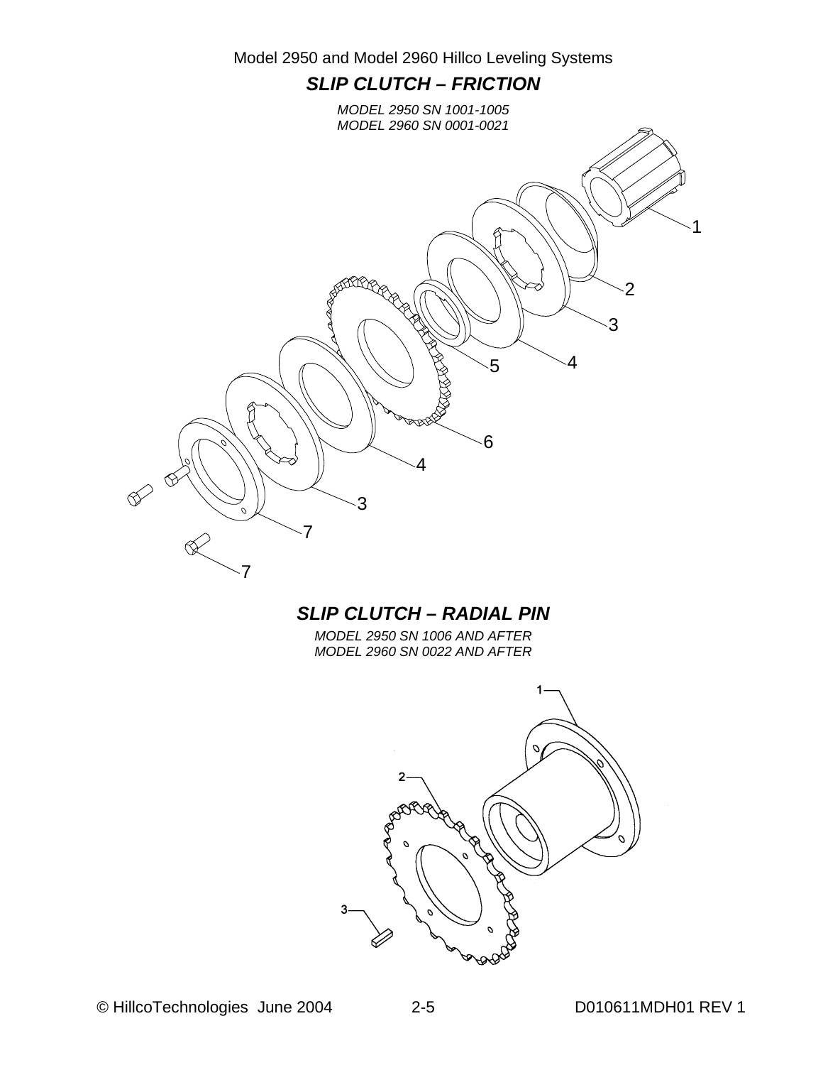## *SLIP CLUTCH – FRICTION*

*MODEL 2950 SN 1001-1005*
*MODEL 2960 SN 0001-0021*

1

2

3

5

4

6

4

3

7

7

## *SLIP CLUTCH – RADIAL PIN*

*MODEL 2950 SN 1006 AND AFTER*
*MODEL 2960 SN 0022 AND AFTER*

1

2

3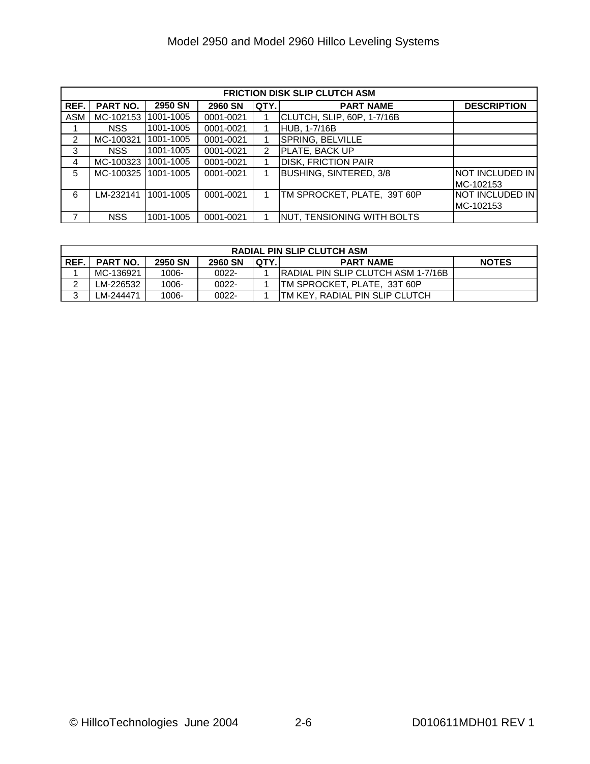| FRICTION DISK SLIP CLUTCH ASM | | | | | | |
|---|---|---|---|---|---|---|
| REF. | PART NO. | 2950 SN | 2960 SN | QTY. | PART NAME | DESCRIPTION |
| ASM | MC-102153 | 1001-1005 | 0001-0021 | 1 | CLUTCH, SLIP, 60P, 1-7/16B | |
| 1 | NSS | 1001-1005 | 0001-0021 | 1 | HUB, 1-7/16B | |
| 2 | MC-100321 | 1001-1005 | 0001-0021 | 1 | SPRING, BELVILLE | |
| 3 | NSS | 1001-1005 | 0001-0021 | 2 | PLATE, BACK UP | |
| 4 | MC-100323 | 1001-1005 | 0001-0021 | 1 | DISK, FRICTION PAIR | |
| 5 | MC-100325 | 1001-1005 | 0001-0021 | 1 | BUSHING, SINTERED, 3/8 | NOT INCLUDED IN MC-102153 |
| 6 | LM-232141 | 1001-1005 | 0001-0021 | 1 | TM SPROCKET, PLATE, 39T 60P | NOT INCLUDED IN MC-102153 |
| 7 | NSS | 1001-1005 | 0001-0021 | 1 | NUT, TENSIONING WITH BOLTS | |

| RADIAL PIN SLIP CLUTCH ASM | | | | | | |
|---|---|---|---|---|---|---|
| REF. | PART NO. | 2950 SN | 2960 SN | QTY. | PART NAME | NOTES |
| 1 | MC-136921 | 1006- | 0022- | 1 | RADIAL PIN SLIP CLUTCH ASM 1-7/16B | |
| 2 | LM-226532 | 1006- | 0022- | 1 | TM SPROCKET, PLATE, 33T 60P | |
| 3 | LM-244471 | 1006- | 0022- | 1 | TM KEY, RADIAL PIN SLIP CLUTCH | |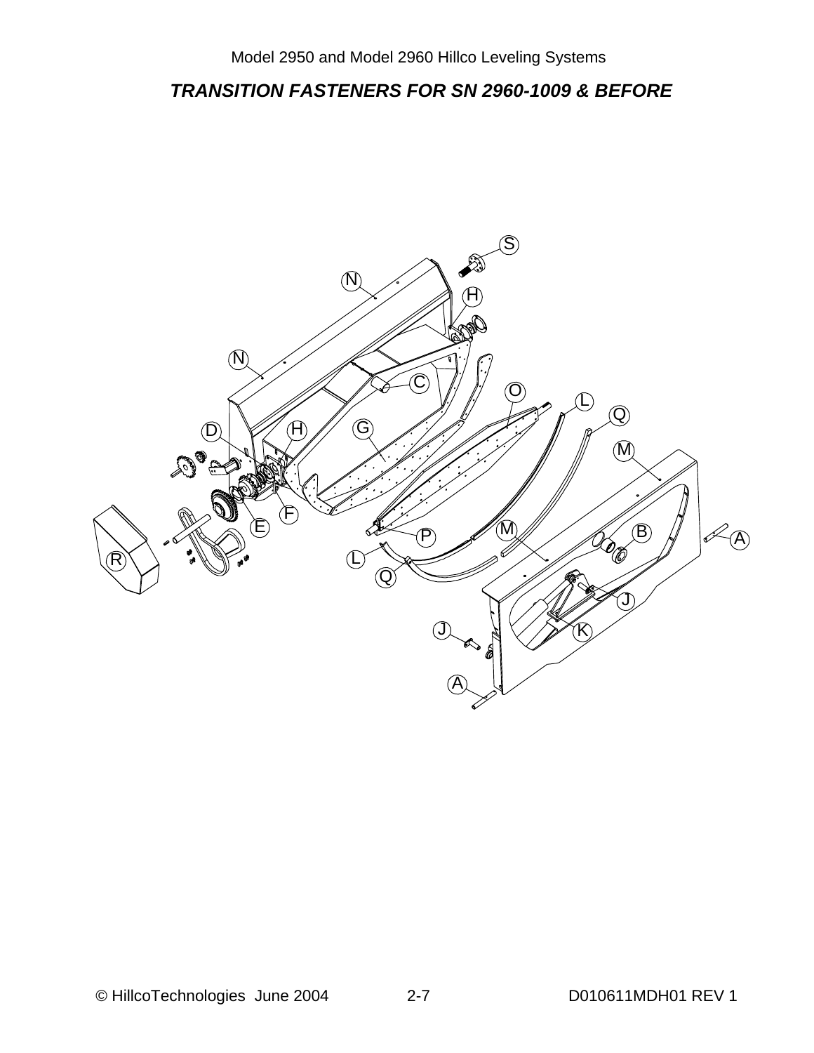## *TRANSITION FASTENERS FOR SN 2960-1009 & BEFORE*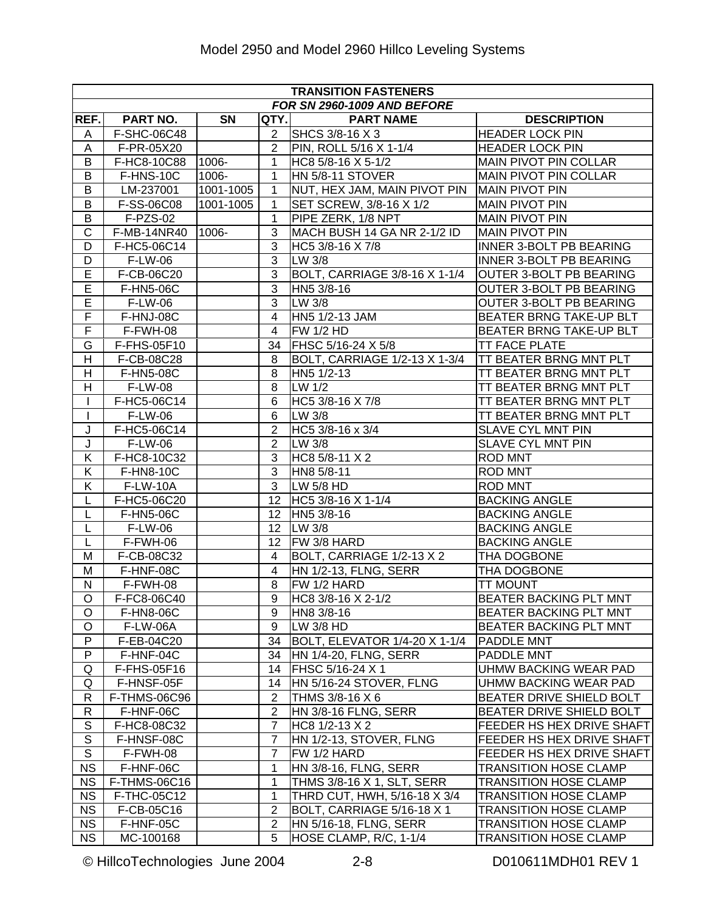| TRANSITION FASTENERS | | | | | |
|---|---|---|---|---|---|
| *FOR SN 2960-1009 AND BEFORE* | | | | | |
| **REF.** | **PART NO.** | **SN** | **QTY.** | **PART NAME** | **DESCRIPTION** |
| A | F-SHC-06C48 | | 2 | SHCS 3/8-16 X 3 | HEADER LOCK PIN |
| A | F-PR-05X20 | | 2 | PIN, ROLL 5/16 X 1-1/4 | HEADER LOCK PIN |
| B | F-HC8-10C88 | 1006- | 1 | HC8 5/8-16 X 5-1/2 | MAIN PIVOT PIN COLLAR |
| B | F-HNS-10C | 1006- | 1 | HN 5/8-11 STOVER | MAIN PIVOT PIN COLLAR |
| B | LM-237001 | 1001-1005 | 1 | NUT, HEX JAM, MAIN PIVOT PIN | MAIN PIVOT PIN |
| B | F-SS-06C08 | 1001-1005 | 1 | SET SCREW, 3/8-16 X 1/2 | MAIN PIVOT PIN |
| B | F-PZS-02 | | 1 | PIPE ZERK, 1/8 NPT | MAIN PIVOT PIN |
| C | F-MB-14NR40 | 1006- | 3 | MACH BUSH 14 GA NR 2-1/2 ID | MAIN PIVOT PIN |
| D | F-HC5-06C14 | | 3 | HC5 3/8-16 X 7/8 | INNER 3-BOLT PB BEARING |
| D | F-LW-06 | | 3 | LW 3/8 | INNER 3-BOLT PB BEARING |
| E | F-CB-06C20 | | 3 | BOLT, CARRIAGE 3/8-16 X 1-1/4 | OUTER 3-BOLT PB BEARING |
| E | F-HN5-06C | | 3 | HN5 3/8-16 | OUTER 3-BOLT PB BEARING |
| E | F-LW-06 | | 3 | LW 3/8 | OUTER 3-BOLT PB BEARING |
| F | F-HNJ-08C | | 4 | HN5 1/2-13 JAM | BEATER BRNG TAKE-UP BLT |
| F | F-FWH-08 | | 4 | FW 1/2 HD | BEATER BRNG TAKE-UP BLT |
| G | F-FHS-05F10 | | 34 | FHSC 5/16-24 X 5/8 | TT FACE PLATE |
| H | F-CB-08C28 | | 8 | BOLT, CARRIAGE 1/2-13 X 1-3/4 | TT BEATER BRNG MNT PLT |
| H | F-HN5-08C | | 8 | HN5 1/2-13 | TT BEATER BRNG MNT PLT |
| H | F-LW-08 | | 8 | LW 1/2 | TT BEATER BRNG MNT PLT |
| I | F-HC5-06C14 | | 6 | HC5 3/8-16 X 7/8 | TT BEATER BRNG MNT PLT |
| I | F-LW-06 | | 6 | LW 3/8 | TT BEATER BRNG MNT PLT |
| J | F-HC5-06C14 | | 2 | HC5 3/8-16 x 3/4 | SLAVE CYL MNT PIN |
| J | F-LW-06 | | 2 | LW 3/8 | SLAVE CYL MNT PIN |
| K | F-HC8-10C32 | | 3 | HC8 5/8-11 X 2 | ROD MNT |
| K | F-HN8-10C | | 3 | HN8 5/8-11 | ROD MNT |
| K | F-LW-10A | | 3 | LW 5/8 HD | ROD MNT |
| L | F-HC5-06C20 | | 12 | HC5 3/8-16 X 1-1/4 | BACKING ANGLE |
| L | F-HN5-06C | | 12 | HN5 3/8-16 | BACKING ANGLE |
| L | F-LW-06 | | 12 | LW 3/8 | BACKING ANGLE |
| L | F-FWH-06 | | 12 | FW 3/8 HARD | BACKING ANGLE |
| M | F-CB-08C32 | | 4 | BOLT, CARRIAGE 1/2-13 X 2 | THA DOGBONE |
| M | F-HNF-08C | | 4 | HN 1/2-13, FLNG, SERR | THA DOGBONE |
| N | F-FWH-08 | | 8 | FW 1/2 HARD | TT MOUNT |
| O | F-FC8-06C40 | | 9 | HC8 3/8-16 X 2-1/2 | BEATER BACKING PLT MNT |
| O | F-HN8-06C | | 9 | HN8 3/8-16 | BEATER BACKING PLT MNT |
| O | F-LW-06A | | 9 | LW 3/8 HD | BEATER BACKING PLT MNT |
| P | F-EB-04C20 | | 34 | BOLT, ELEVATOR 1/4-20 X 1-1/4 | PADDLE MNT |
| P | F-HNF-04C | | 34 | HN 1/4-20, FLNG, SERR | PADDLE MNT |
| Q | F-FHS-05F16 | | 14 | FHSC 5/16-24 X 1 | UHMW BACKING WEAR PAD |
| Q | F-HNSF-05F | | 14 | HN 5/16-24 STOVER, FLNG | UHMW BACKING WEAR PAD |
| R | F-THMS-06C96 | | 2 | THMS 3/8-16 X 6 | BEATER DRIVE SHIELD BOLT |
| R | F-HNF-06C | | 2 | HN 3/8-16 FLNG, SERR | BEATER DRIVE SHIELD BOLT |
| S | F-HC8-08C32 | | 7 | HC8 1/2-13 X 2 | FEEDER HS HEX DRIVE SHAFT |
| S | F-HNSF-08C | | 7 | HN 1/2-13, STOVER, FLNG | FEEDER HS HEX DRIVE SHAFT |
| S | F-FWH-08 | | 7 | FW 1/2 HARD | FEEDER HS HEX DRIVE SHAFT |
| NS | F-HNF-06C | | 1 | HN 3/8-16, FLNG, SERR | TRANSITION HOSE CLAMP |
| NS | F-THMS-06C16 | | 1 | THMS 3/8-16 X 1, SLT, SERR | TRANSITION HOSE CLAMP |
| NS | F-THC-05C12 | | 1 | THRD CUT, HWH, 5/16-18 X 3/4 | TRANSITION HOSE CLAMP |
| NS | F-CB-05C16 | | 2 | BOLT, CARRIAGE 5/16-18 X 1 | TRANSITION HOSE CLAMP |
| NS | F-HNF-05C | | 2 | HN 5/16-18, FLNG, SERR | TRANSITION HOSE CLAMP |
| NS | MC-100168 | | 5 | HOSE CLAMP, R/C, 1-1/4 | TRANSITION HOSE CLAMP |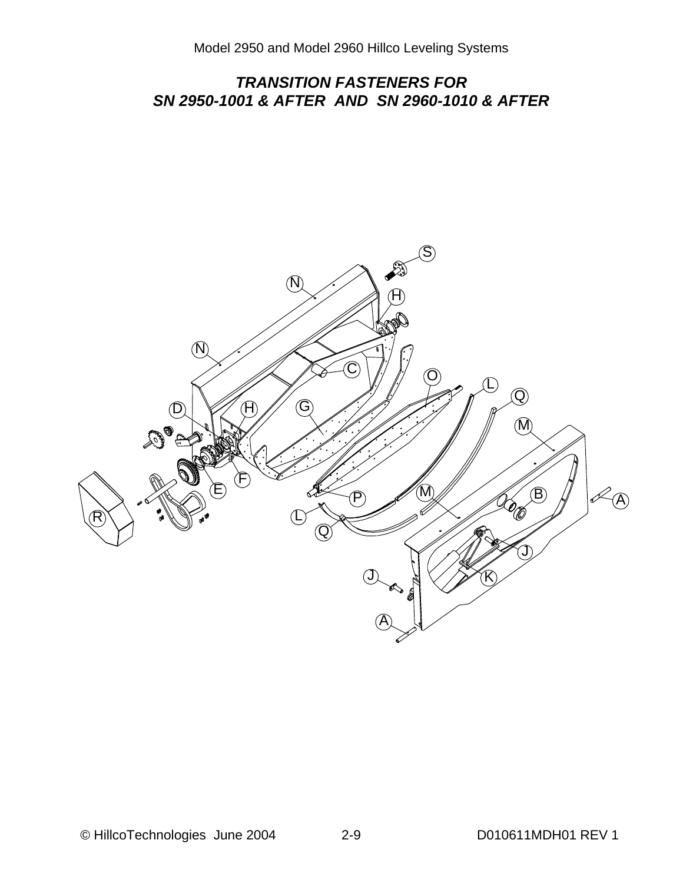## *TRANSITION FASTENERS FOR SN 2950-1001 & AFTER AND SN 2960-1010 & AFTER*

S

N

H

N

C

O

L

Q

D

H

G

M

F

E

M

B

A

R

P

L

Q

J

J

K

A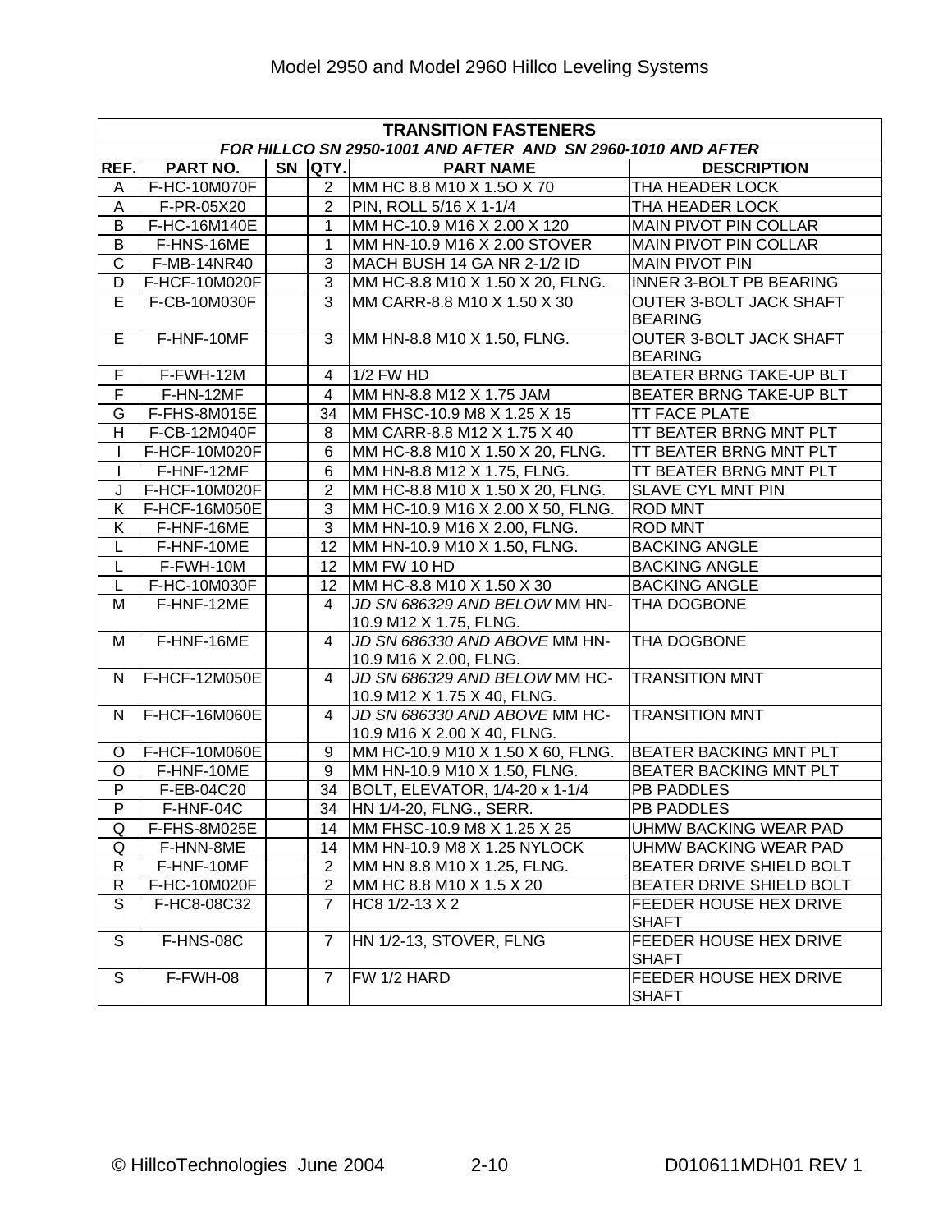| TRANSITION FASTENERS | | | | | |
|---|---|---|---|---|---|
| *FOR HILLCO SN 2950-1001 AND AFTER AND SN 2960-1010 AND AFTER* | | | | | |
| **REF.** | **PART NO.** | **SN** | **QTY.** | **PART NAME** | **DESCRIPTION** |
| A | F-HC-10M070F | | 2 | MM HC 8.8 M10 X 1.5O X 70 | THA HEADER LOCK |
| A | F-PR-05X20 | | 2 | PIN, ROLL 5/16 X 1-1/4 | THA HEADER LOCK |
| B | F-HC-16M140E | | 1 | MM HC-10.9 M16 X 2.00 X 120 | MAIN PIVOT PIN COLLAR |
| B | F-HNS-16ME | | 1 | MM HN-10.9 M16 X 2.00 STOVER | MAIN PIVOT PIN COLLAR |
| C | F-MB-14NR40 | | 3 | MACH BUSH 14 GA NR 2-1/2 ID | MAIN PIVOT PIN |
| D | F-HCF-10M020F | | 3 | MM HC-8.8 M10 X 1.50 X 20, FLNG. | INNER 3-BOLT PB BEARING |
| E | F-CB-10M030F | | 3 | MM CARR-8.8 M10 X 1.50 X 30 | OUTER 3-BOLT JACK SHAFT BEARING |
| E | F-HNF-10MF | | 3 | MM HN-8.8 M10 X 1.50, FLNG. | OUTER 3-BOLT JACK SHAFT BEARING |
| F | F-FWH-12M | | 4 | 1/2 FW HD | BEATER BRNG TAKE-UP BLT |
| F | F-HN-12MF | | 4 | MM HN-8.8 M12 X 1.75 JAM | BEATER BRNG TAKE-UP BLT |
| G | F-FHS-8M015E | | 34 | MM FHSC-10.9 M8 X 1.25 X 15 | TT FACE PLATE |
| H | F-CB-12M040F | | 8 | MM CARR-8.8 M12 X 1.75 X 40 | TT BEATER BRNG MNT PLT |
| I | F-HCF-10M020F | | 6 | MM HC-8.8 M10 X 1.50 X 20, FLNG. | TT BEATER BRNG MNT PLT |
| I | F-HNF-12MF | | 6 | MM HN-8.8 M12 X 1.75, FLNG. | TT BEATER BRNG MNT PLT |
| J | F-HCF-10M020F | | 2 | MM HC-8.8 M10 X 1.50 X 20, FLNG. | SLAVE CYL MNT PIN |
| K | F-HCF-16M050E | | 3 | MM HC-10.9 M16 X 2.00 X 50, FLNG. | ROD MNT |
| K | F-HNF-16ME | | 3 | MM HN-10.9 M16 X 2.00, FLNG. | ROD MNT |
| L | F-HNF-10ME | | 12 | MM HN-10.9 M10 X 1.50, FLNG. | BACKING ANGLE |
| L | F-FWH-10M | | 12 | MM FW 10 HD | BACKING ANGLE |
| L | F-HC-10M030F | | 12 | MM HC-8.8 M10 X 1.50 X 30 | BACKING ANGLE |
| M | F-HNF-12ME | | 4 | *JD SN 686329 AND BELOW* MM HN-10.9 M12 X 1.75, FLNG. | THA DOGBONE |
| M | F-HNF-16ME | | 4 | *JD SN 686330 AND ABOVE* MM HN-10.9 M16 X 2.00, FLNG. | THA DOGBONE |
| N | F-HCF-12M050E | | 4 | *JD SN 686329 AND BELOW* MM HC-10.9 M12 X 1.75 X 40, FLNG. | TRANSITION MNT |
| N | F-HCF-16M060E | | 4 | *JD SN 686330 AND ABOVE* MM HC-10.9 M16 X 2.00 X 40, FLNG. | TRANSITION MNT |
| O | F-HCF-10M060E | | 9 | MM HC-10.9 M10 X 1.50 X 60, FLNG. | BEATER BACKING MNT PLT |
| O | F-HNF-10ME | | 9 | MM HN-10.9 M10 X 1.50, FLNG. | BEATER BACKING MNT PLT |
| P | F-EB-04C20 | | 34 | BOLT, ELEVATOR, 1/4-20 x 1-1/4 | PB PADDLES |
| P | F-HNF-04C | | 34 | HN 1/4-20, FLNG., SERR. | PB PADDLES |
| Q | F-FHS-8M025E | | 14 | MM FHSC-10.9 M8 X 1.25 X 25 | UHMW BACKING WEAR PAD |
| Q | F-HNN-8ME | | 14 | MM HN-10.9 M8 X 1.25 NYLOCK | UHMW BACKING WEAR PAD |
| R | F-HNF-10MF | | 2 | MM HN 8.8 M10 X 1.25, FLNG. | BEATER DRIVE SHIELD BOLT |
| R | F-HC-10M020F | | 2 | MM HC 8.8 M10 X 1.5 X 20 | BEATER DRIVE SHIELD BOLT |
| S | F-HC8-08C32 | | 7 | HC8 1/2-13 X 2 | FEEDER HOUSE HEX DRIVE SHAFT |
| S | F-HNS-08C | | 7 | HN 1/2-13, STOVER, FLNG | FEEDER HOUSE HEX DRIVE SHAFT |
| S | F-FWH-08 | | 7 | FW 1/2 HARD | FEEDER HOUSE HEX DRIVE SHAFT |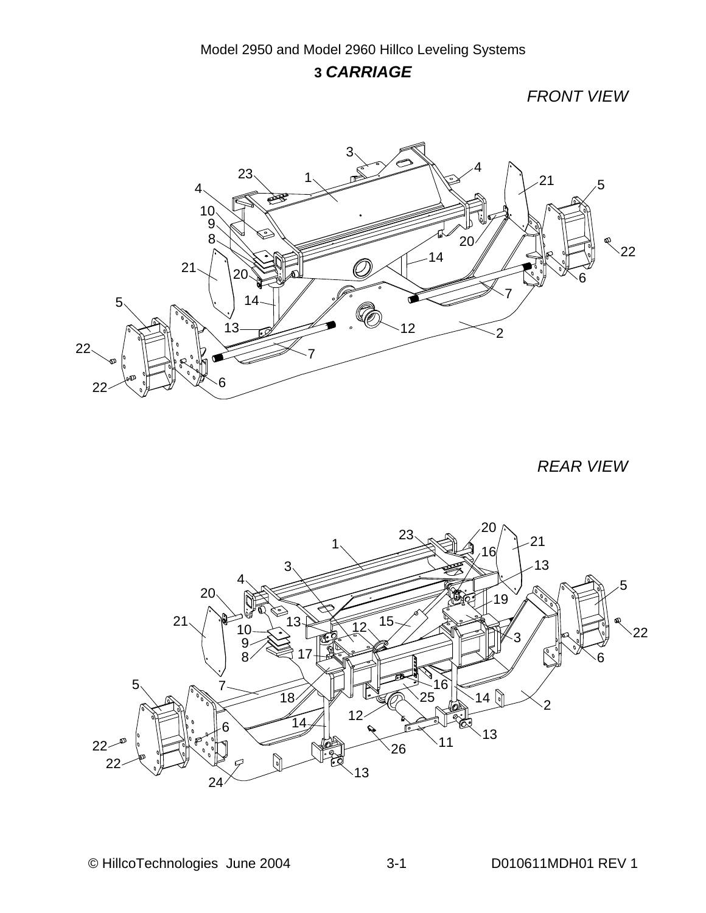# 3 *CARRIAGE*

*FRONT VIEW*

*REAR VIEW*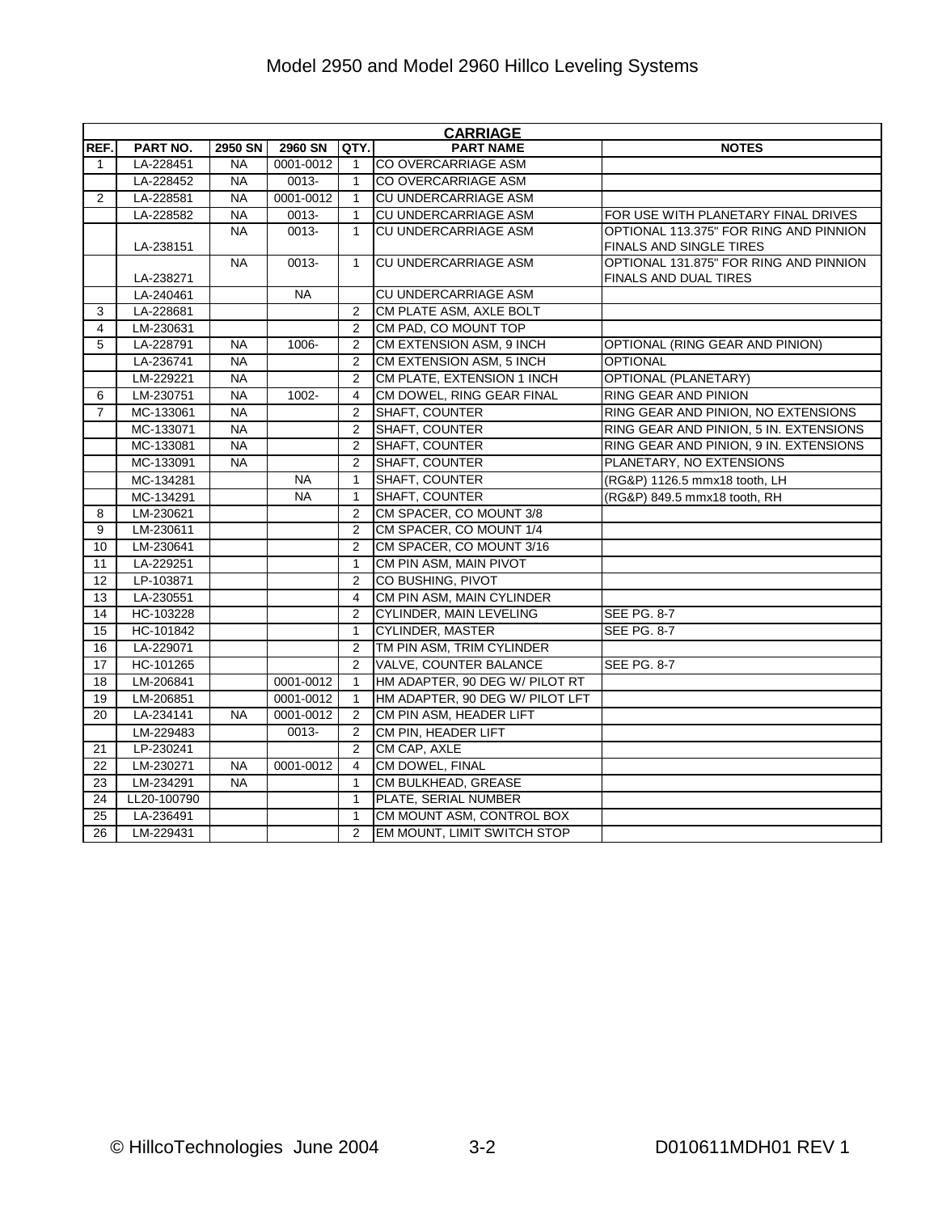| CARRIAGE | | | | | | |
|---|---|---|---|---|---|---|
| REF. | PART NO. | 2950 SN | 2960 SN | QTY. | PART NAME | NOTES |
| 1 | LA-228451 | NA | 0001-0012 | 1 | CO OVERCARRIAGE ASM | |
| | LA-228452 | NA | 0013- | 1 | CO OVERCARRIAGE ASM | |
| 2 | LA-228581 | NA | 0001-0012 | 1 | CU UNDERCARRIAGE ASM | |
| | LA-228582 | NA | 0013- | 1 | CU UNDERCARRIAGE ASM | FOR USE WITH PLANETARY FINAL DRIVES |
| | LA-238151 | NA | 0013- | 1 | CU UNDERCARRIAGE ASM | OPTIONAL 113.375" FOR RING AND PINNION FINALS AND SINGLE TIRES |
| | LA-238271 | NA | 0013- | 1 | CU UNDERCARRIAGE ASM | OPTIONAL 131.875" FOR RING AND PINNION FINALS AND DUAL TIRES |
| | LA-240461 | | NA | | CU UNDERCARRIAGE ASM | |
| 3 | LA-228681 | | | 2 | CM PLATE ASM, AXLE BOLT | |
| 4 | LM-230631 | | | 2 | CM PAD, CO MOUNT TOP | |
| 5 | LA-228791 | NA | 1006- | 2 | CM EXTENSION ASM, 9 INCH | OPTIONAL (RING GEAR AND PINION) |
| | LA-236741 | NA | | 2 | CM EXTENSION ASM, 5 INCH | OPTIONAL |
| | LM-229221 | NA | | 2 | CM PLATE, EXTENSION 1 INCH | OPTIONAL (PLANETARY) |
| 6 | LM-230751 | NA | 1002- | 4 | CM DOWEL, RING GEAR FINAL | RING GEAR AND PINION |
| 7 | MC-133061 | NA | | 2 | SHAFT, COUNTER | RING GEAR AND PINION, NO EXTENSIONS |
| | MC-133071 | NA | | 2 | SHAFT, COUNTER | RING GEAR AND PINION, 5 IN. EXTENSIONS |
| | MC-133081 | NA | | 2 | SHAFT, COUNTER | RING GEAR AND PINION, 9 IN. EXTENSIONS |
| | MC-133091 | NA | | 2 | SHAFT, COUNTER | PLANETARY, NO EXTENSIONS |
| | MC-134281 | | NA | 1 | SHAFT, COUNTER | (RG&P) 1126.5 mmx18 tooth, LH |
| | MC-134291 | | NA | 1 | SHAFT, COUNTER | (RG&P) 849.5 mmx18 tooth, RH |
| 8 | LM-230621 | | | 2 | CM SPACER, CO MOUNT 3/8 | |
| 9 | LM-230611 | | | 2 | CM SPACER, CO MOUNT 1/4 | |
| 10 | LM-230641 | | | 2 | CM SPACER, CO MOUNT 3/16 | |
| 11 | LA-229251 | | | 1 | CM PIN ASM, MAIN PIVOT | |
| 12 | LP-103871 | | | 2 | CO BUSHING, PIVOT | |
| 13 | LA-230551 | | | 4 | CM PIN ASM, MAIN CYLINDER | |
| 14 | HC-103228 | | | 2 | CYLINDER, MAIN LEVELING | SEE PG. 8-7 |
| 15 | HC-101842 | | | 1 | CYLINDER, MASTER | SEE PG. 8-7 |
| 16 | LA-229071 | | | 2 | TM PIN ASM, TRIM CYLINDER | |
| 17 | HC-101265 | | | 2 | VALVE, COUNTER BALANCE | SEE PG. 8-7 |
| 18 | LM-206841 | | 0001-0012 | 1 | HM ADAPTER, 90 DEG W/ PILOT RT | |
| 19 | LM-206851 | | 0001-0012 | 1 | HM ADAPTER, 90 DEG W/ PILOT LFT | |
| 20 | LA-234141 | NA | 0001-0012 | 2 | CM PIN ASM, HEADER LIFT | |
| | LM-229483 | | 0013- | 2 | CM PIN, HEADER LIFT | |
| 21 | LP-230241 | | | 2 | CM CAP, AXLE | |
| 22 | LM-230271 | NA | 0001-0012 | 4 | CM DOWEL, FINAL | |
| 23 | LM-234291 | NA | | 1 | CM BULKHEAD, GREASE | |
| 24 | LL20-100790 | | | 1 | PLATE, SERIAL NUMBER | |
| 25 | LA-236491 | | | 1 | CM MOUNT ASM, CONTROL BOX | |
| 26 | LM-229431 | | | 2 | EM MOUNT, LIMIT SWITCH STOP | |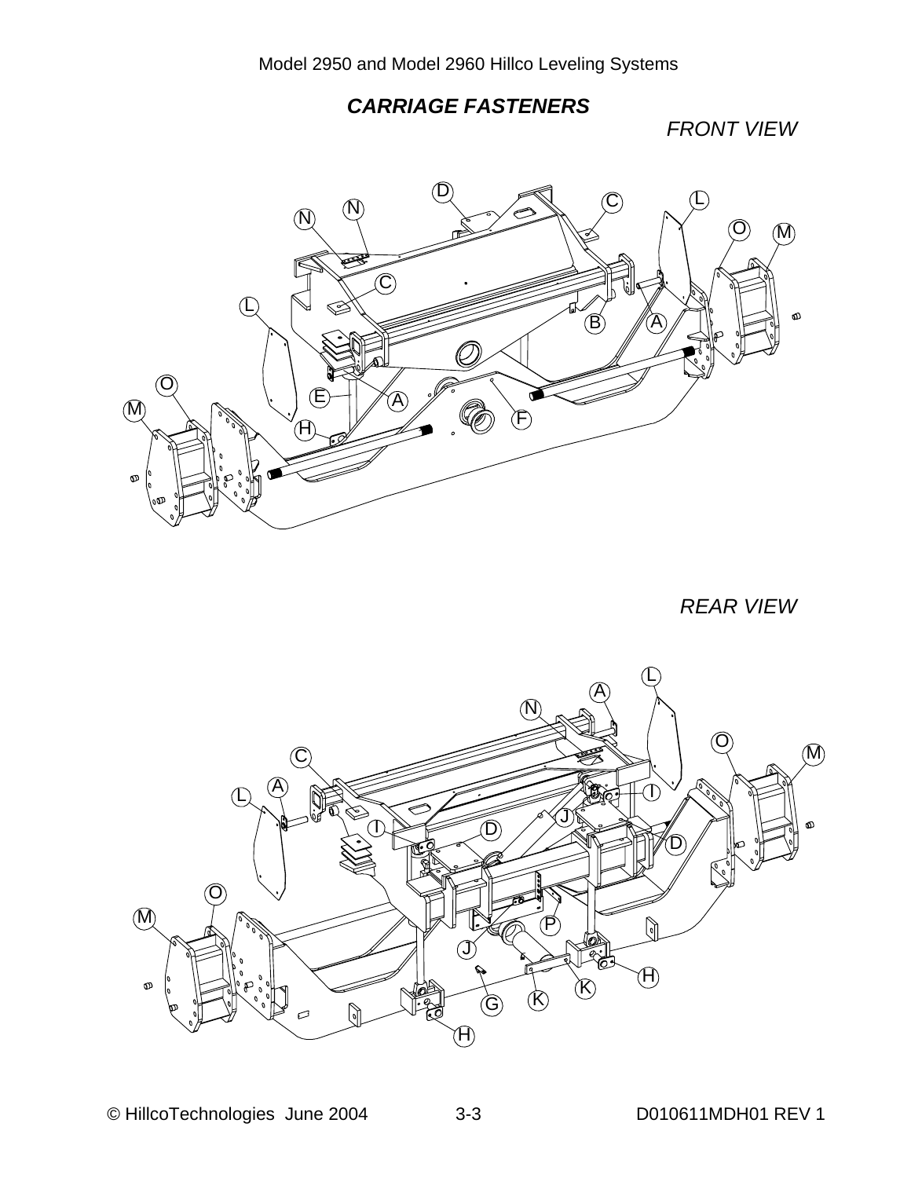## *CARRIAGE FASTENERS*

*FRONT VIEW*

*REAR VIEW*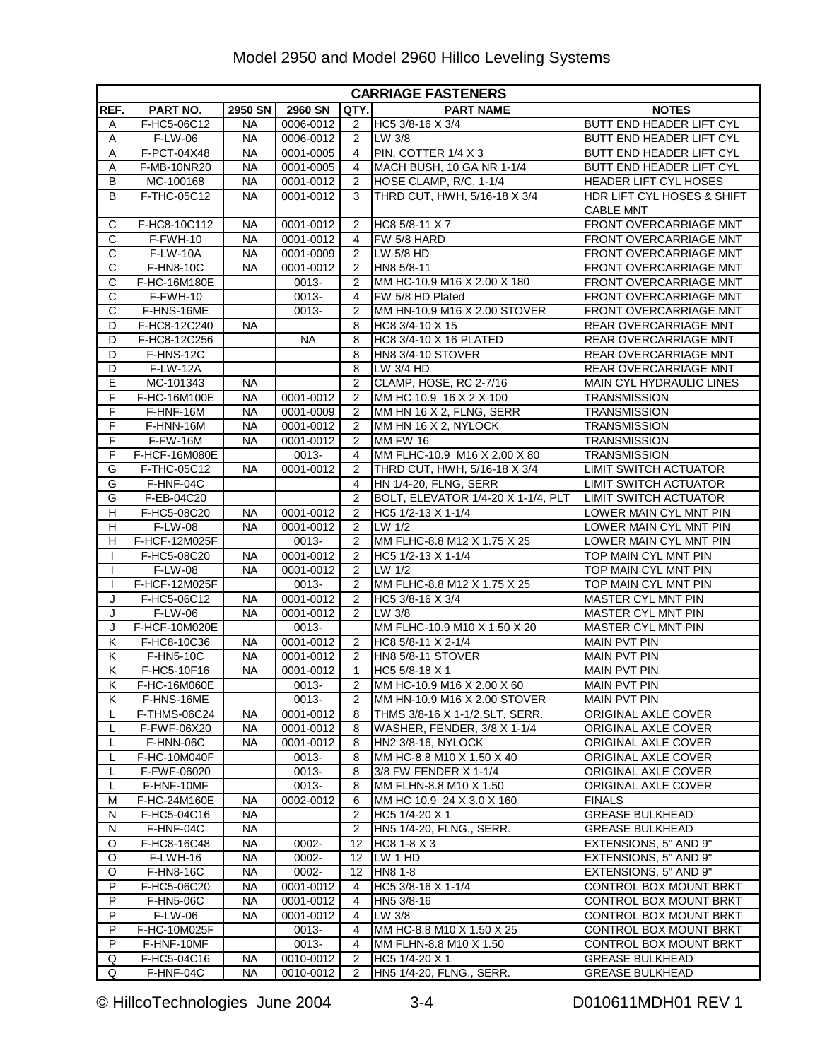# Model 2950 and Model 2960 Hillco Leveling Systems

| CARRIAGE FASTENERS | | | | | | |
|---|---|---|---|---|---|---|
| REF. | PART NO. | 2950 SN | 2960 SN | QTY. | PART NAME | NOTES |
| A | F-HC5-06C12 | NA | 0006-0012 | 2 | HC5 3/8-16 X 3/4 | BUTT END HEADER LIFT CYL |
| A | F-LW-06 | NA | 0006-0012 | 2 | LW 3/8 | BUTT END HEADER LIFT CYL |
| A | F-PCT-04X48 | NA | 0001-0005 | 4 | PIN, COTTER 1/4 X 3 | BUTT END HEADER LIFT CYL |
| A | F-MB-10NR20 | NA | 0001-0005 | 4 | MACH BUSH, 10 GA NR 1-1/4 | BUTT END HEADER LIFT CYL |
| B | MC-100168 | NA | 0001-0012 | 2 | HOSE CLAMP, R/C, 1-1/4 | HEADER LIFT CYL HOSES |
| B | F-THC-05C12 | NA | 0001-0012 | 3 | THRD CUT, HWH, 5/16-18 X 3/4 | HDR LIFT CYL HOSES & SHIFT CABLE MNT |
| C | F-HC8-10C112 | NA | 0001-0012 | 2 | HC8 5/8-11 X 7 | FRONT OVERCARRIAGE MNT |
| C | F-FWH-10 | NA | 0001-0012 | 4 | FW 5/8 HARD | FRONT OVERCARRIAGE MNT |
| C | F-LW-10A | NA | 0001-0009 | 2 | LW 5/8 HD | FRONT OVERCARRIAGE MNT |
| C | F-HN8-10C | NA | 0001-0012 | 2 | HN8 5/8-11 | FRONT OVERCARRIAGE MNT |
| C | F-HC-16M180E | | 0013- | 2 | MM HC-10.9 M16 X 2.00 X 180 | FRONT OVERCARRIAGE MNT |
| C | F-FWH-10 | | 0013- | 4 | FW 5/8 HD Plated | FRONT OVERCARRIAGE MNT |
| C | F-HNS-16ME | | 0013- | 2 | MM HN-10.9 M16 X 2.00 STOVER | FRONT OVERCARRIAGE MNT |
| D | F-HC8-12C240 | NA | | 8 | HC8 3/4-10 X 15 | REAR OVERCARRIAGE MNT |
| D | F-HC8-12C256 | | NA | 8 | HC8 3/4-10 X 16 PLATED | REAR OVERCARRIAGE MNT |
| D | F-HNS-12C | | | 8 | HN8 3/4-10 STOVER | REAR OVERCARRIAGE MNT |
| D | F-LW-12A | | | 8 | LW 3/4 HD | REAR OVERCARRIAGE MNT |
| E | MC-101343 | NA | | 2 | CLAMP, HOSE, RC 2-7/16 | MAIN CYL HYDRAULIC LINES |
| F | F-HC-16M100E | NA | 0001-0012 | 2 | MM HC 10.9 16 X 2 X 100 | TRANSMISSION |
| F | F-HNF-16M | NA | 0001-0009 | 2 | MM HN 16 X 2, FLNG, SERR | TRANSMISSION |
| F | F-HNN-16M | NA | 0001-0012 | 2 | MM HN 16 X 2, NYLOCK | TRANSMISSION |
| F | F-FW-16M | NA | 0001-0012 | 2 | MM FW 16 | TRANSMISSION |
| F | F-HCF-16M080E | | 0013- | 4 | MM FLHC-10.9 M16 X 2.00 X 80 | TRANSMISSION |
| G | F-THC-05C12 | NA | 0001-0012 | 2 | THRD CUT, HWH, 5/16-18 X 3/4 | LIMIT SWITCH ACTUATOR |
| G | F-HNF-04C | | | 4 | HN 1/4-20, FLNG, SERR | LIMIT SWITCH ACTUATOR |
| G | F-EB-04C20 | | | 2 | BOLT, ELEVATOR 1/4-20 X 1-1/4, PLT | LIMIT SWITCH ACTUATOR |
| H | F-HC5-08C20 | NA | 0001-0012 | 2 | HC5 1/2-13 X 1-1/4 | LOWER MAIN CYL MNT PIN |
| H | F-LW-08 | NA | 0001-0012 | 2 | LW 1/2 | LOWER MAIN CYL MNT PIN |
| H | F-HCF-12M025F | | 0013- | 2 | MM FLHC-8.8 M12 X 1.75 X 25 | LOWER MAIN CYL MNT PIN |
| I | F-HC5-08C20 | NA | 0001-0012 | 2 | HC5 1/2-13 X 1-1/4 | TOP MAIN CYL MNT PIN |
| I | F-LW-08 | NA | 0001-0012 | 2 | LW 1/2 | TOP MAIN CYL MNT PIN |
| I | F-HCF-12M025F | | 0013- | 2 | MM FLHC-8.8 M12 X 1.75 X 25 | TOP MAIN CYL MNT PIN |
| J | F-HC5-06C12 | NA | 0001-0012 | 2 | HC5 3/8-16 X 3/4 | MASTER CYL MNT PIN |
| J | F-LW-06 | NA | 0001-0012 | 2 | LW 3/8 | MASTER CYL MNT PIN |
| J | F-HCF-10M020E | | 0013- | | MM FLHC-10.9 M10 X 1.50 X 20 | MASTER CYL MNT PIN |
| K | F-HC8-10C36 | NA | 0001-0012 | 2 | HC8 5/8-11 X 2-1/4 | MAIN PVT PIN |
| K | F-HN5-10C | NA | 0001-0012 | 2 | HN8 5/8-11 STOVER | MAIN PVT PIN |
| K | F-HC5-10F16 | NA | 0001-0012 | 1 | HC5 5/8-18 X 1 | MAIN PVT PIN |
| K | F-HC-16M060E | | 0013- | 2 | MM HC-10.9 M16 X 2.00 X 60 | MAIN PVT PIN |
| K | F-HNS-16ME | | 0013- | 2 | MM HN-10.9 M16 X 2.00 STOVER | MAIN PVT PIN |
| L | F-THMS-06C24 | NA | 0001-0012 | 8 | THMS 3/8-16 X 1-1/2,SLT, SERR. | ORIGINAL AXLE COVER |
| L | F-FWF-06X20 | NA | 0001-0012 | 8 | WASHER, FENDER, 3/8 X 1-1/4 | ORIGINAL AXLE COVER |
| L | F-HNN-06C | NA | 0001-0012 | 8 | HN2 3/8-16, NYLOCK | ORIGINAL AXLE COVER |
| L | F-HC-10M040F | | 0013- | 8 | MM HC-8.8 M10 X 1.50 X 40 | ORIGINAL AXLE COVER |
| L | F-FWF-06020 | | 0013- | 8 | 3/8 FW FENDER X 1-1/4 | ORIGINAL AXLE COVER |
| L | F-HNF-10MF | | 0013- | 8 | MM FLHN-8.8 M10 X 1.50 | ORIGINAL AXLE COVER |
| M | F-HC-24M160E | NA | 0002-0012 | 6 | MM HC 10.9 24 X 3.0 X 160 | FINALS |
| N | F-HC5-04C16 | NA | | 2 | HC5 1/4-20 X 1 | GREASE BULKHEAD |
| N | F-HNF-04C | NA | | 2 | HN5 1/4-20, FLNG., SERR. | GREASE BULKHEAD |
| O | F-HC8-16C48 | NA | 0002- | 12 | HC8 1-8 X 3 | EXTENSIONS, 5" AND 9" |
| O | F-LWH-16 | NA | 0002- | 12 | LW 1 HD | EXTENSIONS, 5" AND 9" |
| O | F-HN8-16C | NA | 0002- | 12 | HN8 1-8 | EXTENSIONS, 5" AND 9" |
| P | F-HC5-06C20 | NA | 0001-0012 | 4 | HC5 3/8-16 X 1-1/4 | CONTROL BOX MOUNT BRKT |
| P | F-HN5-06C | NA | 0001-0012 | 4 | HN5 3/8-16 | CONTROL BOX MOUNT BRKT |
| P | F-LW-06 | NA | 0001-0012 | 4 | LW 3/8 | CONTROL BOX MOUNT BRKT |
| P | F-HC-10M025F | | 0013- | 4 | MM HC-8.8 M10 X 1.50 X 25 | CONTROL BOX MOUNT BRKT |
| P | F-HNF-10MF | | 0013- | 4 | MM FLHN-8.8 M10 X 1.50 | CONTROL BOX MOUNT BRKT |
| Q | F-HC5-04C16 | NA | 0010-0012 | 2 | HC5 1/4-20 X 1 | GREASE BULKHEAD |
| Q | F-HNF-04C | NA | 0010-0012 | 2 | HN5 1/4-20, FLNG., SERR. | GREASE BULKHEAD |

© HillcoTechnologies June 2004 3-4 D010611MDH01 REV 1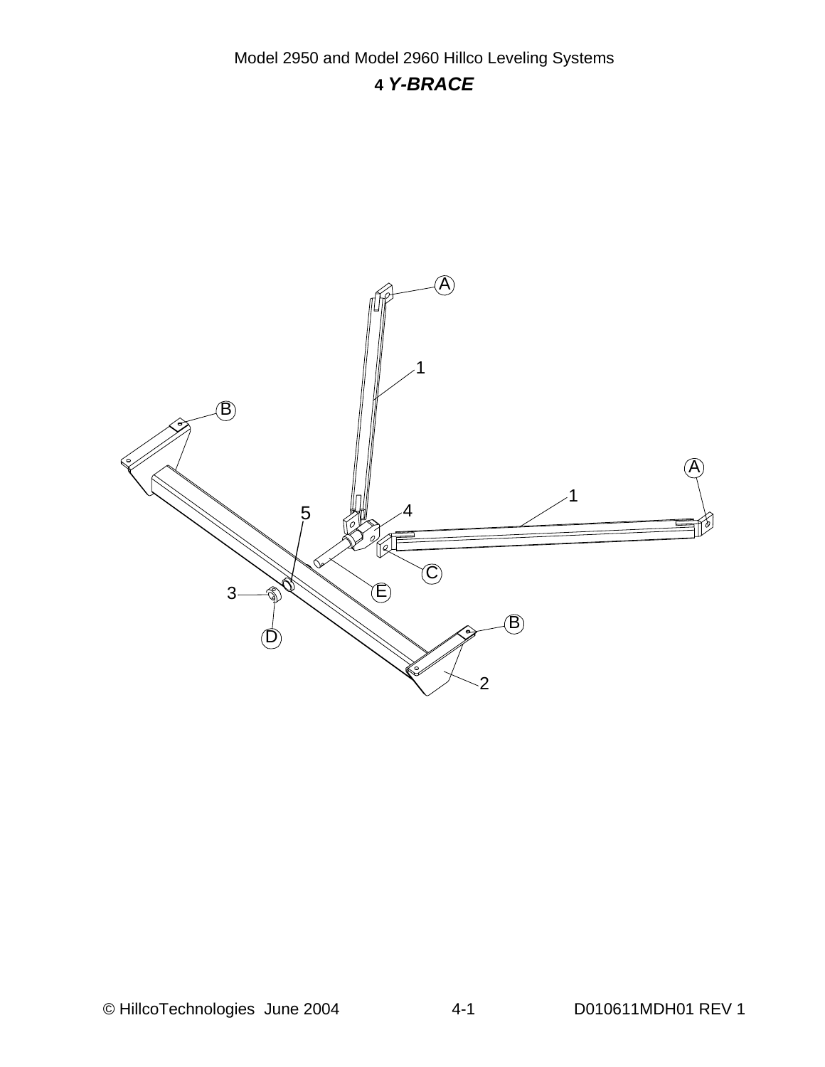# 4 *Y-BRACE*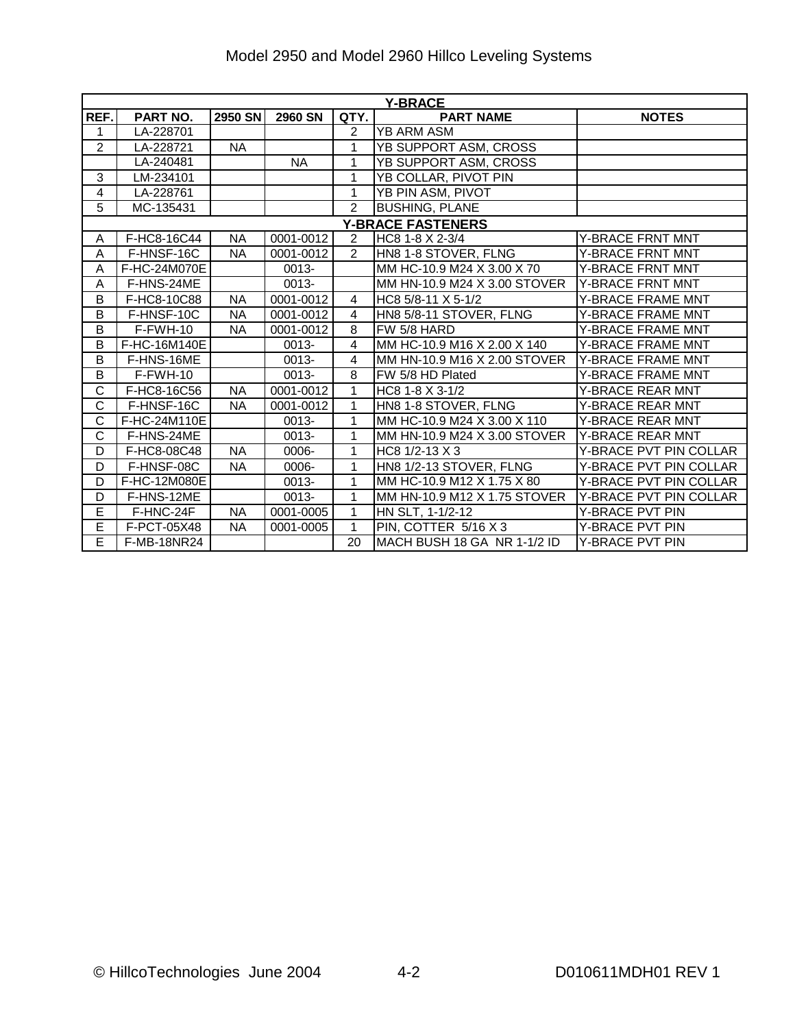| Y-BRACE | | | | | | |
|---|---|---|---|---|---|---|
| REF. | PART NO. | 2950 SN | 2960 SN | QTY. | PART NAME | NOTES |
| 1 | LA-228701 | | | 2 | YB ARM ASM | |
| 2 | LA-228721 | NA | | 1 | YB SUPPORT ASM, CROSS | |
| | LA-240481 | | NA | 1 | YB SUPPORT ASM, CROSS | |
| 3 | LM-234101 | | | 1 | YB COLLAR, PIVOT PIN | |
| 4 | LA-228761 | | | 1 | YB PIN ASM, PIVOT | |
| 5 | MC-135431 | | | 2 | BUSHING, PLANE | |
| **Y-BRACE FASTENERS** | | | | | | |
| A | F-HC8-16C44 | NA | 0001-0012 | 2 | HC8 1-8 X 2-3/4 | Y-BRACE FRNT MNT |
| A | F-HNSF-16C | NA | 0001-0012 | 2 | HN8 1-8 STOVER, FLNG | Y-BRACE FRNT MNT |
| A | F-HC-24M070E | | 0013- | | MM HC-10.9 M24 X 3.00 X 70 | Y-BRACE FRNT MNT |
| A | F-HNS-24ME | | 0013- | | MM HN-10.9 M24 X 3.00 STOVER | Y-BRACE FRNT MNT |
| B | F-HC8-10C88 | NA | 0001-0012 | 4 | HC8 5/8-11 X 5-1/2 | Y-BRACE FRAME MNT |
| B | F-HNSF-10C | NA | 0001-0012 | 4 | HN8 5/8-11 STOVER, FLNG | Y-BRACE FRAME MNT |
| B | F-FWH-10 | NA | 0001-0012 | 8 | FW 5/8 HARD | Y-BRACE FRAME MNT |
| B | F-HC-16M140E | | 0013- | 4 | MM HC-10.9 M16 X 2.00 X 140 | Y-BRACE FRAME MNT |
| B | F-HNS-16ME | | 0013- | 4 | MM HN-10.9 M16 X 2.00 STOVER | Y-BRACE FRAME MNT |
| B | F-FWH-10 | | 0013- | 8 | FW 5/8 HD Plated | Y-BRACE FRAME MNT |
| C | F-HC8-16C56 | NA | 0001-0012 | 1 | HC8 1-8 X 3-1/2 | Y-BRACE REAR MNT |
| C | F-HNSF-16C | NA | 0001-0012 | 1 | HN8 1-8 STOVER, FLNG | Y-BRACE REAR MNT |
| C | F-HC-24M110E | | 0013- | 1 | MM HC-10.9 M24 X 3.00 X 110 | Y-BRACE REAR MNT |
| C | F-HNS-24ME | | 0013- | 1 | MM HN-10.9 M24 X 3.00 STOVER | Y-BRACE REAR MNT |
| D | F-HC8-08C48 | NA | 0006- | 1 | HC8 1/2-13 X 3 | Y-BRACE PVT PIN COLLAR |
| D | F-HNSF-08C | NA | 0006- | 1 | HN8 1/2-13 STOVER, FLNG | Y-BRACE PVT PIN COLLAR |
| D | F-HC-12M080E | | 0013- | 1 | MM HC-10.9 M12 X 1.75 X 80 | Y-BRACE PVT PIN COLLAR |
| D | F-HNS-12ME | | 0013- | 1 | MM HN-10.9 M12 X 1.75 STOVER | Y-BRACE PVT PIN COLLAR |
| E | F-HNC-24F | NA | 0001-0005 | 1 | HN SLT, 1-1/2-12 | Y-BRACE PVT PIN |
| E | F-PCT-05X48 | NA | 0001-0005 | 1 | PIN, COTTER 5/16 X 3 | Y-BRACE PVT PIN |
| E | F-MB-18NR24 | | | 20 | MACH BUSH 18 GA NR 1-1/2 ID | Y-BRACE PVT PIN |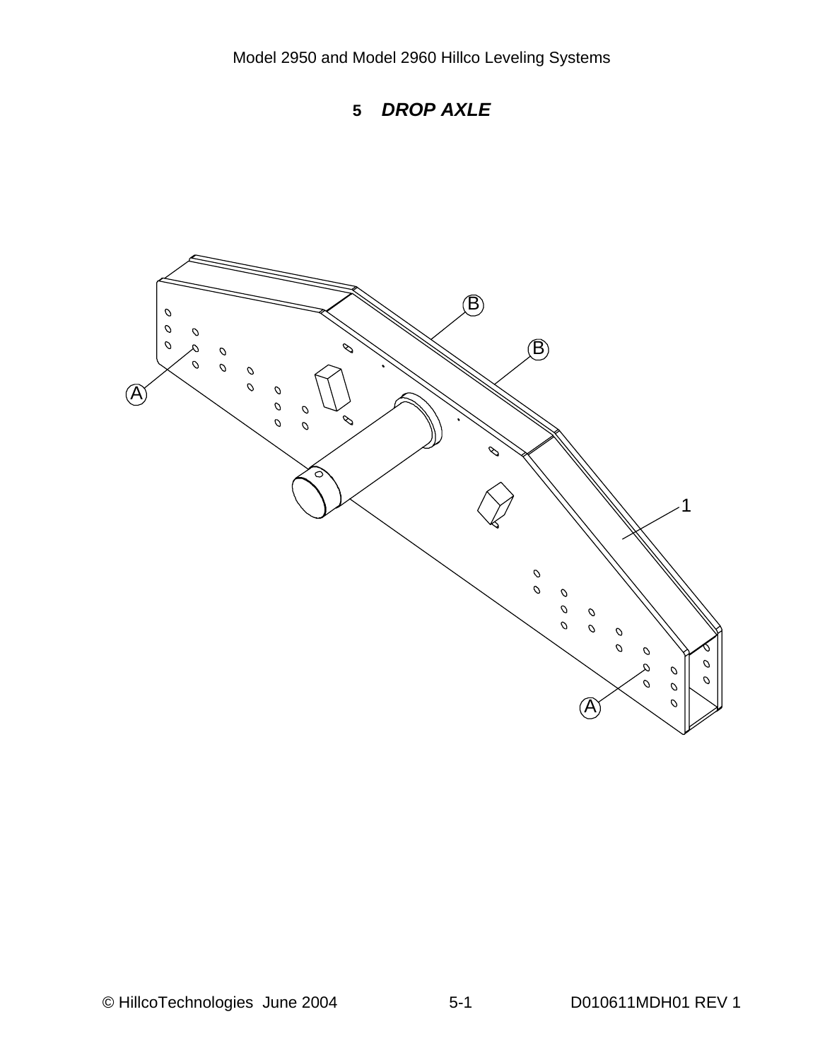# 5 *DROP AXLE*

B

B

A

1

A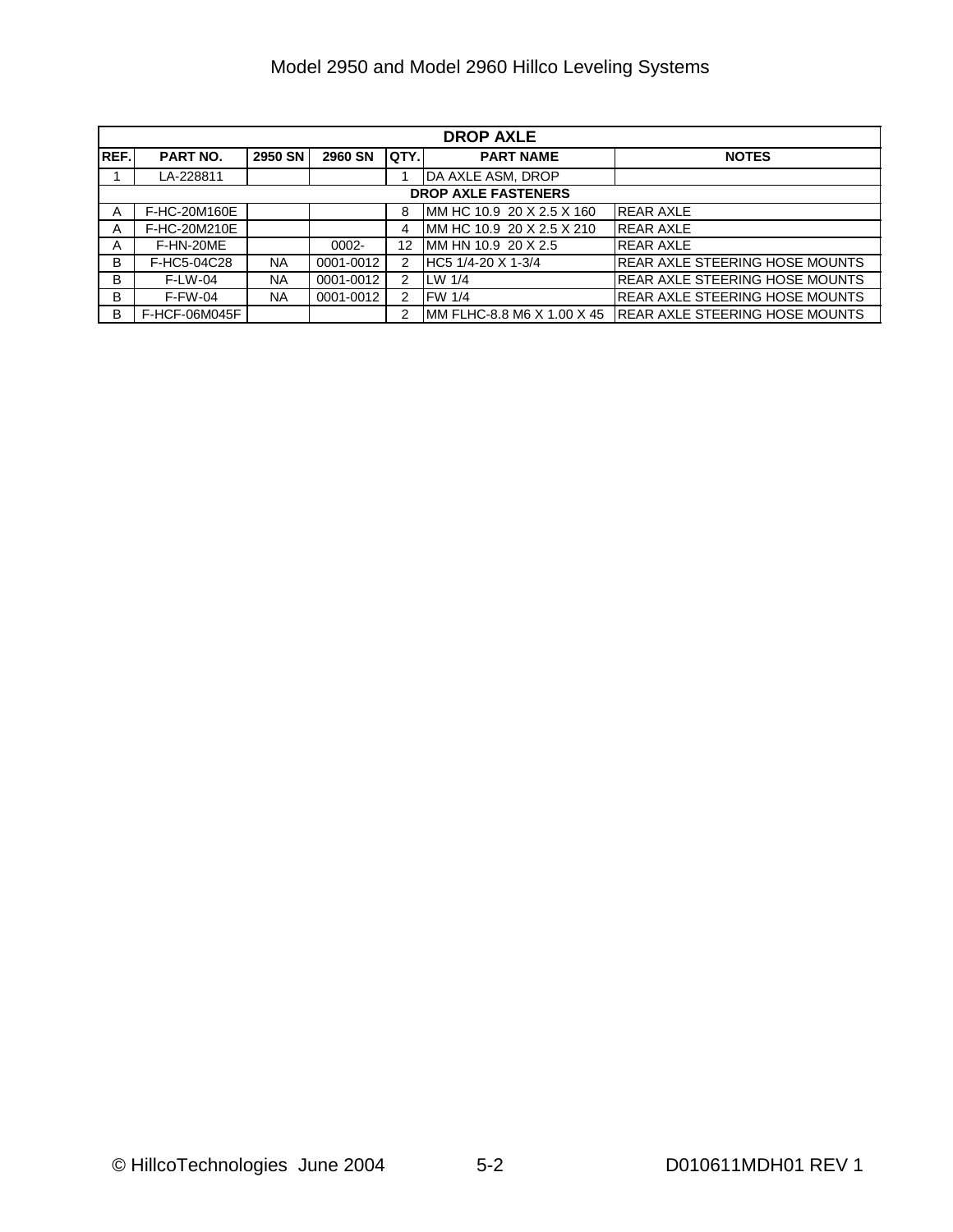| DROP AXLE | | | | | | |
|---|---|---|---|---|---|---|
| **REF.** | **PART NO.** | **2950 SN** | **2960 SN** | **QTY.** | **PART NAME** | **NOTES** |
| 1 | LA-228811 | | | 1 | DA AXLE ASM, DROP | |
| **DROP AXLE FASTENERS** | | | | | | |
| A | F-HC-20M160E | | | 8 | MM HC 10.9 20 X 2.5 X 160 | REAR AXLE |
| A | F-HC-20M210E | | | 4 | MM HC 10.9 20 X 2.5 X 210 | REAR AXLE |
| A | F-HN-20ME | | 0002- | 12 | MM HN 10.9 20 X 2.5 | REAR AXLE |
| B | F-HC5-04C28 | NA | 0001-0012 | 2 | HC5 1/4-20 X 1-3/4 | REAR AXLE STEERING HOSE MOUNTS |
| B | F-LW-04 | NA | 0001-0012 | 2 | LW 1/4 | REAR AXLE STEERING HOSE MOUNTS |
| B | F-FW-04 | NA | 0001-0012 | 2 | FW 1/4 | REAR AXLE STEERING HOSE MOUNTS |
| B | F-HCF-06M045F | | | 2 | MM FLHC-8.8 M6 X 1.00 X 45 | REAR AXLE STEERING HOSE MOUNTS |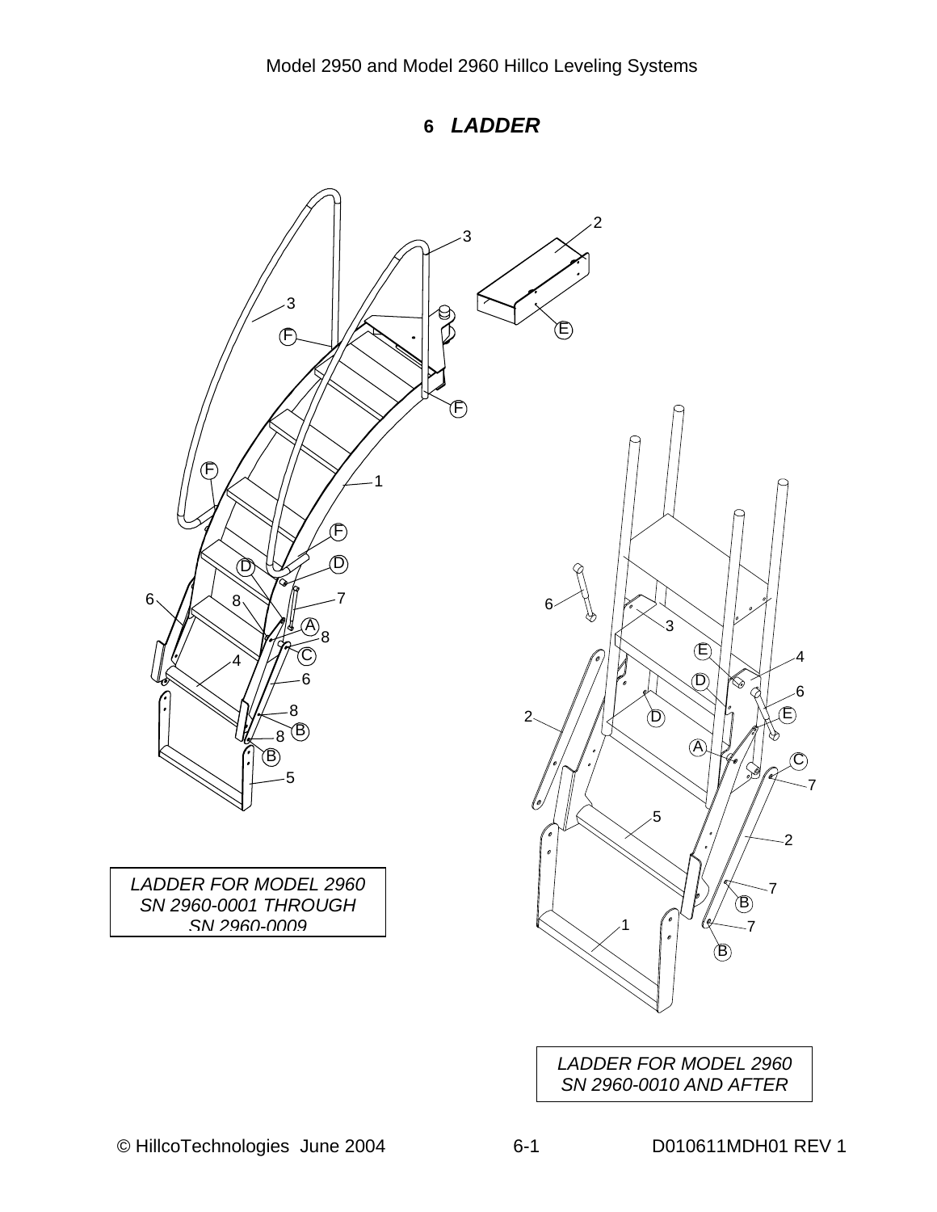## 6 *LADDER*

*LADDER FOR MODEL 2960 SN 2960-0001 THROUGH SN 2960-0009*

*LADDER FOR MODEL 2960 SN 2960-0010 AND AFTER*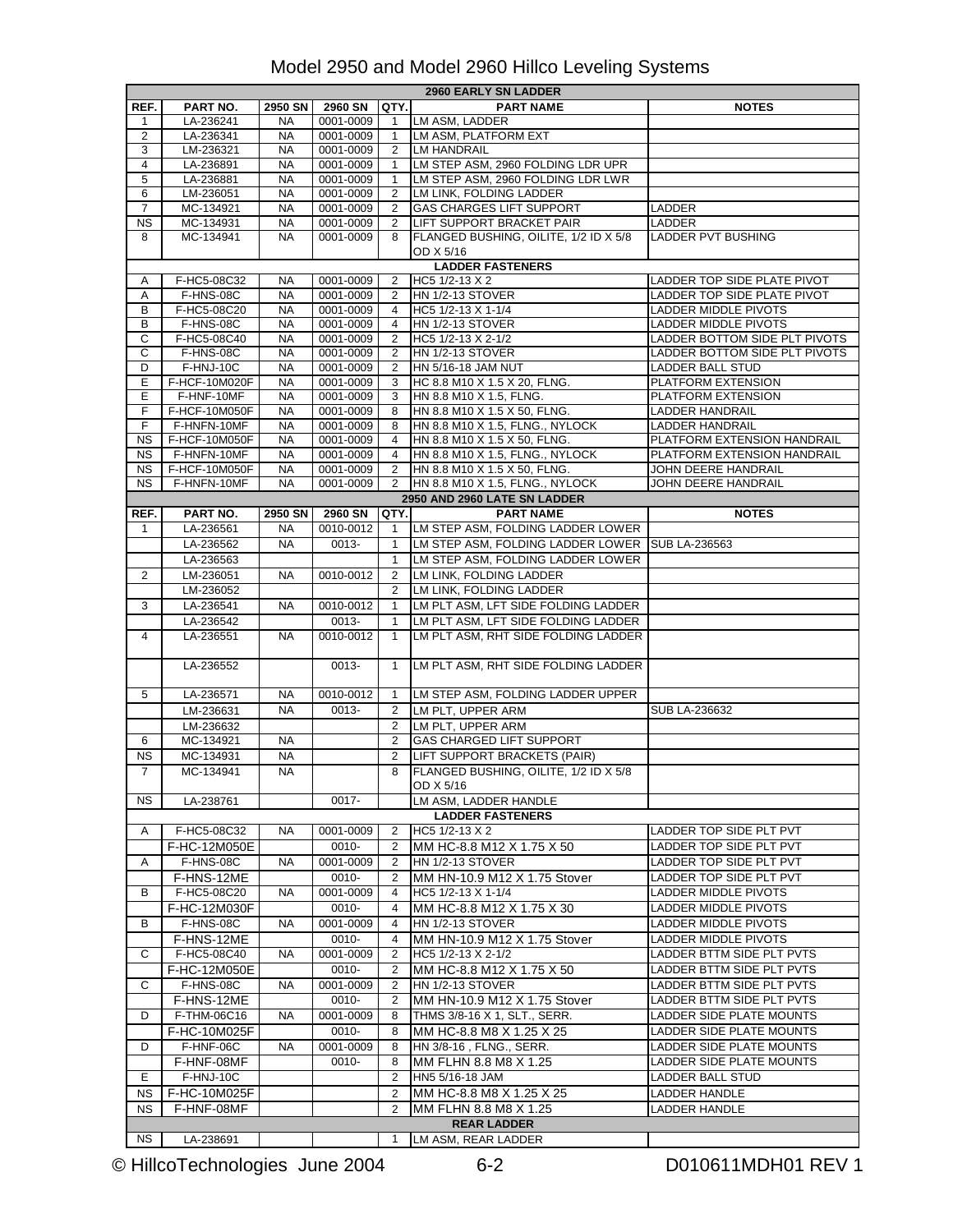# Model 2950 and Model 2960 Hillco Leveling Systems

| REF. | PART NO. | 2950 SN | 2960 SN | QTY. | PART NAME | NOTES |
|---|---|---|---|---|---|---|
| **2960 EARLY SN LADDER** | | | | | | |
| 1 | LA-236241 | NA | 0001-0009 | 1 | LM ASM, LADDER | |
| 2 | LA-236341 | NA | 0001-0009 | 1 | LM ASM, PLATFORM EXT | |
| 3 | LM-236321 | NA | 0001-0009 | 2 | LM HANDRAIL | |
| 4 | LA-236891 | NA | 0001-0009 | 1 | LM STEP ASM, 2960 FOLDING LDR UPR | |
| 5 | LA-236881 | NA | 0001-0009 | 1 | LM STEP ASM, 2960 FOLDING LDR LWR | |
| 6 | LM-236051 | NA | 0001-0009 | 2 | LM LINK, FOLDING LADDER | |
| 7 | MC-134921 | NA | 0001-0009 | 2 | GAS CHARGES LIFT SUPPORT | LADDER |
| NS | MC-134931 | NA | 0001-0009 | 2 | LIFT SUPPORT BRACKET PAIR | LADDER |
| 8 | MC-134941 | NA | 0001-0009 | 8 | FLANGED BUSHING, OILITE, 1/2 ID X 5/8 OD X 5/16 | LADDER PVT BUSHING |
| **LADDER FASTENERS** | | | | | | |
| A | F-HC5-08C32 | NA | 0001-0009 | 2 | HC5 1/2-13 X 2 | LADDER TOP SIDE PLATE PIVOT |
| A | F-HNS-08C | NA | 0001-0009 | 2 | HN 1/2-13 STOVER | LADDER TOP SIDE PLATE PIVOT |
| B | F-HC5-08C20 | NA | 0001-0009 | 4 | HC5 1/2-13 X 1-1/4 | LADDER MIDDLE PIVOTS |
| B | F-HNS-08C | NA | 0001-0009 | 4 | HN 1/2-13 STOVER | LADDER MIDDLE PIVOTS |
| C | F-HC5-08C40 | NA | 0001-0009 | 2 | HC5 1/2-13 X 2-1/2 | LADDER BOTTOM SIDE PLT PIVOTS |
| C | F-HNS-08C | NA | 0001-0009 | 2 | HN 1/2-13 STOVER | LADDER BOTTOM SIDE PLT PIVOTS |
| D | F-HNJ-10C | NA | 0001-0009 | 2 | HN 5/16-18 JAM NUT | LADDER BALL STUD |
| E | F-HCF-10M020F | NA | 0001-0009 | 3 | HC 8.8 M10 X 1.5 X 20, FLNG. | PLATFORM EXTENSION |
| E | F-HNF-10MF | NA | 0001-0009 | 3 | HN 8.8 M10 X 1.5, FLNG. | PLATFORM EXTENSION |
| F | F-HCF-10M050F | NA | 0001-0009 | 8 | HN 8.8 M10 X 1.5 X 50, FLNG. | LADDER HANDRAIL |
| F | F-HNFN-10MF | NA | 0001-0009 | 8 | HN 8.8 M10 X 1.5, FLNG., NYLOCK | LADDER HANDRAIL |
| NS | F-HCF-10M050F | NA | 0001-0009 | 4 | HN 8.8 M10 X 1.5 X 50, FLNG. | PLATFORM EXTENSION HANDRAIL |
| NS | F-HNFN-10MF | NA | 0001-0009 | 4 | HN 8.8 M10 X 1.5, FLNG., NYLOCK | PLATFORM EXTENSION HANDRAIL |
| NS | F-HCF-10M050F | NA | 0001-0009 | 2 | HN 8.8 M10 X 1.5 X 50, FLNG. | JOHN DEERE HANDRAIL |
| NS | F-HNFN-10MF | NA | 0001-0009 | 2 | HN 8.8 M10 X 1.5, FLNG., NYLOCK | JOHN DEERE HANDRAIL |
| **2950 AND 2960 LATE SN LADDER** | | | | | | |
| **REF.** | **PART NO.** | **2950 SN** | **2960 SN** | **QTY.** | **PART NAME** | **NOTES** |
| 1 | LA-236561 | NA | 0010-0012 | 1 | LM STEP ASM, FOLDING LADDER LOWER | |
| | LA-236562 | NA | 0013- | 1 | LM STEP ASM, FOLDING LADDER LOWER | SUB LA-236563 |
| | LA-236563 | | | 1 | LM STEP ASM, FOLDING LADDER LOWER | |
| 2 | LM-236051 | NA | 0010-0012 | 2 | LM LINK, FOLDING LADDER | |
| | LM-236052 | | | 2 | LM LINK, FOLDING LADDER | |
| 3 | LA-236541 | NA | 0010-0012 | 1 | LM PLT ASM, LFT SIDE FOLDING LADDER | |
| | LA-236542 | | 0013- | 1 | LM PLT ASM, LFT SIDE FOLDING LADDER | |
| 4 | LA-236551 | NA | 0010-0012 | 1 | LM PLT ASM, RHT SIDE FOLDING LADDER | |
| | LA-236552 | | 0013- | 1 | LM PLT ASM, RHT SIDE FOLDING LADDER | |
| 5 | LA-236571 | NA | 0010-0012 | 1 | LM STEP ASM, FOLDING LADDER UPPER | |
| | LM-236631 | NA | 0013- | 2 | LM PLT, UPPER ARM | SUB LA-236632 |
| | LM-236632 | | | 2 | LM PLT, UPPER ARM | |
| 6 | MC-134921 | NA | | 2 | GAS CHARGED LIFT SUPPORT | |
| NS | MC-134931 | NA | | 2 | LIFT SUPPORT BRACKETS (PAIR) | |
| 7 | MC-134941 | NA | | 8 | FLANGED BUSHING, OILITE, 1/2 ID X 5/8 OD X 5/16 | |
| NS | LA-238761 | | 0017- | | LM ASM, LADDER HANDLE | |
| **LADDER FASTENERS** | | | | | | |
| A | F-HC5-08C32 | NA | 0001-0009 | 2 | HC5 1/2-13 X 2 | LADDER TOP SIDE PLT PVT |
| | F-HC-12M050E | | 0010- | 2 | MM HC-8.8 M12 X 1.75 X 50 | LADDER TOP SIDE PLT PVT |
| A | F-HNS-08C | NA | 0001-0009 | 2 | HN 1/2-13 STOVER | LADDER TOP SIDE PLT PVT |
| | F-HNS-12ME | | 0010- | 2 | MM HN-10.9 M12 X 1.75 Stover | LADDER TOP SIDE PLT PVT |
| B | F-HC5-08C20 | NA | 0001-0009 | 4 | HC5 1/2-13 X 1-1/4 | LADDER MIDDLE PIVOTS |
| | F-HC-12M030F | | 0010- | 4 | MM HC-8.8 M12 X 1.75 X 30 | LADDER MIDDLE PIVOTS |
| B | F-HNS-08C | NA | 0001-0009 | 4 | HN 1/2-13 STOVER | LADDER MIDDLE PIVOTS |
| | F-HNS-12ME | | 0010- | 4 | MM HN-10.9 M12 X 1.75 Stover | LADDER MIDDLE PIVOTS |
| C | F-HC5-08C40 | NA | 0001-0009 | 2 | HC5 1/2-13 X 2-1/2 | LADDER BTTM SIDE PLT PVTS |
| | F-HC-12M050E | | 0010- | 2 | MM HC-8.8 M12 X 1.75 X 50 | LADDER BTTM SIDE PLT PVTS |
| C | F-HNS-08C | NA | 0001-0009 | 2 | HN 1/2-13 STOVER | LADDER BTTM SIDE PLT PVTS |
| | F-HNS-12ME | | 0010- | 2 | MM HN-10.9 M12 X 1.75 Stover | LADDER BTTM SIDE PLT PVTS |
| D | F-THM-06C16 | NA | 0001-0009 | 8 | THMS 3/8-16 X 1, SLT., SERR. | LADDER SIDE PLATE MOUNTS |
| | F-HC-10M025F | | 0010- | 8 | MM HC-8.8 M8 X 1.25 X 25 | LADDER SIDE PLATE MOUNTS |
| D | F-HNF-06C | NA | 0001-0009 | 8 | HN 3/8-16 , FLNG., SERR. | LADDER SIDE PLATE MOUNTS |
| | F-HNF-08MF | | 0010- | 8 | MM FLHN 8.8 M8 X 1.25 | LADDER SIDE PLATE MOUNTS |
| E | F-HNJ-10C | | | 2 | HN5 5/16-18 JAM | LADDER BALL STUD |
| NS | F-HC-10M025F | | | 2 | MM HC-8.8 M8 X 1.25 X 25 | LADDER HANDLE |
| NS | F-HNF-08MF | | | 2 | MM FLHN 8.8 M8 X 1.25 | LADDER HANDLE |
| **REAR LADDER** | | | | | | |
| NS | LA-238691 | | | 1 | LM ASM, REAR LADDER | |

© HillcoTechnologies June 2004 6-2 D010611MDH01 REV 1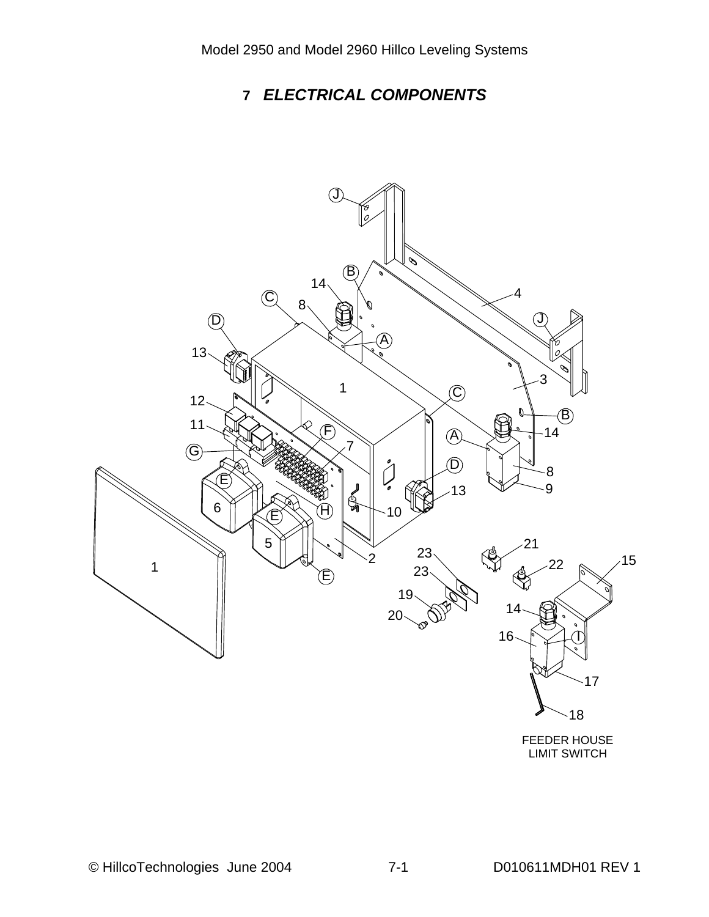# 7 *ELECTRICAL COMPONENTS*

FEEDER HOUSE LIMIT SWITCH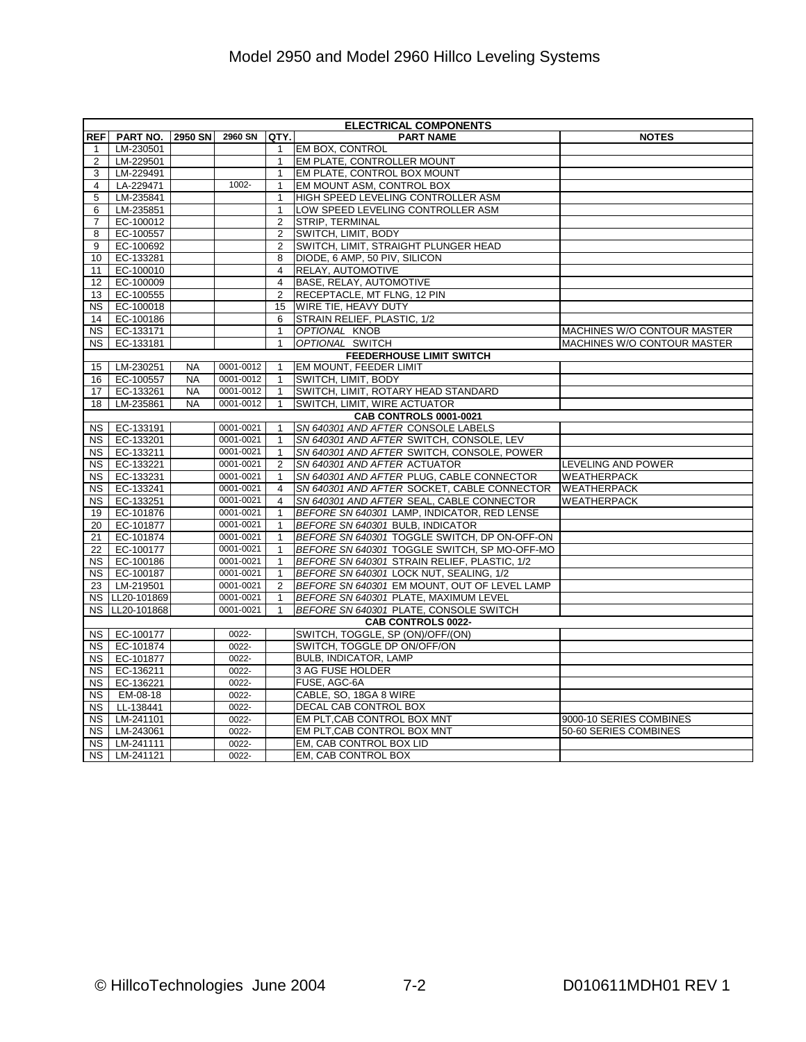# Model 2950 and Model 2960 Hillco Leveling Systems

| ELECTRICAL COMPONENTS | | | | | | |
|---|---|---|---|---|---|---|
| **REF** | **PART NO.** | **2950 SN** | **2960 SN** | **QTY.** | **PART NAME** | **NOTES** |
| 1 | LM-230501 | | | 1 | EM BOX, CONTROL | |
| 2 | LM-229501 | | | 1 | EM PLATE, CONTROLLER MOUNT | |
| 3 | LM-229491 | | | 1 | EM PLATE, CONTROL BOX MOUNT | |
| 4 | LA-229471 | | 1002- | 1 | EM MOUNT ASM, CONTROL BOX | |
| 5 | LM-235841 | | | 1 | HIGH SPEED LEVELING CONTROLLER ASM | |
| 6 | LM-235851 | | | 1 | LOW SPEED LEVELING CONTROLLER ASM | |
| 7 | EC-100012 | | | 2 | STRIP, TERMINAL | |
| 8 | EC-100557 | | | 2 | SWITCH, LIMIT, BODY | |
| 9 | EC-100692 | | | 2 | SWITCH, LIMIT, STRAIGHT PLUNGER HEAD | |
| 10 | EC-133281 | | | 8 | DIODE, 6 AMP, 50 PIV, SILICON | |
| 11 | EC-100010 | | | 4 | RELAY, AUTOMOTIVE | |
| 12 | EC-100009 | | | 4 | BASE, RELAY, AUTOMOTIVE | |
| 13 | EC-100555 | | | 2 | RECEPTACLE, MT FLNG, 12 PIN | |
| NS | EC-100018 | | | 15 | WIRE TIE, HEAVY DUTY | |
| 14 | EC-100186 | | | 6 | STRAIN RELIEF, PLASTIC, 1/2 | |
| NS | EC-133171 | | | 1 | *OPTIONAL* KNOB | MACHINES W/O CONTOUR MASTER |
| NS | EC-133181 | | | 1 | *OPTIONAL* SWITCH | MACHINES W/O CONTOUR MASTER |
| **FEEDERHOUSE LIMIT SWITCH** | | | | | | |
| 15 | LM-230251 | NA | 0001-0012 | 1 | EM MOUNT, FEEDER LIMIT | |
| 16 | EC-100557 | NA | 0001-0012 | 1 | SWITCH, LIMIT, BODY | |
| 17 | EC-133261 | NA | 0001-0012 | 1 | SWITCH, LIMIT, ROTARY HEAD STANDARD | |
| 18 | LM-235861 | NA | 0001-0012 | 1 | SWITCH, LIMIT, WIRE ACTUATOR | |
| **CAB CONTROLS 0001-0021** | | | | | | |
| NS | EC-133191 | | 0001-0021 | 1 | *SN 640301 AND AFTER* CONSOLE LABELS | |
| NS | EC-133201 | | 0001-0021 | 1 | *SN 640301 AND AFTER* SWITCH, CONSOLE, LEV | |
| NS | EC-133211 | | 0001-0021 | 1 | *SN 640301 AND AFTER* SWITCH, CONSOLE, POWER | |
| NS | EC-133221 | | 0001-0021 | 2 | *SN 640301 AND AFTER* ACTUATOR | LEVELING AND POWER |
| NS | EC-133231 | | 0001-0021 | 1 | *SN 640301 AND AFTER* PLUG, CABLE CONNECTOR | WEATHERPACK |
| NS | EC-133241 | | 0001-0021 | 4 | *SN 640301 AND AFTER* SOCKET, CABLE CONNECTOR | WEATHERPACK |
| NS | EC-133251 | | 0001-0021 | 4 | *SN 640301 AND AFTER* SEAL, CABLE CONNECTOR | WEATHERPACK |
| 19 | EC-101876 | | 0001-0021 | 1 | *BEFORE SN 640301* LAMP, INDICATOR, RED LENSE | |
| 20 | EC-101877 | | 0001-0021 | 1 | *BEFORE SN 640301* BULB, INDICATOR | |
| 21 | EC-101874 | | 0001-0021 | 1 | *BEFORE SN 640301* TOGGLE SWITCH, DP ON-OFF-ON | |
| 22 | EC-100177 | | 0001-0021 | 1 | *BEFORE SN 640301* TOGGLE SWITCH, SP MO-OFF-MO | |
| NS | EC-100186 | | 0001-0021 | 1 | *BEFORE SN 640301* STRAIN RELIEF, PLASTIC, 1/2 | |
| NS | EC-100187 | | 0001-0021 | 1 | *BEFORE SN 640301* LOCK NUT, SEALING, 1/2 | |
| 23 | LM-219501 | | 0001-0021 | 2 | *BEFORE SN 640301* EM MOUNT, OUT OF LEVEL LAMP | |
| NS | LL20-101869 | | 0001-0021 | 1 | *BEFORE SN 640301* PLATE, MAXIMUM LEVEL | |
| NS | LL20-101868 | | 0001-0021 | 1 | *BEFORE SN 640301* PLATE, CONSOLE SWITCH | |
| **CAB CONTROLS 0022-** | | | | | | |
| NS | EC-100177 | | 0022- | | SWITCH, TOGGLE, SP (ON)/OFF/(ON) | |
| NS | EC-101874 | | 0022- | | SWITCH, TOGGLE DP ON/OFF/ON | |
| NS | EC-101877 | | 0022- | | BULB, INDICATOR, LAMP | |
| NS | EC-136211 | | 0022- | | 3 AG FUSE HOLDER | |
| NS | EC-136221 | | 0022- | | FUSE, AGC-6A | |
| NS | EM-08-18 | | 0022- | | CABLE, SO, 18GA 8 WIRE | |
| NS | LL-138441 | | 0022- | | DECAL CAB CONTROL BOX | |
| NS | LM-241101 | | 0022- | | EM PLT,CAB CONTROL BOX MNT | 9000-10 SERIES COMBINES |
| NS | LM-243061 | | 0022- | | EM PLT,CAB CONTROL BOX MNT | 50-60 SERIES COMBINES |
| NS | LM-241111 | | 0022- | | EM, CAB CONTROL BOX LID | |
| NS | LM-241121 | | 0022- | | EM, CAB CONTROL BOX | |

© HillcoTechnologies June 2004 7-2 D010611MDH01 REV 1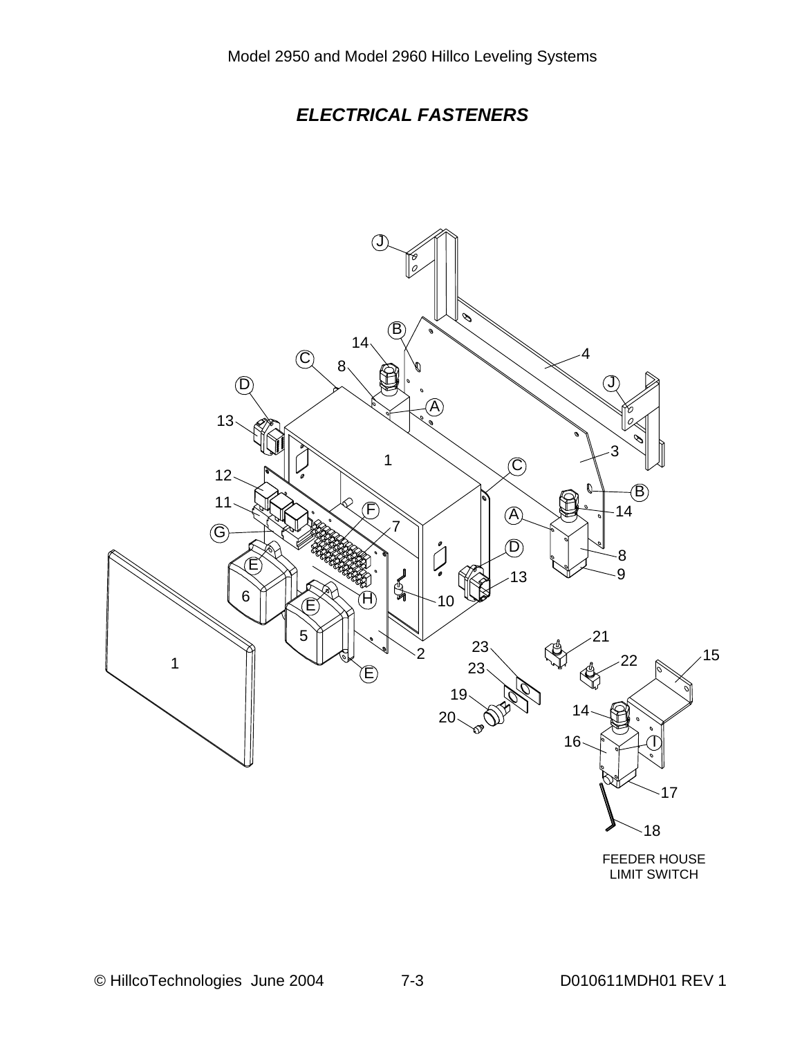## *ELECTRICAL FASTENERS*

FEEDER HOUSE LIMIT SWITCH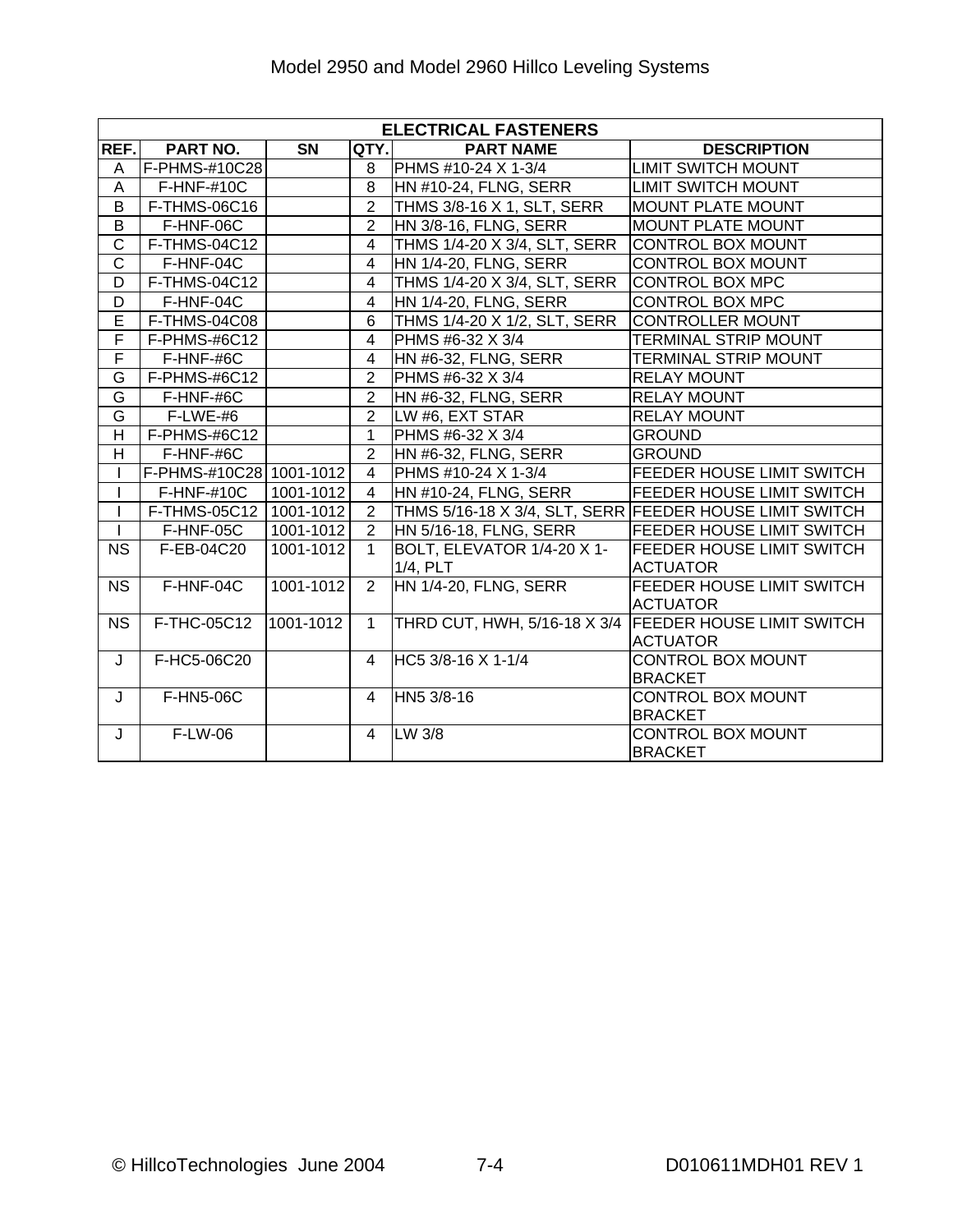| ELECTRICAL FASTENERS | | | | | |
|---|---|---|---|---|---|
| REF. | PART NO. | SN | QTY. | PART NAME | DESCRIPTION |
| A | F-PHMS-#10C28 | | 8 | PHMS #10-24 X 1-3/4 | LIMIT SWITCH MOUNT |
| A | F-HNF-#10C | | 8 | HN #10-24, FLNG, SERR | LIMIT SWITCH MOUNT |
| B | F-THMS-06C16 | | 2 | THMS 3/8-16 X 1, SLT, SERR | MOUNT PLATE MOUNT |
| B | F-HNF-06C | | 2 | HN 3/8-16, FLNG, SERR | MOUNT PLATE MOUNT |
| C | F-THMS-04C12 | | 4 | THMS 1/4-20 X 3/4, SLT, SERR | CONTROL BOX MOUNT |
| C | F-HNF-04C | | 4 | HN 1/4-20, FLNG, SERR | CONTROL BOX MOUNT |
| D | F-THMS-04C12 | | 4 | THMS 1/4-20 X 3/4, SLT, SERR | CONTROL BOX MPC |
| D | F-HNF-04C | | 4 | HN 1/4-20, FLNG, SERR | CONTROL BOX MPC |
| E | F-THMS-04C08 | | 6 | THMS 1/4-20 X 1/2, SLT, SERR | CONTROLLER MOUNT |
| F | F-PHMS-#6C12 | | 4 | PHMS #6-32 X 3/4 | TERMINAL STRIP MOUNT |
| F | F-HNF-#6C | | 4 | HN #6-32, FLNG, SERR | TERMINAL STRIP MOUNT |
| G | F-PHMS-#6C12 | | 2 | PHMS #6-32 X 3/4 | RELAY MOUNT |
| G | F-HNF-#6C | | 2 | HN #6-32, FLNG, SERR | RELAY MOUNT |
| G | F-LWE-#6 | | 2 | LW #6, EXT STAR | RELAY MOUNT |
| H | F-PHMS-#6C12 | | 1 | PHMS #6-32 X 3/4 | GROUND |
| H | F-HNF-#6C | | 2 | HN #6-32, FLNG, SERR | GROUND |
| I | F-PHMS-#10C28 | 1001-1012 | 4 | PHMS #10-24 X 1-3/4 | FEEDER HOUSE LIMIT SWITCH |
| I | F-HNF-#10C | 1001-1012 | 4 | HN #10-24, FLNG, SERR | FEEDER HOUSE LIMIT SWITCH |
| I | F-THMS-05C12 | 1001-1012 | 2 | THMS 5/16-18 X 3/4, SLT, SERR | FEEDER HOUSE LIMIT SWITCH |
| I | F-HNF-05C | 1001-1012 | 2 | HN 5/16-18, FLNG, SERR | FEEDER HOUSE LIMIT SWITCH |
| NS | F-EB-04C20 | 1001-1012 | 1 | BOLT, ELEVATOR 1/4-20 X 1-1/4, PLT | FEEDER HOUSE LIMIT SWITCH ACTUATOR |
| NS | F-HNF-04C | 1001-1012 | 2 | HN 1/4-20, FLNG, SERR | FEEDER HOUSE LIMIT SWITCH ACTUATOR |
| NS | F-THC-05C12 | 1001-1012 | 1 | THRD CUT, HWH, 5/16-18 X 3/4 | FEEDER HOUSE LIMIT SWITCH ACTUATOR |
| J | F-HC5-06C20 | | 4 | HC5 3/8-16 X 1-1/4 | CONTROL BOX MOUNT BRACKET |
| J | F-HN5-06C | | 4 | HN5 3/8-16 | CONTROL BOX MOUNT BRACKET |
| J | F-LW-06 | | 4 | LW 3/8 | CONTROL BOX MOUNT BRACKET |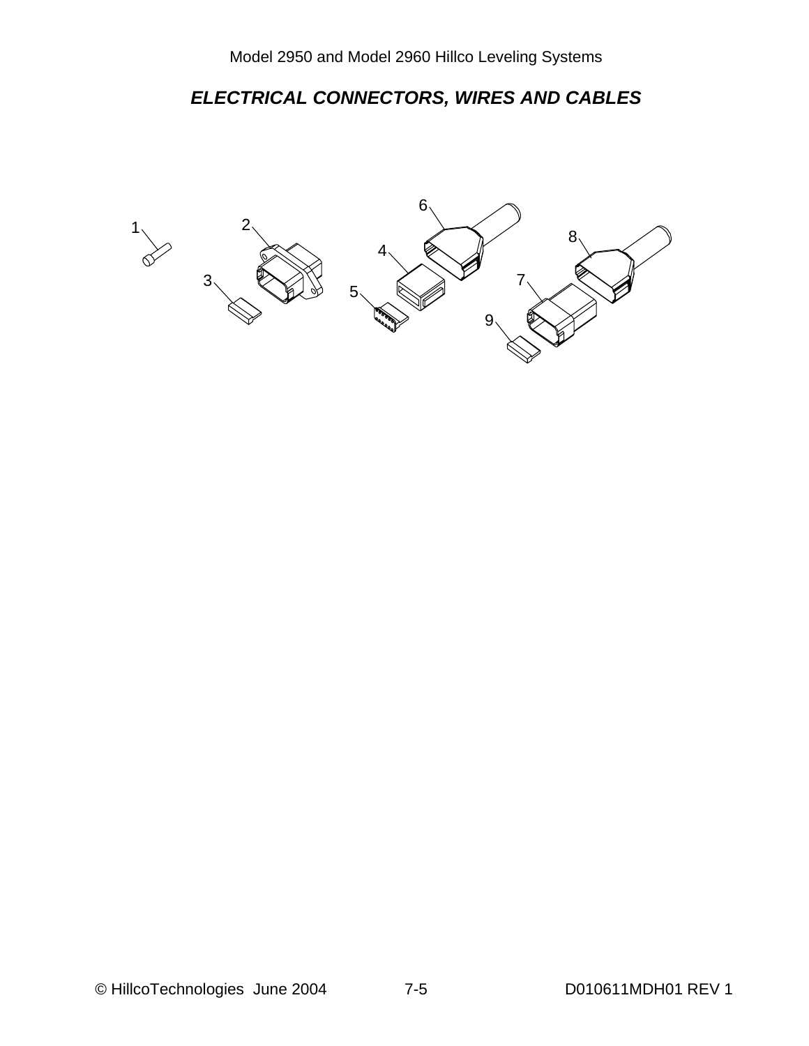## *ELECTRICAL CONNECTORS, WIRES AND CABLES*

1 2 3 4 5 6 7 8 9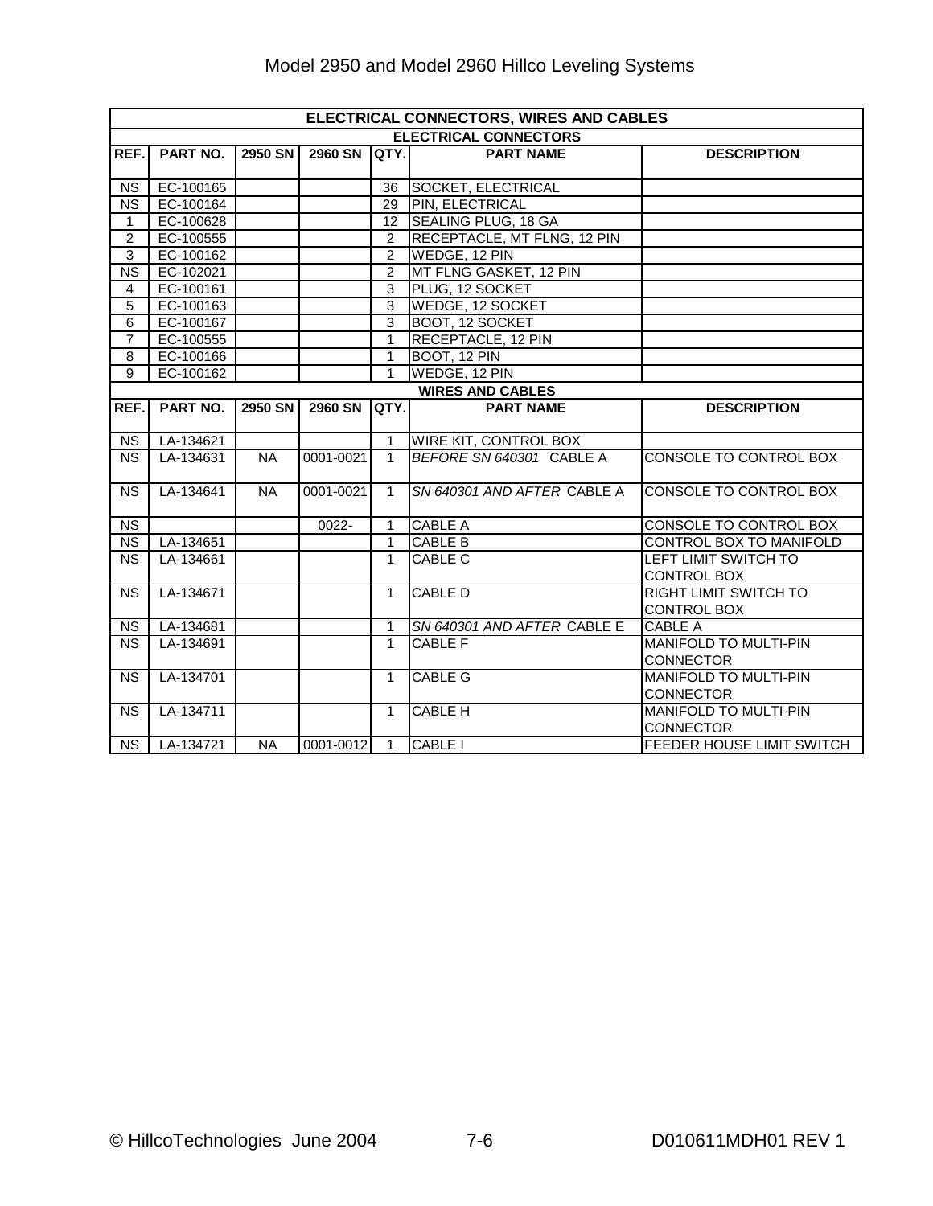## ELECTRICAL CONNECTORS, WIRES AND CABLES

### ELECTRICAL CONNECTORS

| REF. | PART NO. | 2950 SN | 2960 SN | QTY. | PART NAME | DESCRIPTION |
|---|---|---|---|---|---|---|
| NS | EC-100165 | | | 36 | SOCKET, ELECTRICAL | |
| NS | EC-100164 | | | 29 | PIN, ELECTRICAL | |
| 1 | EC-100628 | | | 12 | SEALING PLUG, 18 GA | |
| 2 | EC-100555 | | | 2 | RECEPTACLE, MT FLNG, 12 PIN | |
| 3 | EC-100162 | | | 2 | WEDGE, 12 PIN | |
| NS | EC-102021 | | | 2 | MT FLNG GASKET, 12 PIN | |
| 4 | EC-100161 | | | 3 | PLUG, 12 SOCKET | |
| 5 | EC-100163 | | | 3 | WEDGE, 12 SOCKET | |
| 6 | EC-100167 | | | 3 | BOOT, 12 SOCKET | |
| 7 | EC-100555 | | | 1 | RECEPTACLE, 12 PIN | |
| 8 | EC-100166 | | | 1 | BOOT, 12 PIN | |
| 9 | EC-100162 | | | 1 | WEDGE, 12 PIN | |

### WIRES AND CABLES

| REF. | PART NO. | 2950 SN | 2960 SN | QTY. | PART NAME | DESCRIPTION |
|---|---|---|---|---|---|---|
| NS | LA-134621 | | | 1 | WIRE KIT, CONTROL BOX | |
| NS | LA-134631 | NA | 0001-0021 | 1 | *BEFORE SN 640301* CABLE A | CONSOLE TO CONTROL BOX |
| NS | LA-134641 | NA | 0001-0021 | 1 | *SN 640301 AND AFTER* CABLE A | CONSOLE TO CONTROL BOX |
| NS | | | 0022- | 1 | CABLE A | CONSOLE TO CONTROL BOX |
| NS | LA-134651 | | | 1 | CABLE B | CONTROL BOX TO MANIFOLD |
| NS | LA-134661 | | | 1 | CABLE C | LEFT LIMIT SWITCH TO CONTROL BOX |
| NS | LA-134671 | | | 1 | CABLE D | RIGHT LIMIT SWITCH TO CONTROL BOX |
| NS | LA-134681 | | | 1 | *SN 640301 AND AFTER* CABLE E | CABLE A |
| NS | LA-134691 | | | 1 | CABLE F | MANIFOLD TO MULTI-PIN CONNECTOR |
| NS | LA-134701 | | | 1 | CABLE G | MANIFOLD TO MULTI-PIN CONNECTOR |
| NS | LA-134711 | | | 1 | CABLE H | MANIFOLD TO MULTI-PIN CONNECTOR |
| NS | LA-134721 | NA | 0001-0012 | 1 | CABLE I | FEEDER HOUSE LIMIT SWITCH |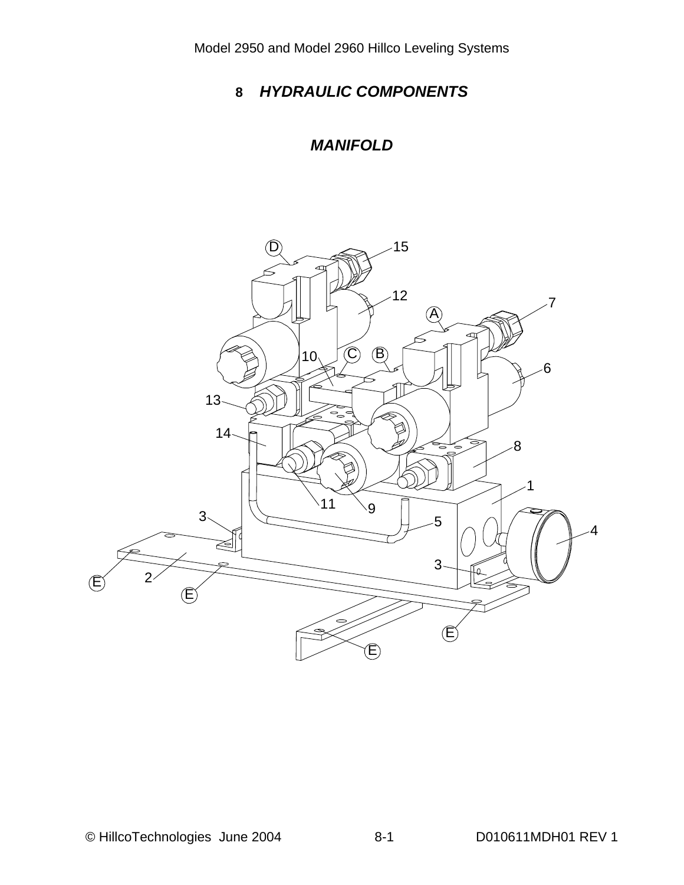# 8 *HYDRAULIC COMPONENTS*

## *MANIFOLD*

D 15 12 7 A C B 10 6 13 14 8 1 11 9 3 5 4 3 2 E E E E E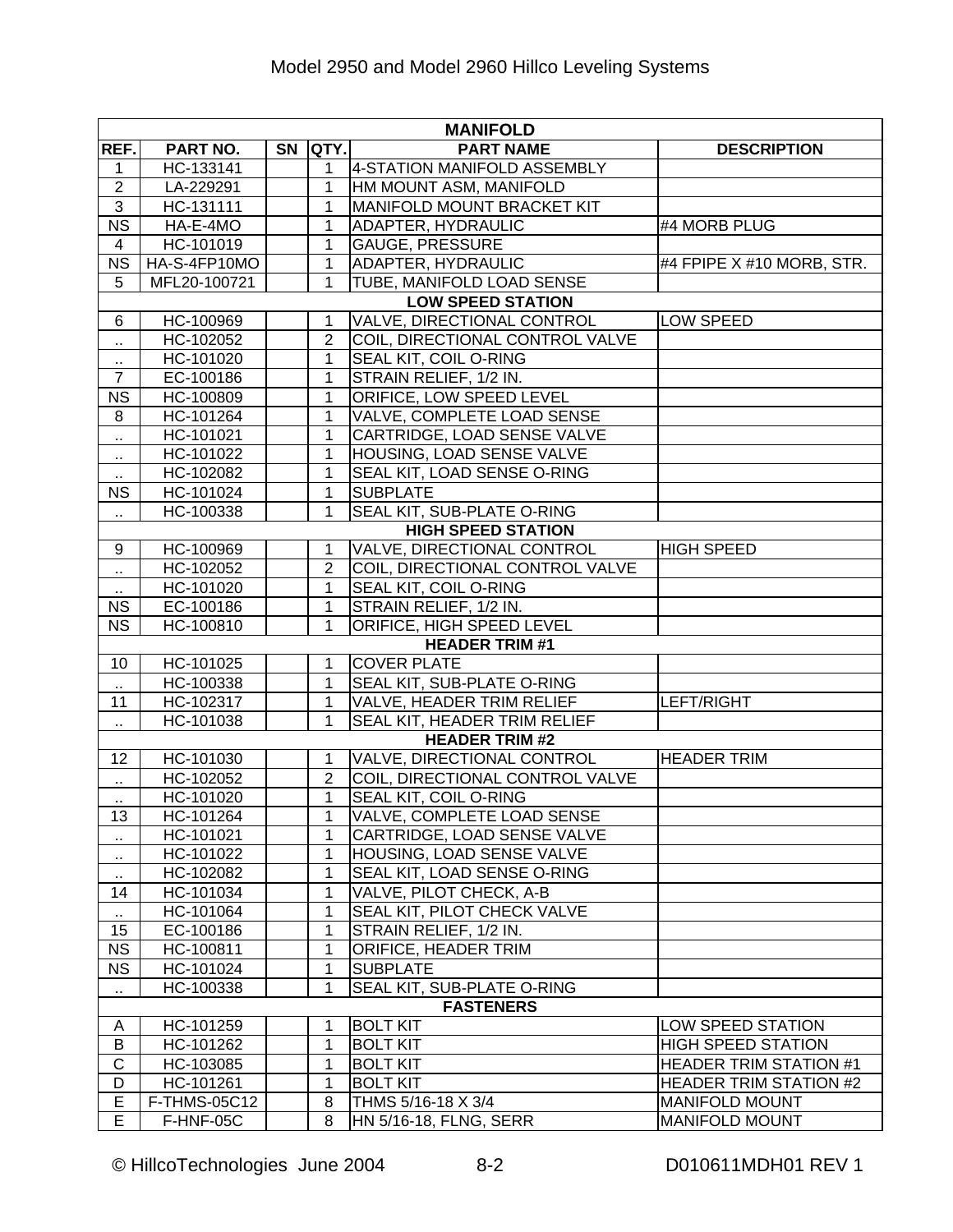| MANIFOLD | | | | | |
|---|---|---|---|---|---|
| **REF.** | **PART NO.** | **SN** | **QTY.** | **PART NAME** | **DESCRIPTION** |
| 1 | HC-133141 | | 1 | 4-STATION MANIFOLD ASSEMBLY | |
| 2 | LA-229291 | | 1 | HM MOUNT ASM, MANIFOLD | |
| 3 | HC-131111 | | 1 | MANIFOLD MOUNT BRACKET KIT | |
| NS | HA-E-4MO | | 1 | ADAPTER, HYDRAULIC | #4 MORB PLUG |
| 4 | HC-101019 | | 1 | GAUGE, PRESSURE | |
| NS | HA-S-4FP10MO | | 1 | ADAPTER, HYDRAULIC | #4 FPIPE X #10 MORB, STR. |
| 5 | MFL20-100721 | | 1 | TUBE, MANIFOLD LOAD SENSE | |
| **LOW SPEED STATION** | | | | | |
| 6 | HC-100969 | | 1 | VALVE, DIRECTIONAL CONTROL | LOW SPEED |
| .. | HC-102052 | | 2 | COIL, DIRECTIONAL CONTROL VALVE | |
| .. | HC-101020 | | 1 | SEAL KIT, COIL O-RING | |
| 7 | EC-100186 | | 1 | STRAIN RELIEF, 1/2 IN. | |
| NS | HC-100809 | | 1 | ORIFICE, LOW SPEED LEVEL | |
| 8 | HC-101264 | | 1 | VALVE, COMPLETE LOAD SENSE | |
| .. | HC-101021 | | 1 | CARTRIDGE, LOAD SENSE VALVE | |
| .. | HC-101022 | | 1 | HOUSING, LOAD SENSE VALVE | |
| .. | HC-102082 | | 1 | SEAL KIT, LOAD SENSE O-RING | |
| NS | HC-101024 | | 1 | SUBPLATE | |
| .. | HC-100338 | | 1 | SEAL KIT, SUB-PLATE O-RING | |
| **HIGH SPEED STATION** | | | | | |
| 9 | HC-100969 | | 1 | VALVE, DIRECTIONAL CONTROL | HIGH SPEED |
| .. | HC-102052 | | 2 | COIL, DIRECTIONAL CONTROL VALVE | |
| .. | HC-101020 | | 1 | SEAL KIT, COIL O-RING | |
| NS | EC-100186 | | 1 | STRAIN RELIEF, 1/2 IN. | |
| NS | HC-100810 | | 1 | ORIFICE, HIGH SPEED LEVEL | |
| **HEADER TRIM #1** | | | | | |
| 10 | HC-101025 | | 1 | COVER PLATE | |
| .. | HC-100338 | | 1 | SEAL KIT, SUB-PLATE O-RING | |
| 11 | HC-102317 | | 1 | VALVE, HEADER TRIM RELIEF | LEFT/RIGHT |
| .. | HC-101038 | | 1 | SEAL KIT, HEADER TRIM RELIEF | |
| **HEADER TRIM #2** | | | | | |
| 12 | HC-101030 | | 1 | VALVE, DIRECTIONAL CONTROL | HEADER TRIM |
| .. | HC-102052 | | 2 | COIL, DIRECTIONAL CONTROL VALVE | |
| .. | HC-101020 | | 1 | SEAL KIT, COIL O-RING | |
| 13 | HC-101264 | | 1 | VALVE, COMPLETE LOAD SENSE | |
| .. | HC-101021 | | 1 | CARTRIDGE, LOAD SENSE VALVE | |
| .. | HC-101022 | | 1 | HOUSING, LOAD SENSE VALVE | |
| .. | HC-102082 | | 1 | SEAL KIT, LOAD SENSE O-RING | |
| 14 | HC-101034 | | 1 | VALVE, PILOT CHECK, A-B | |
| .. | HC-101064 | | 1 | SEAL KIT, PILOT CHECK VALVE | |
| 15 | EC-100186 | | 1 | STRAIN RELIEF, 1/2 IN. | |
| NS | HC-100811 | | 1 | ORIFICE, HEADER TRIM | |
| NS | HC-101024 | | 1 | SUBPLATE | |
| .. | HC-100338 | | 1 | SEAL KIT, SUB-PLATE O-RING | |
| **FASTENERS** | | | | | |
| A | HC-101259 | | 1 | BOLT KIT | LOW SPEED STATION |
| B | HC-101262 | | 1 | BOLT KIT | HIGH SPEED STATION |
| C | HC-103085 | | 1 | BOLT KIT | HEADER TRIM STATION #1 |
| D | HC-101261 | | 1 | BOLT KIT | HEADER TRIM STATION #2 |
| E | F-THMS-05C12 | | 8 | THMS 5/16-18 X 3/4 | MANIFOLD MOUNT |
| E | F-HNF-05C | | 8 | HN 5/16-18, FLNG, SERR | MANIFOLD MOUNT |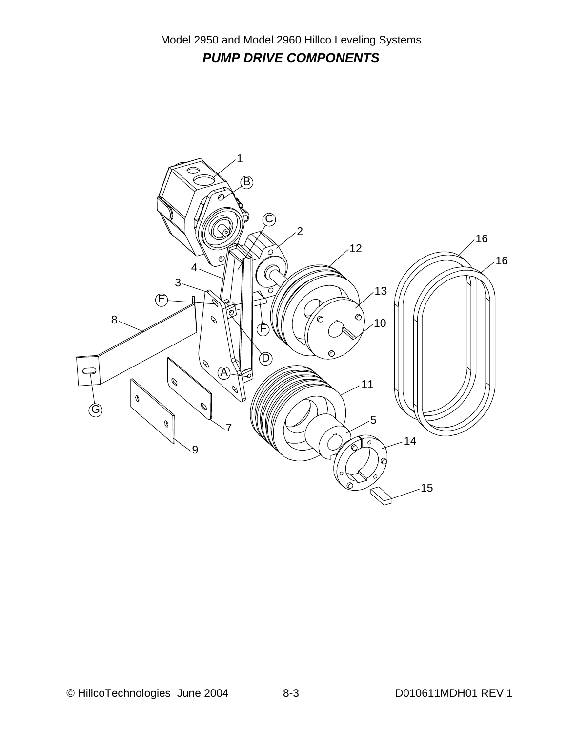Model 2950 and Model 2960 Hillco Leveling Systems

## *PUMP DRIVE COMPONENTS*

1
B
C
2
16
12
16
4
3
E
13
8
F
10
D
A
11
G
5
7
14
9
15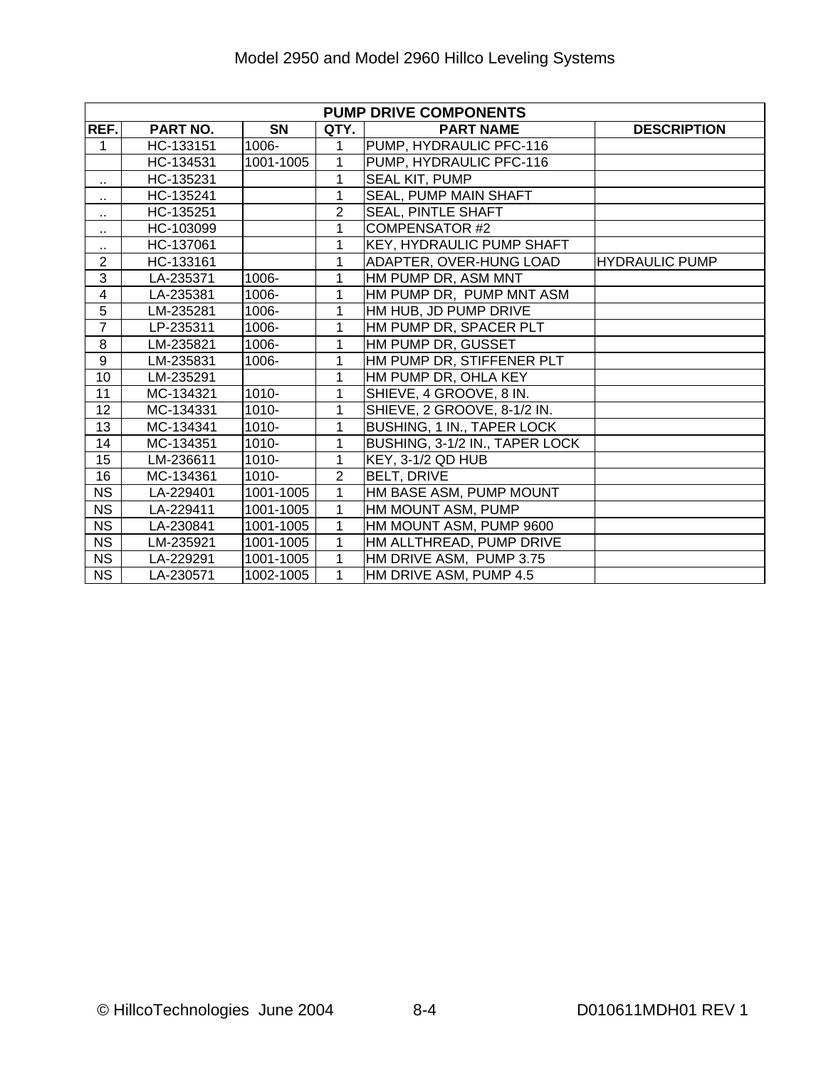| PUMP DRIVE COMPONENTS | | | | | |
|---|---|---|---|---|---|
| REF. | PART NO. | SN | QTY. | PART NAME | DESCRIPTION |
| 1 | HC-133151 | 1006- | 1 | PUMP, HYDRAULIC PFC-116 | |
| | HC-134531 | 1001-1005 | 1 | PUMP, HYDRAULIC PFC-116 | |
| .. | HC-135231 | | 1 | SEAL KIT, PUMP | |
| .. | HC-135241 | | 1 | SEAL, PUMP MAIN SHAFT | |
| .. | HC-135251 | | 2 | SEAL, PINTLE SHAFT | |
| .. | HC-103099 | | 1 | COMPENSATOR #2 | |
| .. | HC-137061 | | 1 | KEY, HYDRAULIC PUMP SHAFT | |
| 2 | HC-133161 | | 1 | ADAPTER, OVER-HUNG LOAD | HYDRAULIC PUMP |
| 3 | LA-235371 | 1006- | 1 | HM PUMP DR, ASM MNT | |
| 4 | LA-235381 | 1006- | 1 | HM PUMP DR, PUMP MNT ASM | |
| 5 | LM-235281 | 1006- | 1 | HM HUB, JD PUMP DRIVE | |
| 7 | LP-235311 | 1006- | 1 | HM PUMP DR, SPACER PLT | |
| 8 | LM-235821 | 1006- | 1 | HM PUMP DR, GUSSET | |
| 9 | LM-235831 | 1006- | 1 | HM PUMP DR, STIFFENER PLT | |
| 10 | LM-235291 | | 1 | HM PUMP DR, OHLA KEY | |
| 11 | MC-134321 | 1010- | 1 | SHIEVE, 4 GROOVE, 8 IN. | |
| 12 | MC-134331 | 1010- | 1 | SHIEVE, 2 GROOVE, 8-1/2 IN. | |
| 13 | MC-134341 | 1010- | 1 | BUSHING, 1 IN., TAPER LOCK | |
| 14 | MC-134351 | 1010- | 1 | BUSHING, 3-1/2 IN., TAPER LOCK | |
| 15 | LM-236611 | 1010- | 1 | KEY, 3-1/2 QD HUB | |
| 16 | MC-134361 | 1010- | 2 | BELT, DRIVE | |
| NS | LA-229401 | 1001-1005 | 1 | HM BASE ASM, PUMP MOUNT | |
| NS | LA-229411 | 1001-1005 | 1 | HM MOUNT ASM, PUMP | |
| NS | LA-230841 | 1001-1005 | 1 | HM MOUNT ASM, PUMP 9600 | |
| NS | LM-235921 | 1001-1005 | 1 | HM ALLTHREAD, PUMP DRIVE | |
| NS | LA-229291 | 1001-1005 | 1 | HM DRIVE ASM, PUMP 3.75 | |
| NS | LA-230571 | 1002-1005 | 1 | HM DRIVE ASM, PUMP 4.5 | |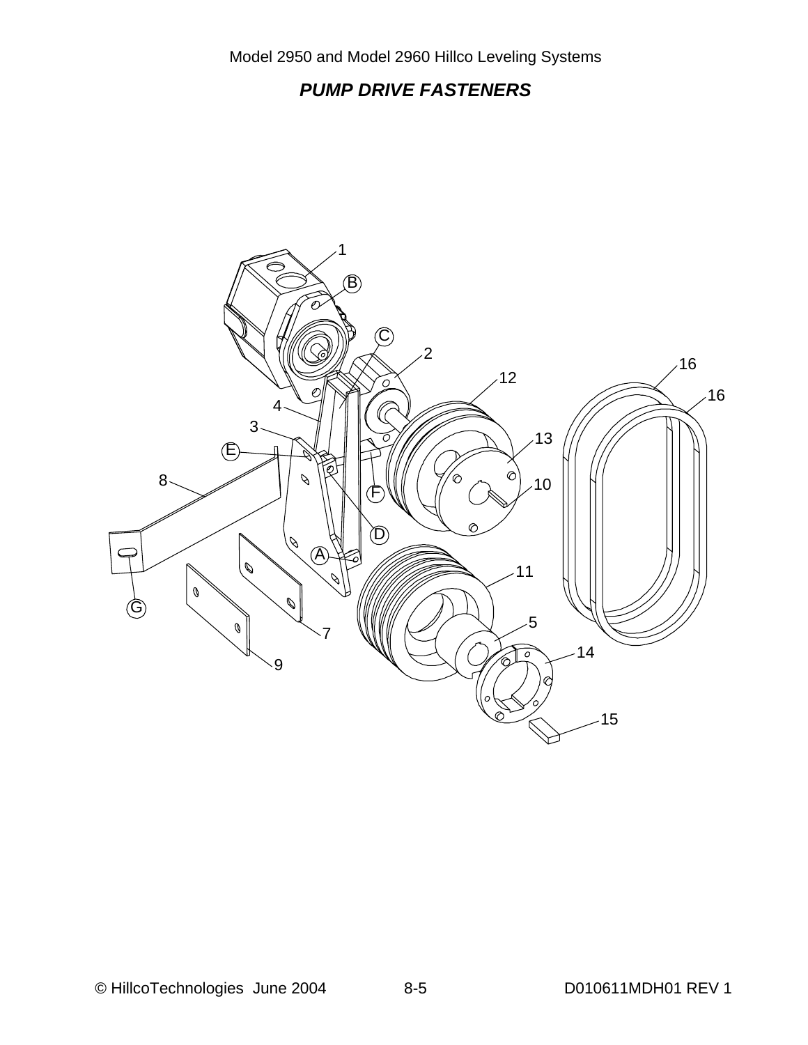## *PUMP DRIVE FASTENERS*

1

B

C

2

12

16

16

4

3

13

E

8

10

F

D

A

11

G

5

7

14

9

15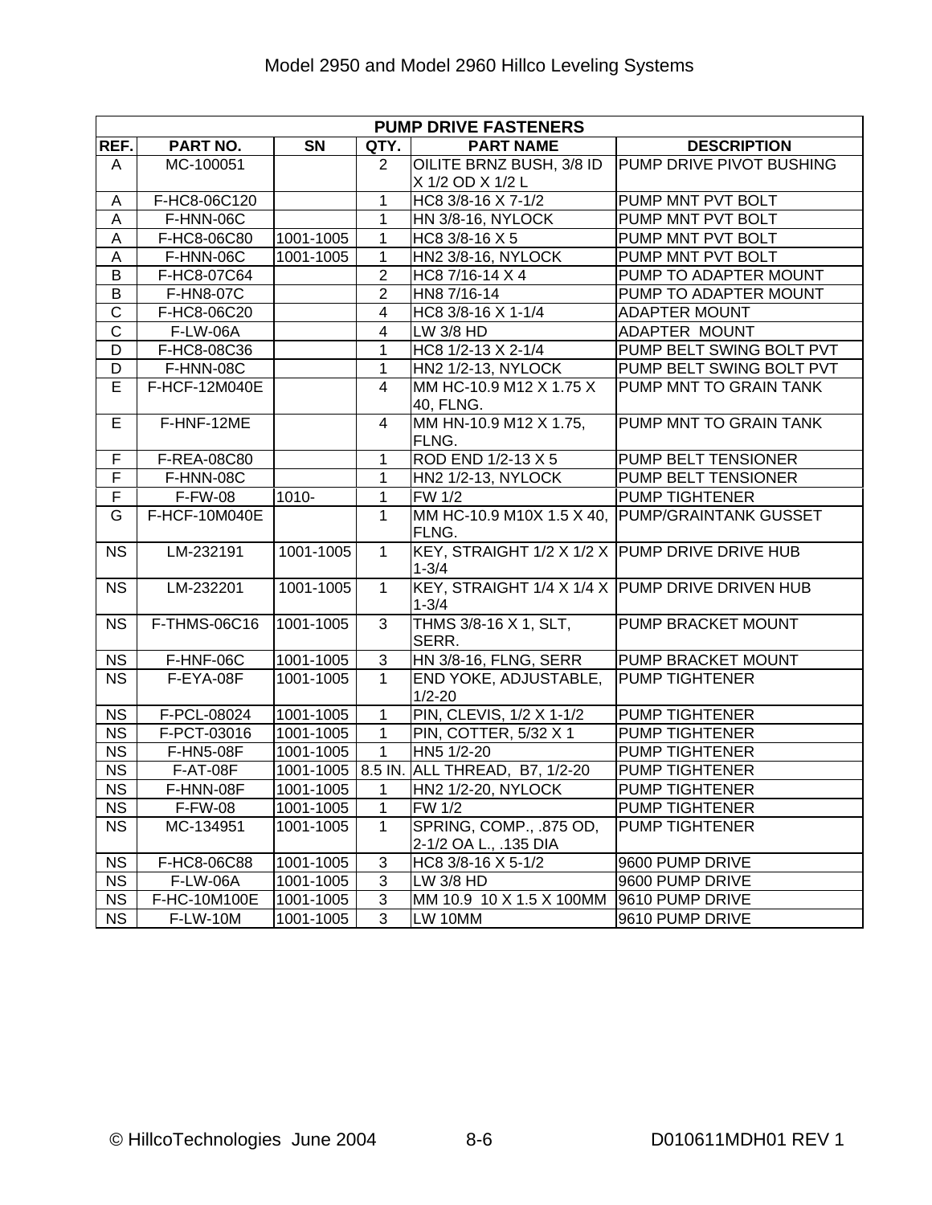| PUMP DRIVE FASTENERS | | | | | |
|---|---|---|---|---|---|
| REF. | PART NO. | SN | QTY. | PART NAME | DESCRIPTION |
| A | MC-100051 | | 2 | OILITE BRNZ BUSH, 3/8 ID X 1/2 OD X 1/2 L | PUMP DRIVE PIVOT BUSHING |
| A | F-HC8-06C120 | | 1 | HC8 3/8-16 X 7-1/2 | PUMP MNT PVT BOLT |
| A | F-HNN-06C | | 1 | HN 3/8-16, NYLOCK | PUMP MNT PVT BOLT |
| A | F-HC8-06C80 | 1001-1005 | 1 | HC8 3/8-16 X 5 | PUMP MNT PVT BOLT |
| A | F-HNN-06C | 1001-1005 | 1 | HN2 3/8-16, NYLOCK | PUMP MNT PVT BOLT |
| B | F-HC8-07C64 | | 2 | HC8 7/16-14 X 4 | PUMP TO ADAPTER MOUNT |
| B | F-HN8-07C | | 2 | HN8 7/16-14 | PUMP TO ADAPTER MOUNT |
| C | F-HC8-06C20 | | 4 | HC8 3/8-16 X 1-1/4 | ADAPTER MOUNT |
| C | F-LW-06A | | 4 | LW 3/8 HD | ADAPTER MOUNT |
| D | F-HC8-08C36 | | 1 | HC8 1/2-13 X 2-1/4 | PUMP BELT SWING BOLT PVT |
| D | F-HNN-08C | | 1 | HN2 1/2-13, NYLOCK | PUMP BELT SWING BOLT PVT |
| E | F-HCF-12M040E | | 4 | MM HC-10.9 M12 X 1.75 X 40, FLNG. | PUMP MNT TO GRAIN TANK |
| E | F-HNF-12ME | | 4 | MM HN-10.9 M12 X 1.75, FLNG. | PUMP MNT TO GRAIN TANK |
| F | F-REA-08C80 | | 1 | ROD END 1/2-13 X 5 | PUMP BELT TENSIONER |
| F | F-HNN-08C | | 1 | HN2 1/2-13, NYLOCK | PUMP BELT TENSIONER |
| F | F-FW-08 | 1010- | 1 | FW 1/2 | PUMP TIGHTENER |
| G | F-HCF-10M040E | | 1 | MM HC-10.9 M10X 1.5 X 40, FLNG. | PUMP/GRAINTANK GUSSET |
| NS | LM-232191 | 1001-1005 | 1 | KEY, STRAIGHT 1/2 X 1/2 X 1-3/4 | PUMP DRIVE DRIVE HUB |
| NS | LM-232201 | 1001-1005 | 1 | KEY, STRAIGHT 1/4 X 1/4 X 1-3/4 | PUMP DRIVE DRIVEN HUB |
| NS | F-THMS-06C16 | 1001-1005 | 3 | THMS 3/8-16 X 1, SLT, SERR. | PUMP BRACKET MOUNT |
| NS | F-HNF-06C | 1001-1005 | 3 | HN 3/8-16, FLNG, SERR | PUMP BRACKET MOUNT |
| NS | F-EYA-08F | 1001-1005 | 1 | END YOKE, ADJUSTABLE, 1/2-20 | PUMP TIGHTENER |
| NS | F-PCL-08024 | 1001-1005 | 1 | PIN, CLEVIS, 1/2 X 1-1/2 | PUMP TIGHTENER |
| NS | F-PCT-03016 | 1001-1005 | 1 | PIN, COTTER, 5/32 X 1 | PUMP TIGHTENER |
| NS | F-HN5-08F | 1001-1005 | 1 | HN5 1/2-20 | PUMP TIGHTENER |
| NS | F-AT-08F | 1001-1005 | 8.5 IN. | ALL THREAD, B7, 1/2-20 | PUMP TIGHTENER |
| NS | F-HNN-08F | 1001-1005 | 1 | HN2 1/2-20, NYLOCK | PUMP TIGHTENER |
| NS | F-FW-08 | 1001-1005 | 1 | FW 1/2 | PUMP TIGHTENER |
| NS | MC-134951 | 1001-1005 | 1 | SPRING, COMP., .875 OD, 2-1/2 OA L., .135 DIA | PUMP TIGHTENER |
| NS | F-HC8-06C88 | 1001-1005 | 3 | HC8 3/8-16 X 5-1/2 | 9600 PUMP DRIVE |
| NS | F-LW-06A | 1001-1005 | 3 | LW 3/8 HD | 9600 PUMP DRIVE |
| NS | F-HC-10M100E | 1001-1005 | 3 | MM 10.9 10 X 1.5 X 100MM | 9610 PUMP DRIVE |
| NS | F-LW-10M | 1001-1005 | 3 | LW 10MM | 9610 PUMP DRIVE |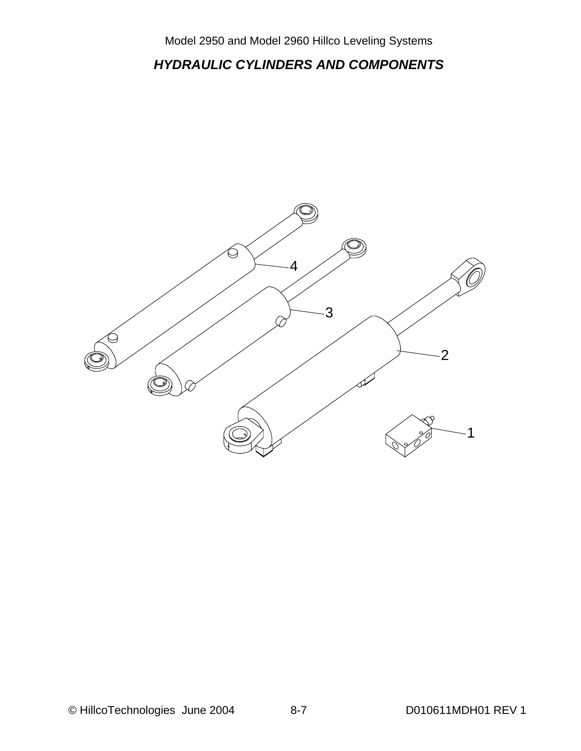## *HYDRAULIC CYLINDERS AND COMPONENTS*

4

3

2

1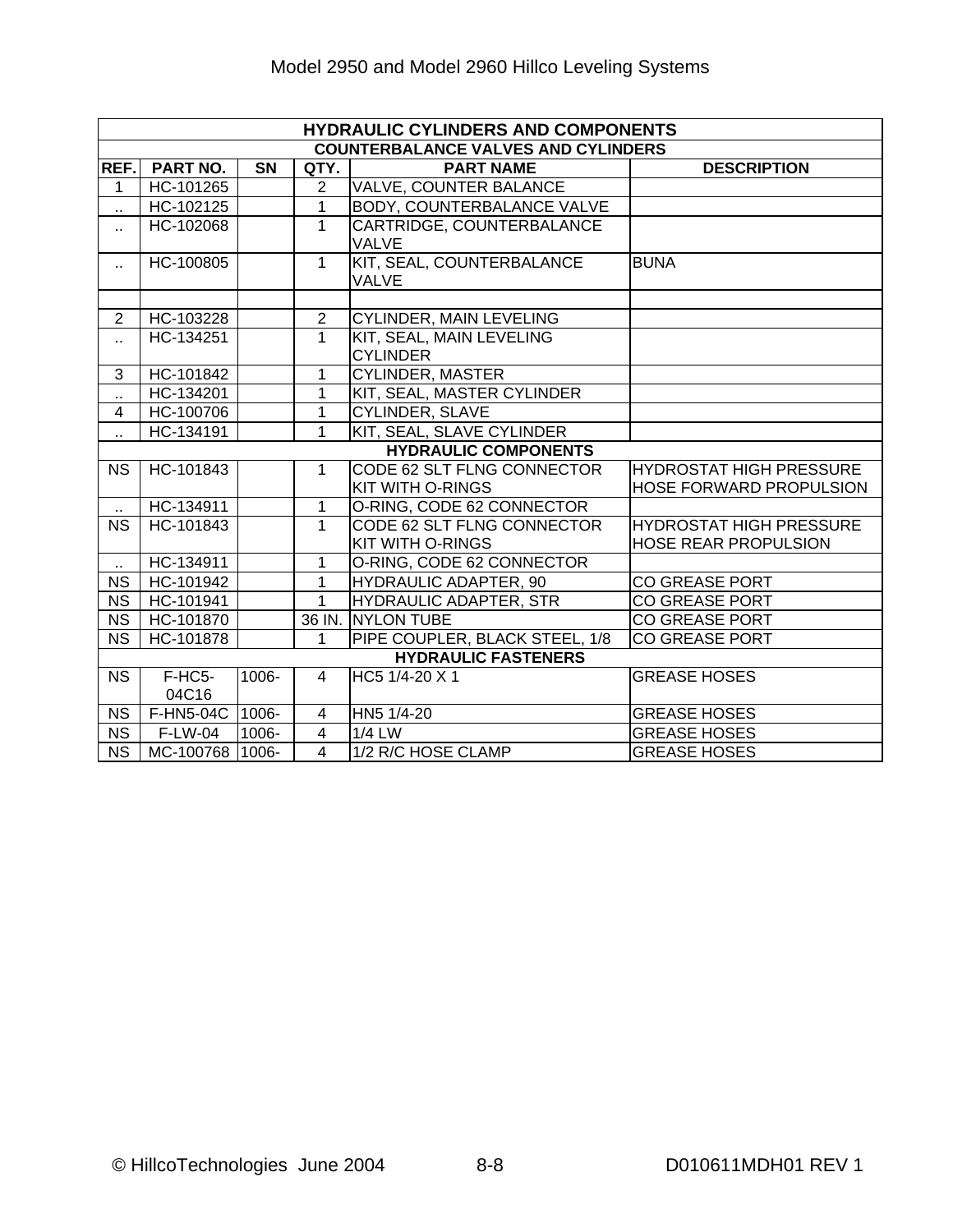| HYDRAULIC CYLINDERS AND COMPONENTS | | | | | |
|---|---|---|---|---|---|
| COUNTERBALANCE VALVES AND CYLINDERS | | | | | |
| REF. | PART NO. | SN | QTY. | PART NAME | DESCRIPTION |
| 1 | HC-101265 | | 2 | VALVE, COUNTER BALANCE | |
| .. | HC-102125 | | 1 | BODY, COUNTERBALANCE VALVE | |
| .. | HC-102068 | | 1 | CARTRIDGE, COUNTERBALANCE VALVE | |
| .. | HC-100805 | | 1 | KIT, SEAL, COUNTERBALANCE VALVE | BUNA |
| | | | | | |
| 2 | HC-103228 | | 2 | CYLINDER, MAIN LEVELING | |
| .. | HC-134251 | | 1 | KIT, SEAL, MAIN LEVELING CYLINDER | |
| 3 | HC-101842 | | 1 | CYLINDER, MASTER | |
| .. | HC-134201 | | 1 | KIT, SEAL, MASTER CYLINDER | |
| 4 | HC-100706 | | 1 | CYLINDER, SLAVE | |
| .. | HC-134191 | | 1 | KIT, SEAL, SLAVE CYLINDER | |
| HYDRAULIC COMPONENTS | | | | | |
| NS | HC-101843 | | 1 | CODE 62 SLT FLNG CONNECTOR KIT WITH O-RINGS | HYDROSTAT HIGH PRESSURE HOSE FORWARD PROPULSION |
| .. | HC-134911 | | 1 | O-RING, CODE 62 CONNECTOR | |
| NS | HC-101843 | | 1 | CODE 62 SLT FLNG CONNECTOR KIT WITH O-RINGS | HYDROSTAT HIGH PRESSURE HOSE REAR PROPULSION |
| .. | HC-134911 | | 1 | O-RING, CODE 62 CONNECTOR | |
| NS | HC-101942 | | 1 | HYDRAULIC ADAPTER, 90 | CO GREASE PORT |
| NS | HC-101941 | | 1 | HYDRAULIC ADAPTER, STR | CO GREASE PORT |
| NS | HC-101870 | | 36 IN. | NYLON TUBE | CO GREASE PORT |
| NS | HC-101878 | | 1 | PIPE COUPLER, BLACK STEEL, 1/8 | CO GREASE PORT |
| HYDRAULIC FASTENERS | | | | | |
| NS | F-HC5-04C16 | 1006- | 4 | HC5 1/4-20 X 1 | GREASE HOSES |
| NS | F-HN5-04C | 1006- | 4 | HN5 1/4-20 | GREASE HOSES |
| NS | F-LW-04 | 1006- | 4 | 1/4 LW | GREASE HOSES |
| NS | MC-100768 | 1006- | 4 | 1/2 R/C HOSE CLAMP | GREASE HOSES |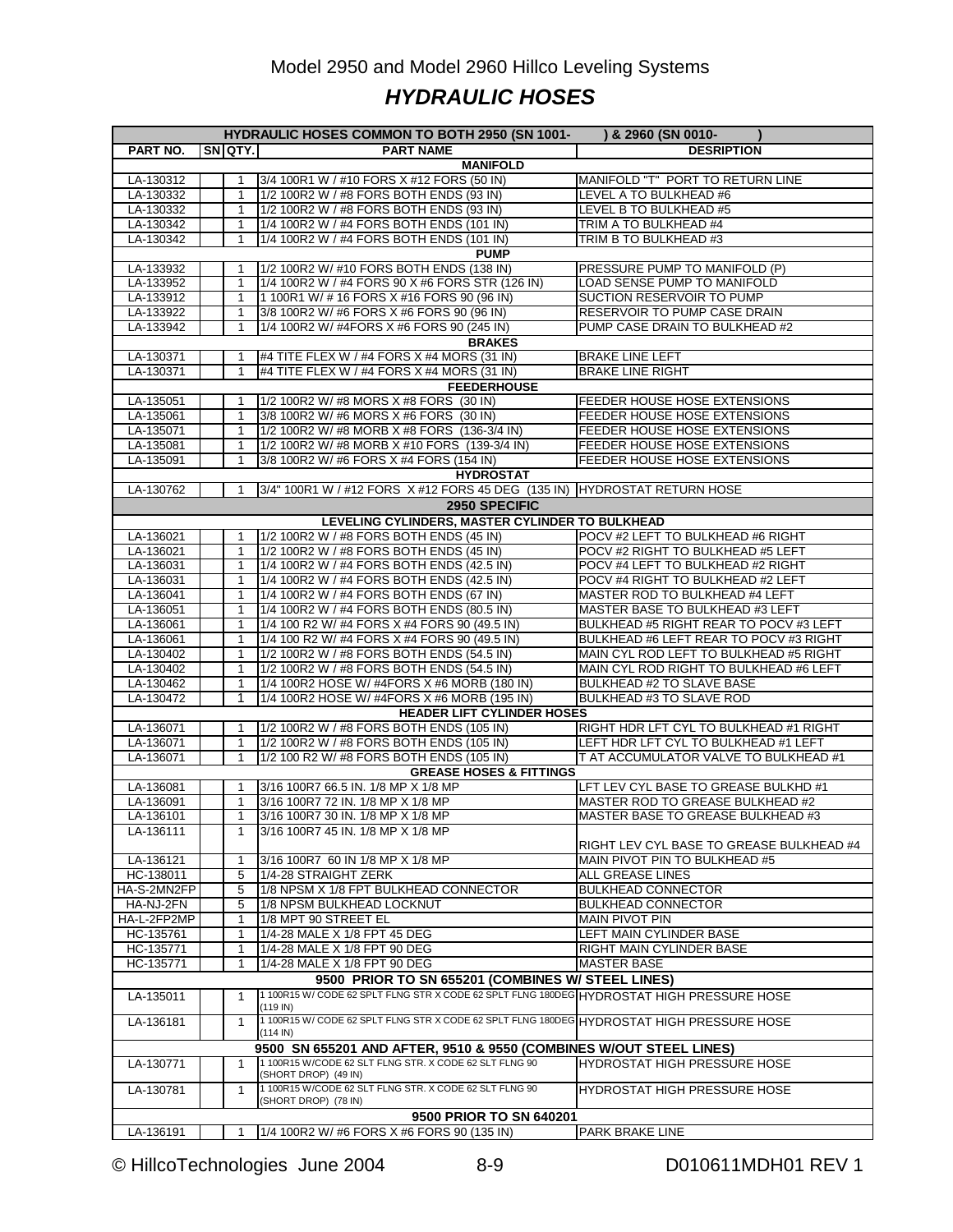Model 2950 and Model 2960 Hillco Leveling Systems

# *HYDRAULIC HOSES*

| PART NO. | SN | QTY. | PART NAME | DESRIPTION |
|---|---|---|---|---|
| **HYDRAULIC HOSES COMMON TO BOTH 2950 (SN 1001- ) & 2960 (SN 0010- )** | | | | |
| **MANIFOLD** | | | | |
| LA-130312 | | 1 | 3/4 100R1 W / #10 FORS X #12 FORS (50 IN) | MANIFOLD "T" PORT TO RETURN LINE |
| LA-130332 | | 1 | 1/2 100R2 W / #8 FORS BOTH ENDS (93 IN) | LEVEL A TO BULKHEAD #6 |
| LA-130332 | | 1 | 1/2 100R2 W / #8 FORS BOTH ENDS (93 IN) | LEVEL B TO BULKHEAD #5 |
| LA-130342 | | 1 | 1/4 100R2 W / #4 FORS BOTH ENDS (101 IN) | TRIM A TO BULKHEAD #4 |
| LA-130342 | | 1 | 1/4 100R2 W / #4 FORS BOTH ENDS (101 IN) | TRIM B TO BULKHEAD #3 |
| **PUMP** | | | | |
| LA-133932 | | 1 | 1/2 100R2 W/ #10 FORS BOTH ENDS (138 IN) | PRESSURE PUMP TO MANIFOLD (P) |
| LA-133952 | | 1 | 1/4 100R2 W / #4 FORS 90 X #6 FORS STR (126 IN) | LOAD SENSE PUMP TO MANIFOLD |
| LA-133912 | | 1 | 1 100R1 W/ # 16 FORS X #16 FORS 90 (96 IN) | SUCTION RESERVOIR TO PUMP |
| LA-133922 | | 1 | 3/8 100R2 W/ #6 FORS X #6 FORS 90 (96 IN) | RESERVOIR TO PUMP CASE DRAIN |
| LA-133942 | | 1 | 1/4 100R2 W/ #4FORS X #6 FORS 90 (245 IN) | PUMP CASE DRAIN TO BULKHEAD #2 |
| **BRAKES** | | | | |
| LA-130371 | | 1 | #4 TITE FLEX W / #4 FORS X #4 MORS (31 IN) | BRAKE LINE LEFT |
| LA-130371 | | 1 | #4 TITE FLEX W / #4 FORS X #4 MORS (31 IN) | BRAKE LINE RIGHT |
| **FEEDERHOUSE** | | | | |
| LA-135051 | | 1 | 1/2 100R2 W/ #8 MORS X #8 FORS (30 IN) | FEEDER HOUSE HOSE EXTENSIONS |
| LA-135061 | | 1 | 3/8 100R2 W/ #6 MORS X #6 FORS (30 IN) | FEEDER HOUSE HOSE EXTENSIONS |
| LA-135071 | | 1 | 1/2 100R2 W/ #8 MORB X #8 FORS (136-3/4 IN) | FEEDER HOUSE HOSE EXTENSIONS |
| LA-135081 | | 1 | 1/2 100R2 W/ #8 MORB X #10 FORS (139-3/4 IN) | FEEDER HOUSE HOSE EXTENSIONS |
| LA-135091 | | 1 | 3/8 100R2 W/ #6 FORS X #4 FORS (154 IN) | FEEDER HOUSE HOSE EXTENSIONS |
| **HYDROSTAT** | | | | |
| LA-130762 | | 1 | 3/4" 100R1 W / #12 FORS X #12 FORS 45 DEG (135 IN) | HYDROSTAT RETURN HOSE |
| **2950 SPECIFIC** | | | | |
| **LEVELING CYLINDERS, MASTER CYLINDER TO BULKHEAD** | | | | |
| LA-136021 | | 1 | 1/2 100R2 W / #8 FORS BOTH ENDS (45 IN) | POCV #2 LEFT TO BULKHEAD #6 RIGHT |
| LA-136021 | | 1 | 1/2 100R2 W / #8 FORS BOTH ENDS (45 IN) | POCV #2 RIGHT TO BULKHEAD #5 LEFT |
| LA-136031 | | 1 | 1/4 100R2 W / #4 FORS BOTH ENDS (42.5 IN) | POCV #4 LEFT TO BULKHEAD #2 RIGHT |
| LA-136031 | | 1 | 1/4 100R2 W / #4 FORS BOTH ENDS (42.5 IN) | POCV #4 RIGHT TO BULKHEAD #2 LEFT |
| LA-136041 | | 1 | 1/4 100R2 W / #4 FORS BOTH ENDS (67 IN) | MASTER ROD TO BULKHEAD #4 LEFT |
| LA-136051 | | 1 | 1/4 100R2 W / #4 FORS BOTH ENDS (80.5 IN) | MASTER BASE TO BULKHEAD #3 LEFT |
| LA-136061 | | 1 | 1/4 100 R2 W/ #4 FORS X #4 FORS 90 (49.5 IN) | BULKHEAD #5 RIGHT REAR TO POCV #3 LEFT |
| LA-136061 | | 1 | 1/4 100 R2 W/ #4 FORS X #4 FORS 90 (49.5 IN) | BULKHEAD #6 LEFT REAR TO POCV #3 RIGHT |
| LA-130402 | | 1 | 1/2 100R2 W / #8 FORS BOTH ENDS (54.5 IN) | MAIN CYL ROD LEFT TO BULKHEAD #5 RIGHT |
| LA-130402 | | 1 | 1/2 100R2 W / #8 FORS BOTH ENDS (54.5 IN) | MAIN CYL ROD RIGHT TO BULKHEAD #6 LEFT |
| LA-130462 | | 1 | 1/4 100R2 HOSE W/ #4FORS X #6 MORB (180 IN) | BULKHEAD #2 TO SLAVE BASE |
| LA-130472 | | 1 | 1/4 100R2 HOSE W/ #4FORS X #6 MORB (195 IN) | BULKHEAD #3 TO SLAVE ROD |
| **HEADER LIFT CYLINDER HOSES** | | | | |
| LA-136071 | | 1 | 1/2 100R2 W / #8 FORS BOTH ENDS (105 IN) | RIGHT HDR LFT CYL TO BULKHEAD #1 RIGHT |
| LA-136071 | | 1 | 1/2 100R2 W / #8 FORS BOTH ENDS (105 IN) | LEFT HDR LFT CYL TO BULKHEAD #1 LEFT |
| LA-136071 | | 1 | 1/2 100 R2 W/ #8 FORS BOTH ENDS (105 IN) | T AT ACCUMULATOR VALVE TO BULKHEAD #1 |
| **GREASE HOSES & FITTINGS** | | | | |
| LA-136081 | | 1 | 3/16 100R7 66.5 IN. 1/8 MP X 1/8 MP | LFT LEV CYL BASE TO GREASE BULKHD #1 |
| LA-136091 | | 1 | 3/16 100R7 72 IN. 1/8 MP X 1/8 MP | MASTER ROD TO GREASE BULKHEAD #2 |
| LA-136101 | | 1 | 3/16 100R7 30 IN. 1/8 MP X 1/8 MP | MASTER BASE TO GREASE BULKHEAD #3 |
| LA-136111 | | 1 | 3/16 100R7 45 IN. 1/8 MP X 1/8 MP | RIGHT LEV CYL BASE TO GREASE BULKHEAD #4 |
| LA-136121 | | 1 | 3/16 100R7 60 IN 1/8 MP X 1/8 MP | MAIN PIVOT PIN TO BULKHEAD #5 |
| HC-138011 | | 5 | 1/4-28 STRAIGHT ZERK | ALL GREASE LINES |
| HA-S-2MN2FP | | 5 | 1/8 NPSM X 1/8 FPT BULKHEAD CONNECTOR | BULKHEAD CONNECTOR |
| HA-NJ-2FN | | 5 | 1/8 NPSM BULKHEAD LOCKNUT | BULKHEAD CONNECTOR |
| HA-L-2FP2MP | | 1 | 1/8 MPT 90 STREET EL | MAIN PIVOT PIN |
| HC-135761 | | 1 | 1/4-28 MALE X 1/8 FPT 45 DEG | LEFT MAIN CYLINDER BASE |
| HC-135771 | | 1 | 1/4-28 MALE X 1/8 FPT 90 DEG | RIGHT MAIN CYLINDER BASE |
| HC-135771 | | 1 | 1/4-28 MALE X 1/8 FPT 90 DEG | MASTER BASE |
| **9500 PRIOR TO SN 655201 (COMBINES W/ STEEL LINES)** | | | | |
| LA-135011 | | 1 | 1 100R15 W/ CODE 62 SPLT FLNG STR X CODE 62 SPLT FLNG 180DEG (119 IN) | HYDROSTAT HIGH PRESSURE HOSE |
| LA-136181 | | 1 | 1 100R15 W/ CODE 62 SPLT FLNG STR X CODE 62 SPLT FLNG 180DEG (114 IN) | HYDROSTAT HIGH PRESSURE HOSE |
| **9500 SN 655201 AND AFTER, 9510 & 9550 (COMBINES W/OUT STEEL LINES)** | | | | |
| LA-130771 | | 1 | 1 100R15 W/CODE 62 SLT FLNG STR. X CODE 62 SLT FLNG 90 (SHORT DROP) (49 IN) | HYDROSTAT HIGH PRESSURE HOSE |
| LA-130781 | | 1 | 1 100R15 W/CODE 62 SLT FLNG STR. X CODE 62 SLT FLNG 90 (SHORT DROP) (78 IN) | HYDROSTAT HIGH PRESSURE HOSE |
| **9500 PRIOR TO SN 640201** | | | | |
| LA-136191 | | 1 | 1/4 100R2 W/ #6 FORS X #6 FORS 90 (135 IN) | PARK BRAKE LINE |

© HillcoTechnologies June 2004 8-9 D010611MDH01 REV 1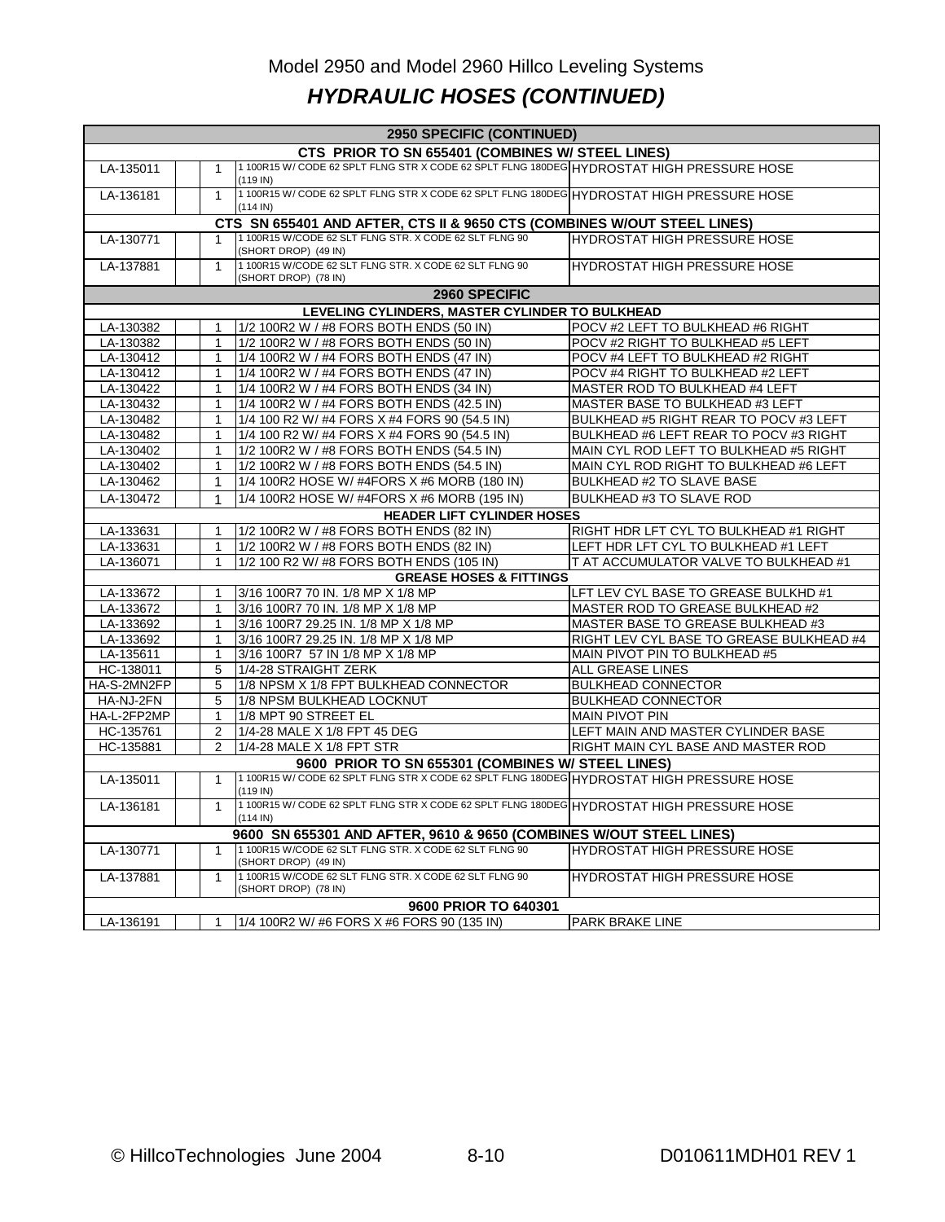Model 2950 and Model 2960 Hillco Leveling Systems

## *HYDRAULIC HOSES (CONTINUED)*

| | | | | |
|---|---|---|---|---|
| **2950 SPECIFIC (CONTINUED)** | | | | |
| **CTS PRIOR TO SN 655401 (COMBINES W/ STEEL LINES)** | | | | |
| LA-135011 | | 1 | 1 100R15 W/ CODE 62 SPLT FLNG STR X CODE 62 SPLT FLNG 180DEG (119 IN) | HYDROSTAT HIGH PRESSURE HOSE |
| LA-136181 | | 1 | 1 100R15 W/ CODE 62 SPLT FLNG STR X CODE 62 SPLT FLNG 180DEG (114 IN) | HYDROSTAT HIGH PRESSURE HOSE |
| **CTS SN 655401 AND AFTER, CTS II & 9650 CTS (COMBINES W/OUT STEEL LINES)** | | | | |
| LA-130771 | | 1 | 1 100R15 W/CODE 62 SLT FLNG STR. X CODE 62 SLT FLNG 90 (SHORT DROP) (49 IN) | HYDROSTAT HIGH PRESSURE HOSE |
| LA-137881 | | 1 | 1 100R15 W/CODE 62 SLT FLNG STR. X CODE 62 SLT FLNG 90 (SHORT DROP) (78 IN) | HYDROSTAT HIGH PRESSURE HOSE |
| **2960 SPECIFIC** | | | | |
| **LEVELING CYLINDERS, MASTER CYLINDER TO BULKHEAD** | | | | |
| LA-130382 | | 1 | 1/2 100R2 W / #8 FORS BOTH ENDS (50 IN) | POCV #2 LEFT TO BULKHEAD #6 RIGHT |
| LA-130382 | | 1 | 1/2 100R2 W / #8 FORS BOTH ENDS (50 IN) | POCV #2 RIGHT TO BULKHEAD #5 LEFT |
| LA-130412 | | 1 | 1/4 100R2 W / #4 FORS BOTH ENDS (47 IN) | POCV #4 LEFT TO BULKHEAD #2 RIGHT |
| LA-130412 | | 1 | 1/4 100R2 W / #4 FORS BOTH ENDS (47 IN) | POCV #4 RIGHT TO BULKHEAD #2 LEFT |
| LA-130422 | | 1 | 1/4 100R2 W / #4 FORS BOTH ENDS (34 IN) | MASTER ROD TO BULKHEAD #4 LEFT |
| LA-130432 | | 1 | 1/4 100R2 W / #4 FORS BOTH ENDS (42.5 IN) | MASTER BASE TO BULKHEAD #3 LEFT |
| LA-130482 | | 1 | 1/4 100 R2 W/ #4 FORS X #4 FORS 90 (54.5 IN) | BULKHEAD #5 RIGHT REAR TO POCV #3 LEFT |
| LA-130482 | | 1 | 1/4 100 R2 W/ #4 FORS X #4 FORS 90 (54.5 IN) | BULKHEAD #6 LEFT REAR TO POCV #3 RIGHT |
| LA-130402 | | 1 | 1/2 100R2 W / #8 FORS BOTH ENDS (54.5 IN) | MAIN CYL ROD LEFT TO BULKHEAD #5 RIGHT |
| LA-130402 | | 1 | 1/2 100R2 W / #8 FORS BOTH ENDS (54.5 IN) | MAIN CYL ROD RIGHT TO BULKHEAD #6 LEFT |
| LA-130462 | | 1 | 1/4 100R2 HOSE W/ #4FORS X #6 MORB (180 IN) | BULKHEAD #2 TO SLAVE BASE |
| LA-130472 | | 1 | 1/4 100R2 HOSE W/ #4FORS X #6 MORB (195 IN) | BULKHEAD #3 TO SLAVE ROD |
| **HEADER LIFT CYLINDER HOSES** | | | | |
| LA-133631 | | 1 | 1/2 100R2 W / #8 FORS BOTH ENDS (82 IN) | RIGHT HDR LFT CYL TO BULKHEAD #1 RIGHT |
| LA-133631 | | 1 | 1/2 100R2 W / #8 FORS BOTH ENDS (82 IN) | LEFT HDR LFT CYL TO BULKHEAD #1 LEFT |
| LA-136071 | | 1 | 1/2 100 R2 W/ #8 FORS BOTH ENDS (105 IN) | T AT ACCUMULATOR VALVE TO BULKHEAD #1 |
| **GREASE HOSES & FITTINGS** | | | | |
| LA-133672 | | 1 | 3/16 100R7 70 IN. 1/8 MP X 1/8 MP | LFT LEV CYL BASE TO GREASE BULKHD #1 |
| LA-133672 | | 1 | 3/16 100R7 70 IN. 1/8 MP X 1/8 MP | MASTER ROD TO GREASE BULKHEAD #2 |
| LA-133692 | | 1 | 3/16 100R7 29.25 IN. 1/8 MP X 1/8 MP | MASTER BASE TO GREASE BULKHEAD #3 |
| LA-133692 | | 1 | 3/16 100R7 29.25 IN. 1/8 MP X 1/8 MP | RIGHT LEV CYL BASE TO GREASE BULKHEAD #4 |
| LA-135611 | | 1 | 3/16 100R7 57 IN 1/8 MP X 1/8 MP | MAIN PIVOT PIN TO BULKHEAD #5 |
| HC-138011 | | 5 | 1/4-28 STRAIGHT ZERK | ALL GREASE LINES |
| HA-S-2MN2FP | | 5 | 1/8 NPSM X 1/8 FPT BULKHEAD CONNECTOR | BULKHEAD CONNECTOR |
| HA-NJ-2FN | | 5 | 1/8 NPSM BULKHEAD LOCKNUT | BULKHEAD CONNECTOR |
| HA-L-2FP2MP | | 1 | 1/8 MPT 90 STREET EL | MAIN PIVOT PIN |
| HC-135761 | | 2 | 1/4-28 MALE X 1/8 FPT 45 DEG | LEFT MAIN AND MASTER CYLINDER BASE |
| HC-135881 | | 2 | 1/4-28 MALE X 1/8 FPT STR | RIGHT MAIN CYL BASE AND MASTER ROD |
| **9600 PRIOR TO SN 655301 (COMBINES W/ STEEL LINES)** | | | | |
| LA-135011 | | 1 | 1 100R15 W/ CODE 62 SPLT FLNG STR X CODE 62 SPLT FLNG 180DEG (119 IN) | HYDROSTAT HIGH PRESSURE HOSE |
| LA-136181 | | 1 | 1 100R15 W/ CODE 62 SPLT FLNG STR X CODE 62 SPLT FLNG 180DEG (114 IN) | HYDROSTAT HIGH PRESSURE HOSE |
| **9600 SN 655301 AND AFTER, 9610 & 9650 (COMBINES W/OUT STEEL LINES)** | | | | |
| LA-130771 | | 1 | 1 100R15 W/CODE 62 SLT FLNG STR. X CODE 62 SLT FLNG 90 (SHORT DROP) (49 IN) | HYDROSTAT HIGH PRESSURE HOSE |
| LA-137881 | | 1 | 1 100R15 W/CODE 62 SLT FLNG STR. X CODE 62 SLT FLNG 90 (SHORT DROP) (78 IN) | HYDROSTAT HIGH PRESSURE HOSE |
| **9600 PRIOR TO 640301** | | | | |
| LA-136191 | | 1 | 1/4 100R2 W/ #6 FORS X #6 FORS 90 (135 IN) | PARK BRAKE LINE |

© HillcoTechnologies June 2004 8-10 D010611MDH01 REV 1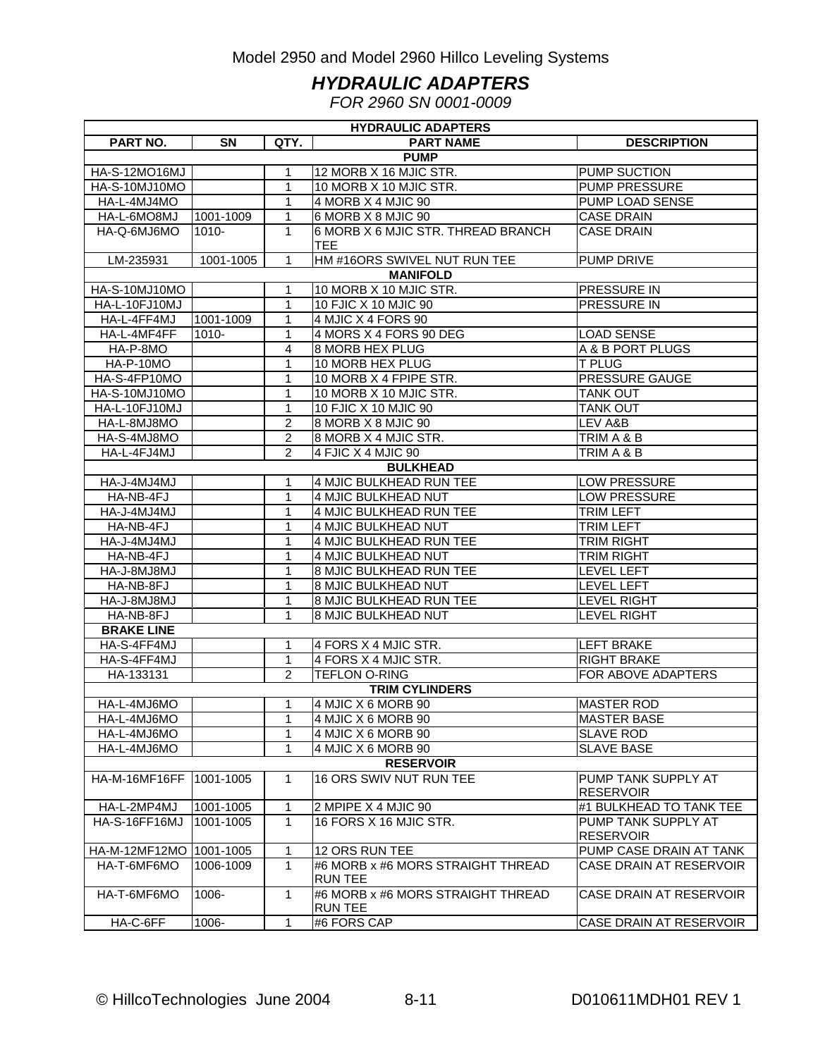Model 2950 and Model 2960 Hillco Leveling Systems

## *HYDRAULIC ADAPTERS*

*FOR 2960 SN 0001-0009*

| HYDRAULIC ADAPTERS | | | | |
|---|---|---|---|---|
| **PART NO.** | **SN** | **QTY.** | **PART NAME** | **DESCRIPTION** |
| | | | **PUMP** | |
| HA-S-12MO16MJ | | 1 | 12 MORB X 16 MJIC STR. | PUMP SUCTION |
| HA-S-10MJ10MO | | 1 | 10 MORB X 10 MJIC STR. | PUMP PRESSURE |
| HA-L-4MJ4MO | | 1 | 4 MORB X 4 MJIC 90 | PUMP LOAD SENSE |
| HA-L-6MO8MJ | 1001-1009 | 1 | 6 MORB X 8 MJIC 90 | CASE DRAIN |
| HA-Q-6MJ6MO | 1010- | 1 | 6 MORB X 6 MJIC STR. THREAD BRANCH TEE | CASE DRAIN |
| LM-235931 | 1001-1005 | 1 | HM #16ORS SWIVEL NUT RUN TEE | PUMP DRIVE |
| | | | **MANIFOLD** | |
| HA-S-10MJ10MO | | 1 | 10 MORB X 10 MJIC STR. | PRESSURE IN |
| HA-L-10FJ10MJ | | 1 | 10 FJIC X 10 MJIC 90 | PRESSURE IN |
| HA-L-4FF4MJ | 1001-1009 | 1 | 4 MJIC X 4 FORS 90 | |
| HA-L-4MF4FF | 1010- | 1 | 4 MORS X 4 FORS 90 DEG | LOAD SENSE |
| HA-P-8MO | | 4 | 8 MORB HEX PLUG | A & B PORT PLUGS |
| HA-P-10MO | | 1 | 10 MORB HEX PLUG | T PLUG |
| HA-S-4FP10MO | | 1 | 10 MORB X 4 FPIPE STR. | PRESSURE GAUGE |
| HA-S-10MJ10MO | | 1 | 10 MORB X 10 MJIC STR. | TANK OUT |
| HA-L-10FJ10MJ | | 1 | 10 FJIC X 10 MJIC 90 | TANK OUT |
| HA-L-8MJ8MO | | 2 | 8 MORB X 8 MJIC 90 | LEV A&B |
| HA-S-4MJ8MO | | 2 | 8 MORB X 4 MJIC STR. | TRIM A & B |
| HA-L-4FJ4MJ | | 2 | 4 FJIC X 4 MJIC 90 | TRIM A & B |
| | | | **BULKHEAD** | |
| HA-J-4MJ4MJ | | 1 | 4 MJIC BULKHEAD RUN TEE | LOW PRESSURE |
| HA-NB-4FJ | | 1 | 4 MJIC BULKHEAD NUT | LOW PRESSURE |
| HA-J-4MJ4MJ | | 1 | 4 MJIC BULKHEAD RUN TEE | TRIM LEFT |
| HA-NB-4FJ | | 1 | 4 MJIC BULKHEAD NUT | TRIM LEFT |
| HA-J-4MJ4MJ | | 1 | 4 MJIC BULKHEAD RUN TEE | TRIM RIGHT |
| HA-NB-4FJ | | 1 | 4 MJIC BULKHEAD NUT | TRIM RIGHT |
| HA-J-8MJ8MJ | | 1 | 8 MJIC BULKHEAD RUN TEE | LEVEL LEFT |
| HA-NB-8FJ | | 1 | 8 MJIC BULKHEAD NUT | LEVEL LEFT |
| HA-J-8MJ8MJ | | 1 | 8 MJIC BULKHEAD RUN TEE | LEVEL RIGHT |
| HA-NB-8FJ | | 1 | 8 MJIC BULKHEAD NUT | LEVEL RIGHT |
| **BRAKE LINE** | | | | |
| HA-S-4FF4MJ | | 1 | 4 FORS X 4 MJIC STR. | LEFT BRAKE |
| HA-S-4FF4MJ | | 1 | 4 FORS X 4 MJIC STR. | RIGHT BRAKE |
| HA-133131 | | 2 | TEFLON O-RING | FOR ABOVE ADAPTERS |
| | | | **TRIM CYLINDERS** | |
| HA-L-4MJ6MO | | 1 | 4 MJIC X 6 MORB 90 | MASTER ROD |
| HA-L-4MJ6MO | | 1 | 4 MJIC X 6 MORB 90 | MASTER BASE |
| HA-L-4MJ6MO | | 1 | 4 MJIC X 6 MORB 90 | SLAVE ROD |
| HA-L-4MJ6MO | | 1 | 4 MJIC X 6 MORB 90 | SLAVE BASE |
| | | | **RESERVOIR** | |
| HA-M-16MF16FF | 1001-1005 | 1 | 16 ORS SWIV NUT RUN TEE | PUMP TANK SUPPLY AT RESERVOIR |
| HA-L-2MP4MJ | 1001-1005 | 1 | 2 MPIPE X 4 MJIC 90 | #1 BULKHEAD TO TANK TEE |
| HA-S-16FF16MJ | 1001-1005 | 1 | 16 FORS X 16 MJIC STR. | PUMP TANK SUPPLY AT RESERVOIR |
| HA-M-12MF12MO | 1001-1005 | 1 | 12 ORS RUN TEE | PUMP CASE DRAIN AT TANK |
| HA-T-6MF6MO | 1006-1009 | 1 | #6 MORB x #6 MORS STRAIGHT THREAD RUN TEE | CASE DRAIN AT RESERVOIR |
| HA-T-6MF6MO | 1006- | 1 | #6 MORB x #6 MORS STRAIGHT THREAD RUN TEE | CASE DRAIN AT RESERVOIR |
| HA-C-6FF | 1006- | 1 | #6 FORS CAP | CASE DRAIN AT RESERVOIR |

© HillcoTechnologies June 2004 D010611MDH01 REV 1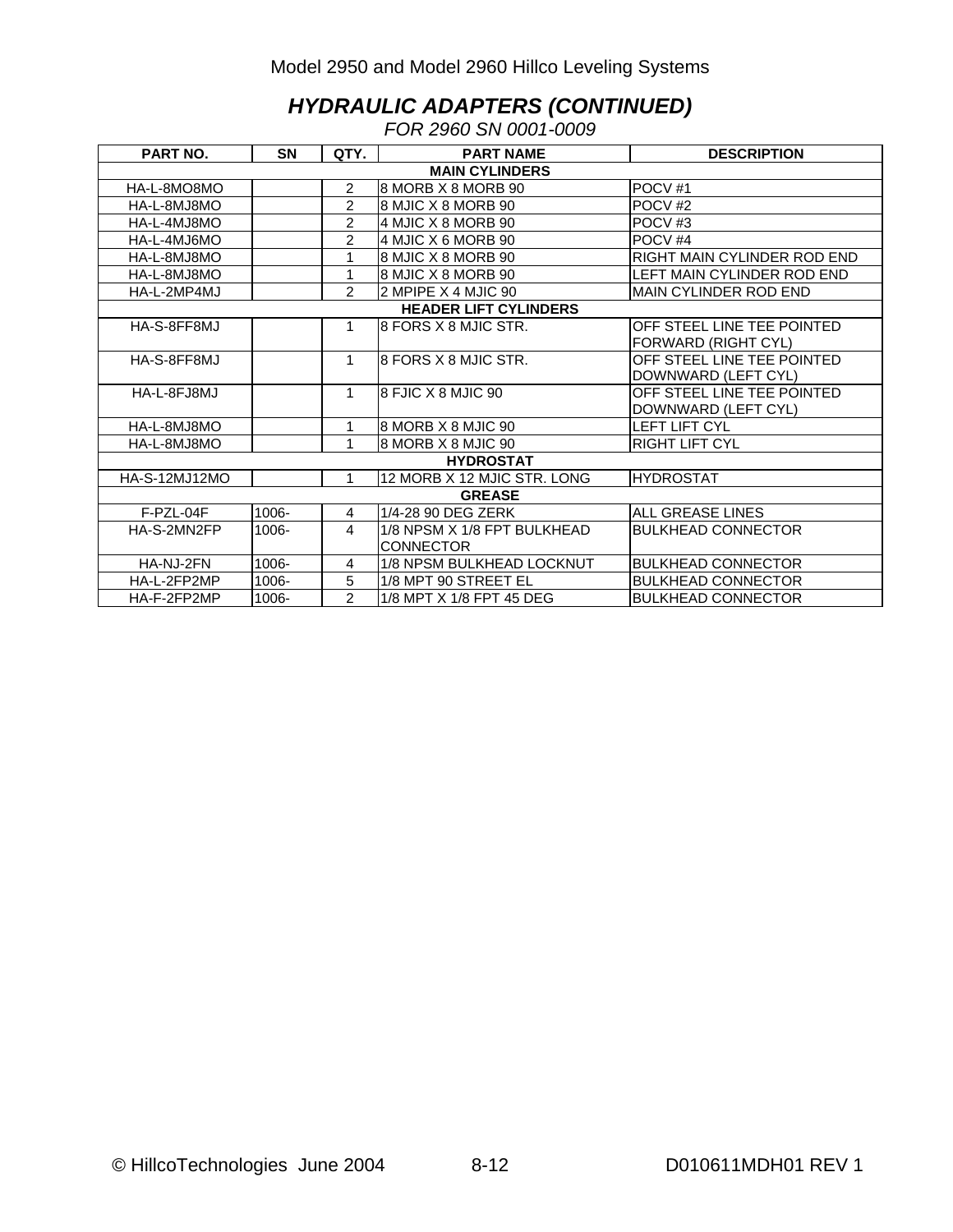Model 2950 and Model 2960 Hillco Leveling Systems

## *HYDRAULIC ADAPTERS (CONTINUED)*

*FOR 2960 SN 0001-0009*

| PART NO. | SN | QTY. | PART NAME | DESCRIPTION |
|---|---|---|---|---|
| **MAIN CYLINDERS** | | | | |
| HA-L-8MO8MO | | 2 | 8 MORB X 8 MORB 90 | POCV #1 |
| HA-L-8MJ8MO | | 2 | 8 MJIC X 8 MORB 90 | POCV #2 |
| HA-L-4MJ8MO | | 2 | 4 MJIC X 8 MORB 90 | POCV #3 |
| HA-L-4MJ6MO | | 2 | 4 MJIC X 6 MORB 90 | POCV #4 |
| HA-L-8MJ8MO | | 1 | 8 MJIC X 8 MORB 90 | RIGHT MAIN CYLINDER ROD END |
| HA-L-8MJ8MO | | 1 | 8 MJIC X 8 MORB 90 | LEFT MAIN CYLINDER ROD END |
| HA-L-2MP4MJ | | 2 | 2 MPIPE X 4 MJIC 90 | MAIN CYLINDER ROD END |
| **HEADER LIFT CYLINDERS** | | | | |
| HA-S-8FF8MJ | | 1 | 8 FORS X 8 MJIC STR. | OFF STEEL LINE TEE POINTED FORWARD (RIGHT CYL) |
| HA-S-8FF8MJ | | 1 | 8 FORS X 8 MJIC STR. | OFF STEEL LINE TEE POINTED DOWNWARD (LEFT CYL) |
| HA-L-8FJ8MJ | | 1 | 8 FJIC X 8 MJIC 90 | OFF STEEL LINE TEE POINTED DOWNWARD (LEFT CYL) |
| HA-L-8MJ8MO | | 1 | 8 MORB X 8 MJIC 90 | LEFT LIFT CYL |
| HA-L-8MJ8MO | | 1 | 8 MORB X 8 MJIC 90 | RIGHT LIFT CYL |
| **HYDROSTAT** | | | | |
| HA-S-12MJ12MO | | 1 | 12 MORB X 12 MJIC STR. LONG | HYDROSTAT |
| **GREASE** | | | | |
| F-PZL-04F | 1006- | 4 | 1/4-28 90 DEG ZERK | ALL GREASE LINES |
| HA-S-2MN2FP | 1006- | 4 | 1/8 NPSM X 1/8 FPT BULKHEAD CONNECTOR | BULKHEAD CONNECTOR |
| HA-NJ-2FN | 1006- | 4 | 1/8 NPSM BULKHEAD LOCKNUT | BULKHEAD CONNECTOR |
| HA-L-2FP2MP | 1006- | 5 | 1/8 MPT 90 STREET EL | BULKHEAD CONNECTOR |
| HA-F-2FP2MP | 1006- | 2 | 1/8 MPT X 1/8 FPT 45 DEG | BULKHEAD CONNECTOR |

© HillcoTechnologies June 2004 D010611MDH01 REV 1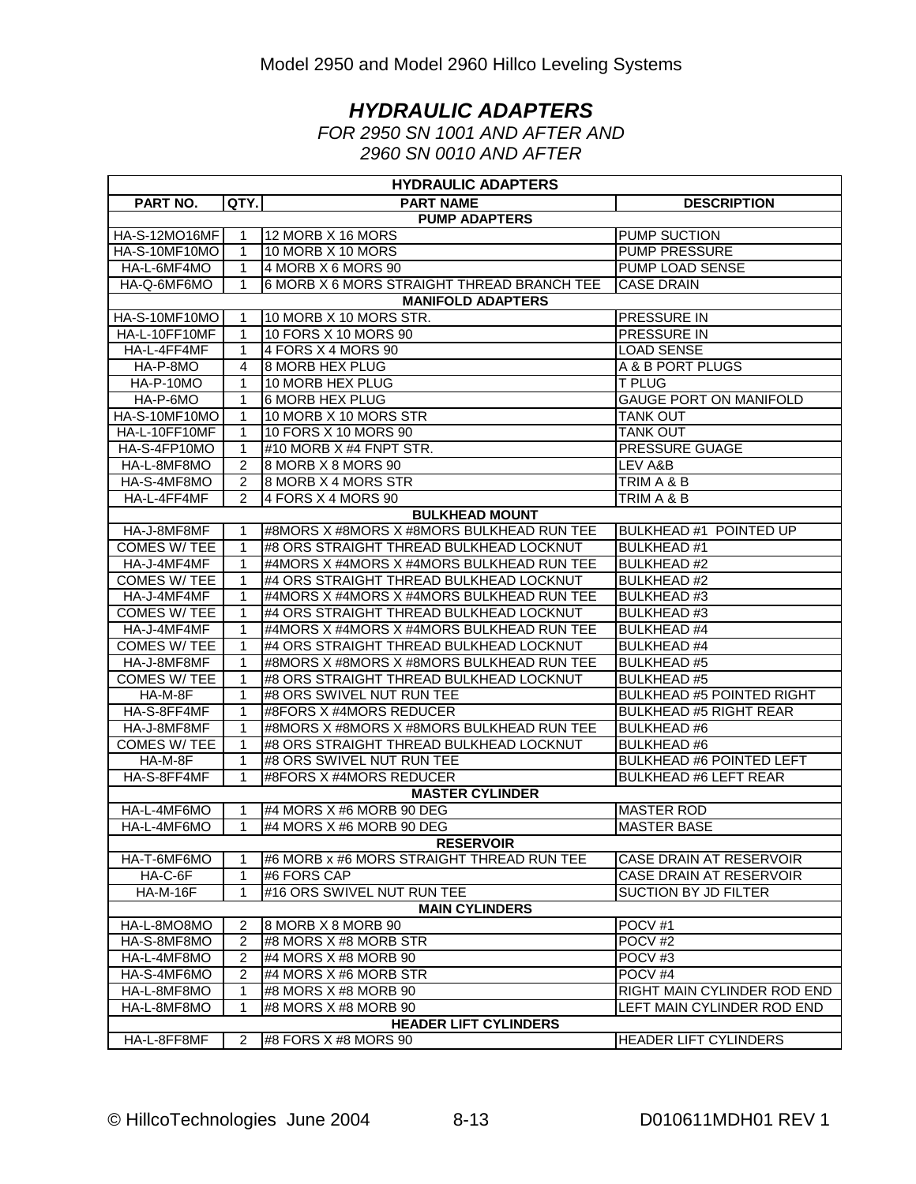## *HYDRAULIC ADAPTERS*

*FOR 2950 SN 1001 AND AFTER AND*
*2960 SN 0010 AND AFTER*

| HYDRAULIC ADAPTERS | | | |
|---|---|---|---|
| **PART NO.** | **QTY.** | **PART NAME** | **DESCRIPTION** |
| **PUMP ADAPTERS** | | | |
| HA-S-12MO16MF | 1 | 12 MORB X 16 MORS | PUMP SUCTION |
| HA-S-10MF10MO | 1 | 10 MORB X 10 MORS | PUMP PRESSURE |
| HA-L-6MF4MO | 1 | 4 MORB X 6 MORS 90 | PUMP LOAD SENSE |
| HA-Q-6MF6MO | 1 | 6 MORB X 6 MORS STRAIGHT THREAD BRANCH TEE | CASE DRAIN |
| **MANIFOLD ADAPTERS** | | | |
| HA-S-10MF10MO | 1 | 10 MORB X 10 MORS STR. | PRESSURE IN |
| HA-L-10FF10MF | 1 | 10 FORS X 10 MORS 90 | PRESSURE IN |
| HA-L-4FF4MF | 1 | 4 FORS X 4 MORS 90 | LOAD SENSE |
| HA-P-8MO | 4 | 8 MORB HEX PLUG | A & B PORT PLUGS |
| HA-P-10MO | 1 | 10 MORB HEX PLUG | T PLUG |
| HA-P-6MO | 1 | 6 MORB HEX PLUG | GAUGE PORT ON MANIFOLD |
| HA-S-10MF10MO | 1 | 10 MORB X 10 MORS STR | TANK OUT |
| HA-L-10FF10MF | 1 | 10 FORS X 10 MORS 90 | TANK OUT |
| HA-S-4FP10MO | 1 | #10 MORB X #4 FNPT STR. | PRESSURE GUAGE |
| HA-L-8MF8MO | 2 | 8 MORB X 8 MORS 90 | LEV A&B |
| HA-S-4MF8MO | 2 | 8 MORB X 4 MORS STR | TRIM A & B |
| HA-L-4FF4MF | 2 | 4 FORS X 4 MORS 90 | TRIM A & B |
| **BULKHEAD MOUNT** | | | |
| HA-J-8MF8MF | 1 | #8MORS X #8MORS X #8MORS BULKHEAD RUN TEE | BULKHEAD #1 POINTED UP |
| COMES W/ TEE | 1 | #8 ORS STRAIGHT THREAD BULKHEAD LOCKNUT | BULKHEAD #1 |
| HA-J-4MF4MF | 1 | #4MORS X #4MORS X #4MORS BULKHEAD RUN TEE | BULKHEAD #2 |
| COMES W/ TEE | 1 | #4 ORS STRAIGHT THREAD BULKHEAD LOCKNUT | BULKHEAD #2 |
| HA-J-4MF4MF | 1 | #4MORS X #4MORS X #4MORS BULKHEAD RUN TEE | BULKHEAD #3 |
| COMES W/ TEE | 1 | #4 ORS STRAIGHT THREAD BULKHEAD LOCKNUT | BULKHEAD #3 |
| HA-J-4MF4MF | 1 | #4MORS X #4MORS X #4MORS BULKHEAD RUN TEE | BULKHEAD #4 |
| COMES W/ TEE | 1 | #4 ORS STRAIGHT THREAD BULKHEAD LOCKNUT | BULKHEAD #4 |
| HA-J-8MF8MF | 1 | #8MORS X #8MORS X #8MORS BULKHEAD RUN TEE | BULKHEAD #5 |
| COMES W/ TEE | 1 | #8 ORS STRAIGHT THREAD BULKHEAD LOCKNUT | BULKHEAD #5 |
| HA-M-8F | 1 | #8 ORS SWIVEL NUT RUN TEE | BULKHEAD #5 POINTED RIGHT |
| HA-S-8FF4MF | 1 | #8FORS X #4MORS REDUCER | BULKHEAD #5 RIGHT REAR |
| HA-J-8MF8MF | 1 | #8MORS X #8MORS X #8MORS BULKHEAD RUN TEE | BULKHEAD #6 |
| COMES W/ TEE | 1 | #8 ORS STRAIGHT THREAD BULKHEAD LOCKNUT | BULKHEAD #6 |
| HA-M-8F | 1 | #8 ORS SWIVEL NUT RUN TEE | BULKHEAD #6 POINTED LEFT |
| HA-S-8FF4MF | 1 | #8FORS X #4MORS REDUCER | BULKHEAD #6 LEFT REAR |
| **MASTER CYLINDER** | | | |
| HA-L-4MF6MO | 1 | #4 MORS X #6 MORB 90 DEG | MASTER ROD |
| HA-L-4MF6MO | 1 | #4 MORS X #6 MORB 90 DEG | MASTER BASE |
| **RESERVOIR** | | | |
| HA-T-6MF6MO | 1 | #6 MORB x #6 MORS STRAIGHT THREAD RUN TEE | CASE DRAIN AT RESERVOIR |
| HA-C-6F | 1 | #6 FORS CAP | CASE DRAIN AT RESERVOIR |
| HA-M-16F | 1 | #16 ORS SWIVEL NUT RUN TEE | SUCTION BY JD FILTER |
| **MAIN CYLINDERS** | | | |
| HA-L-8MO8MO | 2 | 8 MORB X 8 MORB 90 | POCV #1 |
| HA-S-8MF8MO | 2 | #8 MORS X #8 MORB STR | POCV #2 |
| HA-L-4MF8MO | 2 | #4 MORS X #8 MORB 90 | POCV #3 |
| HA-S-4MF6MO | 2 | #4 MORS X #6 MORB STR | POCV #4 |
| HA-L-8MF8MO | 1 | #8 MORS X #8 MORB 90 | RIGHT MAIN CYLINDER ROD END |
| HA-L-8MF8MO | 1 | #8 MORS X #8 MORB 90 | LEFT MAIN CYLINDER ROD END |
| **HEADER LIFT CYLINDERS** | | | |
| HA-L-8FF8MF | 2 | #8 FORS X #8 MORS 90 | HEADER LIFT CYLINDERS |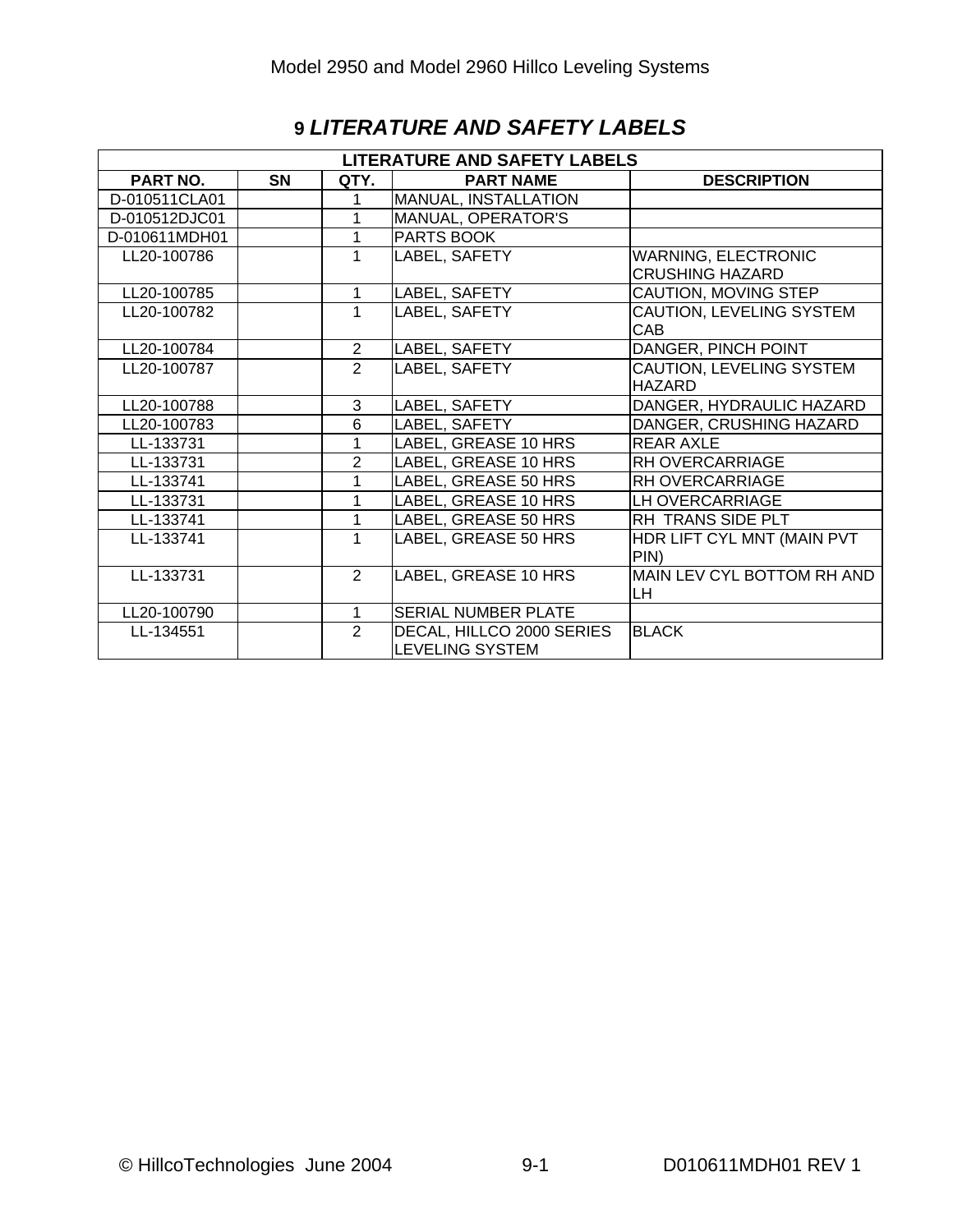# 9 *LITERATURE AND SAFETY LABELS*

| LITERATURE AND SAFETY LABELS | | | | |
|---|---|---|---|---|
| **PART NO.** | **SN** | **QTY.** | **PART NAME** | **DESCRIPTION** |
| D-010511CLA01 | | 1 | MANUAL, INSTALLATION | |
| D-010512DJC01 | | 1 | MANUAL, OPERATOR'S | |
| D-010611MDH01 | | 1 | PARTS BOOK | |
| LL20-100786 | | 1 | LABEL, SAFETY | WARNING, ELECTRONIC CRUSHING HAZARD |
| LL20-100785 | | 1 | LABEL, SAFETY | CAUTION, MOVING STEP |
| LL20-100782 | | 1 | LABEL, SAFETY | CAUTION, LEVELING SYSTEM CAB |
| LL20-100784 | | 2 | LABEL, SAFETY | DANGER, PINCH POINT |
| LL20-100787 | | 2 | LABEL, SAFETY | CAUTION, LEVELING SYSTEM HAZARD |
| LL20-100788 | | 3 | LABEL, SAFETY | DANGER, HYDRAULIC HAZARD |
| LL20-100783 | | 6 | LABEL, SAFETY | DANGER, CRUSHING HAZARD |
| LL-133731 | | 1 | LABEL, GREASE 10 HRS | REAR AXLE |
| LL-133731 | | 2 | LABEL, GREASE 10 HRS | RH OVERCARRIAGE |
| LL-133741 | | 1 | LABEL, GREASE 50 HRS | RH OVERCARRIAGE |
| LL-133731 | | 1 | LABEL, GREASE 10 HRS | LH OVERCARRIAGE |
| LL-133741 | | 1 | LABEL, GREASE 50 HRS | RH TRANS SIDE PLT |
| LL-133741 | | 1 | LABEL, GREASE 50 HRS | HDR LIFT CYL MNT (MAIN PVT PIN) |
| LL-133731 | | 2 | LABEL, GREASE 10 HRS | MAIN LEV CYL BOTTOM RH AND LH |
| LL20-100790 | | 1 | SERIAL NUMBER PLATE | |
| LL-134551 | | 2 | DECAL, HILLCO 2000 SERIES LEVELING SYSTEM | BLACK |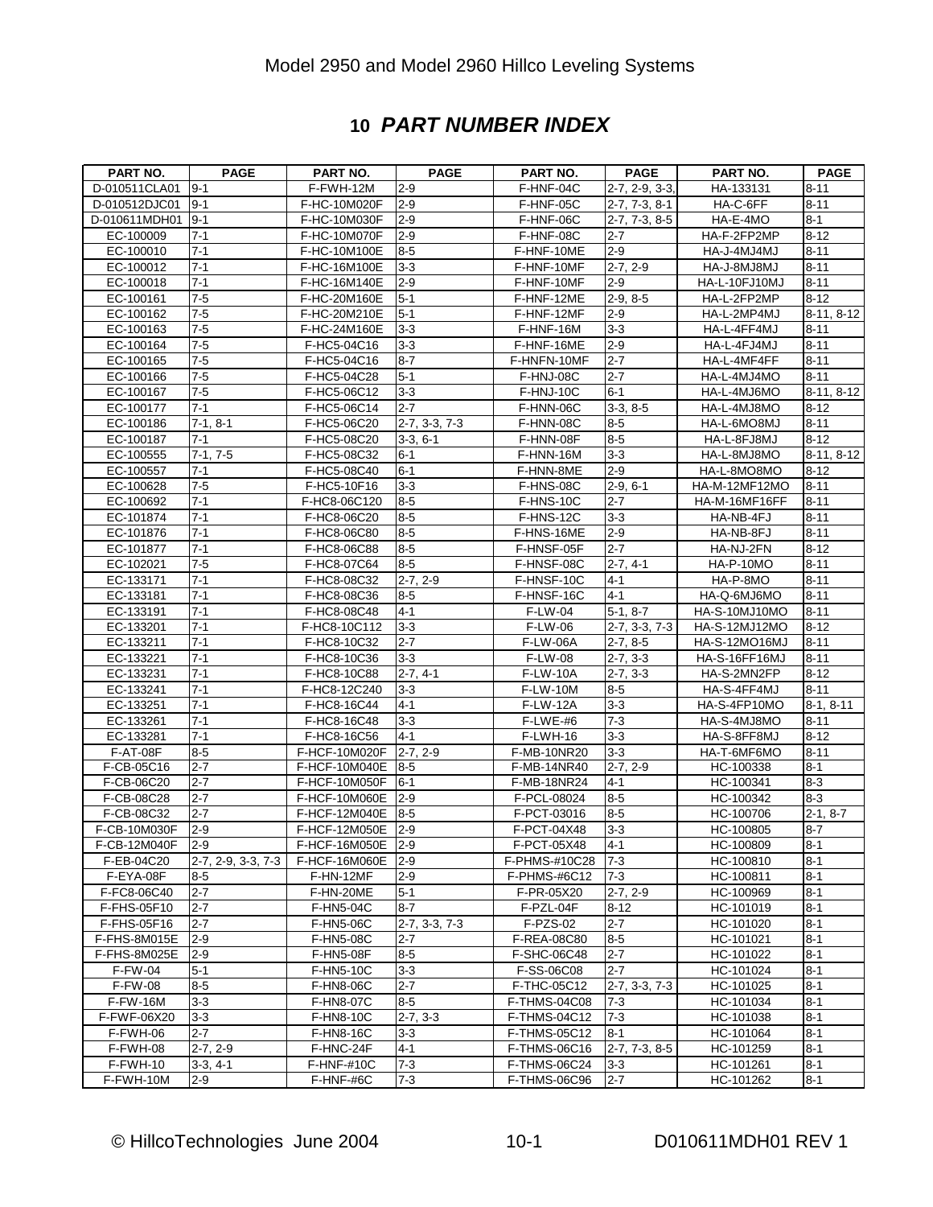# 10 *PART NUMBER INDEX*

| PART NO. | PAGE | PART NO. | PAGE | PART NO. | PAGE | PART NO. | PAGE |
|---|---|---|---|---|---|---|---|
| D-010511CLA01 | 9-1 | F-FWH-12M | 2-9 | F-HNF-04C | 2-7, 2-9, 3-3, | HA-133131 | 8-11 |
| D-010512DJC01 | 9-1 | F-HC-10M020F | 2-9 | F-HNF-05C | 2-7, 7-3, 8-1 | HA-C-6FF | 8-11 |
| D-010611MDH01 | 9-1 | F-HC-10M030F | 2-9 | F-HNF-06C | 2-7, 7-3, 8-5 | HA-E-4MO | 8-1 |
| EC-100009 | 7-1 | F-HC-10M070F | 2-9 | F-HNF-08C | 2-7 | HA-F-2FP2MP | 8-12 |
| EC-100010 | 7-1 | F-HC-10M100E | 8-5 | F-HNF-10ME | 2-9 | HA-J-4MJ4MJ | 8-11 |
| EC-100012 | 7-1 | F-HC-16M100E | 3-3 | F-HNF-10MF | 2-7, 2-9 | HA-J-8MJ8MJ | 8-11 |
| EC-100018 | 7-1 | F-HC-16M140E | 2-9 | F-HNF-10MF | 2-9 | HA-L-10FJ10MJ | 8-11 |
| EC-100161 | 7-5 | F-HC-20M160E | 5-1 | F-HNF-12ME | 2-9, 8-5 | HA-L-2FP2MP | 8-12 |
| EC-100162 | 7-5 | F-HC-20M210E | 5-1 | F-HNF-12MF | 2-9 | HA-L-2MP4MJ | 8-11, 8-12 |
| EC-100163 | 7-5 | F-HC-24M160E | 3-3 | F-HNF-16M | 3-3 | HA-L-4FF4MJ | 8-11 |
| EC-100164 | 7-5 | F-HC5-04C16 | 3-3 | F-HNF-16ME | 2-9 | HA-L-4FJ4MJ | 8-11 |
| EC-100165 | 7-5 | F-HC5-04C16 | 8-7 | F-HNFN-10MF | 2-7 | HA-L-4MF4FF | 8-11 |
| EC-100166 | 7-5 | F-HC5-04C28 | 5-1 | F-HNJ-08C | 2-7 | HA-L-4MJ4MO | 8-11 |
| EC-100167 | 7-5 | F-HC5-06C12 | 3-3 | F-HNJ-10C | 6-1 | HA-L-4MJ6MO | 8-11, 8-12 |
| EC-100177 | 7-1 | F-HC5-06C14 | 2-7 | F-HNN-06C | 3-3, 8-5 | HA-L-4MJ8MO | 8-12 |
| EC-100186 | 7-1, 8-1 | F-HC5-06C20 | 2-7, 3-3, 7-3 | F-HNN-08C | 8-5 | HA-L-6MO8MJ | 8-11 |
| EC-100187 | 7-1 | F-HC5-08C20 | 3-3, 6-1 | F-HNN-08F | 8-5 | HA-L-8FJ8MJ | 8-12 |
| EC-100555 | 7-1, 7-5 | F-HC5-08C32 | 6-1 | F-HNN-16M | 3-3 | HA-L-8MJ8MO | 8-11, 8-12 |
| EC-100557 | 7-1 | F-HC5-08C40 | 6-1 | F-HNN-8ME | 2-9 | HA-L-8MO8MO | 8-12 |
| EC-100628 | 7-5 | F-HC5-10F16 | 3-3 | F-HNS-08C | 2-9, 6-1 | HA-M-12MF12MO | 8-11 |
| EC-100692 | 7-1 | F-HC8-06C120 | 8-5 | F-HNS-10C | 2-7 | HA-M-16MF16FF | 8-11 |
| EC-101874 | 7-1 | F-HC8-06C20 | 8-5 | F-HNS-12C | 3-3 | HA-NB-4FJ | 8-11 |
| EC-101876 | 7-1 | F-HC8-06C80 | 8-5 | F-HNS-16ME | 2-9 | HA-NB-8FJ | 8-11 |
| EC-101877 | 7-1 | F-HC8-06C88 | 8-5 | F-HNSF-05F | 2-7 | HA-NJ-2FN | 8-12 |
| EC-102021 | 7-5 | F-HC8-07C64 | 8-5 | F-HNSF-08C | 2-7, 4-1 | HA-P-10MO | 8-11 |
| EC-133171 | 7-1 | F-HC8-08C32 | 2-7, 2-9 | F-HNSF-10C | 4-1 | HA-P-8MO | 8-11 |
| EC-133181 | 7-1 | F-HC8-08C36 | 8-5 | F-HNSF-16C | 4-1 | HA-Q-6MJ6MO | 8-11 |
| EC-133191 | 7-1 | F-HC8-08C48 | 4-1 | F-LW-04 | 5-1, 8-7 | HA-S-10MJ10MO | 8-11 |
| EC-133201 | 7-1 | F-HC8-10C112 | 3-3 | F-LW-06 | 2-7, 3-3, 7-3 | HA-S-12MJ12MO | 8-12 |
| EC-133211 | 7-1 | F-HC8-10C32 | 2-7 | F-LW-06A | 2-7, 8-5 | HA-S-12MO16MJ | 8-11 |
| EC-133221 | 7-1 | F-HC8-10C36 | 3-3 | F-LW-08 | 2-7, 3-3 | HA-S-16FF16MJ | 8-11 |
| EC-133231 | 7-1 | F-HC8-10C88 | 2-7, 4-1 | F-LW-10A | 2-7, 3-3 | HA-S-2MN2FP | 8-12 |
| EC-133241 | 7-1 | F-HC8-12C240 | 3-3 | F-LW-10M | 8-5 | HA-S-4FF4MJ | 8-11 |
| EC-133251 | 7-1 | F-HC8-16C44 | 4-1 | F-LW-12A | 3-3 | HA-S-4FP10MO | 8-1, 8-11 |
| EC-133261 | 7-1 | F-HC8-16C48 | 3-3 | F-LWE-#6 | 7-3 | HA-S-4MJ8MO | 8-11 |
| EC-133281 | 7-1 | F-HC8-16C56 | 4-1 | F-LWH-16 | 3-3 | HA-S-8FF8MJ | 8-12 |
| F-AT-08F | 8-5 | F-HCF-10M020F | 2-7, 2-9 | F-MB-10NR20 | 3-3 | HA-T-6MF6MO | 8-11 |
| F-CB-05C16 | 2-7 | F-HCF-10M040E | 8-5 | F-MB-14NR40 | 2-7, 2-9 | HC-100338 | 8-1 |
| F-CB-06C20 | 2-7 | F-HCF-10M050F | 6-1 | F-MB-18NR24 | 4-1 | HC-100341 | 8-3 |
| F-CB-08C28 | 2-7 | F-HCF-10M060E | 2-9 | F-PCL-08024 | 8-5 | HC-100342 | 8-3 |
| F-CB-08C32 | 2-7 | F-HCF-12M040E | 8-5 | F-PCT-03016 | 8-5 | HC-100706 | 2-1, 8-7 |
| F-CB-10M030F | 2-9 | F-HCF-12M050E | 2-9 | F-PCT-04X48 | 3-3 | HC-100805 | 8-7 |
| F-CB-12M040F | 2-9 | F-HCF-16M050E | 2-9 | F-PCT-05X48 | 4-1 | HC-100809 | 8-1 |
| F-EB-04C20 | 2-7, 2-9, 3-3, 7-3 | F-HCF-16M060E | 2-9 | F-PHMS-#10C28 | 7-3 | HC-100810 | 8-1 |
| F-EYA-08F | 8-5 | F-HN-12MF | 2-9 | F-PHMS-#6C12 | 7-3 | HC-100811 | 8-1 |
| F-FC8-06C40 | 2-7 | F-HN-20ME | 5-1 | F-PR-05X20 | 2-7, 2-9 | HC-100969 | 8-1 |
| F-FHS-05F10 | 2-7 | F-HN5-04C | 8-7 | F-PZL-04F | 8-12 | HC-101019 | 8-1 |
| F-FHS-05F16 | 2-7 | F-HN5-06C | 2-7, 3-3, 7-3 | F-PZS-02 | 2-7 | HC-101020 | 8-1 |
| F-FHS-8M015E | 2-9 | F-HN5-08C | 2-7 | F-REA-08C80 | 8-5 | HC-101021 | 8-1 |
| F-FHS-8M025E | 2-9 | F-HN5-08F | 8-5 | F-SHC-06C48 | 2-7 | HC-101022 | 8-1 |
| F-FW-04 | 5-1 | F-HN5-10C | 3-3 | F-SS-06C08 | 2-7 | HC-101024 | 8-1 |
| F-FW-08 | 8-5 | F-HN8-06C | 2-7 | F-THC-05C12 | 2-7, 3-3, 7-3 | HC-101025 | 8-1 |
| F-FW-16M | 3-3 | F-HN8-07C | 8-5 | F-THMS-04C08 | 7-3 | HC-101034 | 8-1 |
| F-FWF-06X20 | 3-3 | F-HN8-10C | 2-7, 3-3 | F-THMS-04C12 | 7-3 | HC-101038 | 8-1 |
| F-FWH-06 | 2-7 | F-HN8-16C | 3-3 | F-THMS-05C12 | 8-1 | HC-101064 | 8-1 |
| F-FWH-08 | 2-7, 2-9 | F-HNC-24F | 4-1 | F-THMS-06C16 | 2-7, 7-3, 8-5 | HC-101259 | 8-1 |
| F-FWH-10 | 3-3, 4-1 | F-HNF-#10C | 7-3 | F-THMS-06C24 | 3-3 | HC-101261 | 8-1 |
| F-FWH-10M | 2-9 | F-HNF-#6C | 7-3 | F-THMS-06C96 | 2-7 | HC-101262 | 8-1 |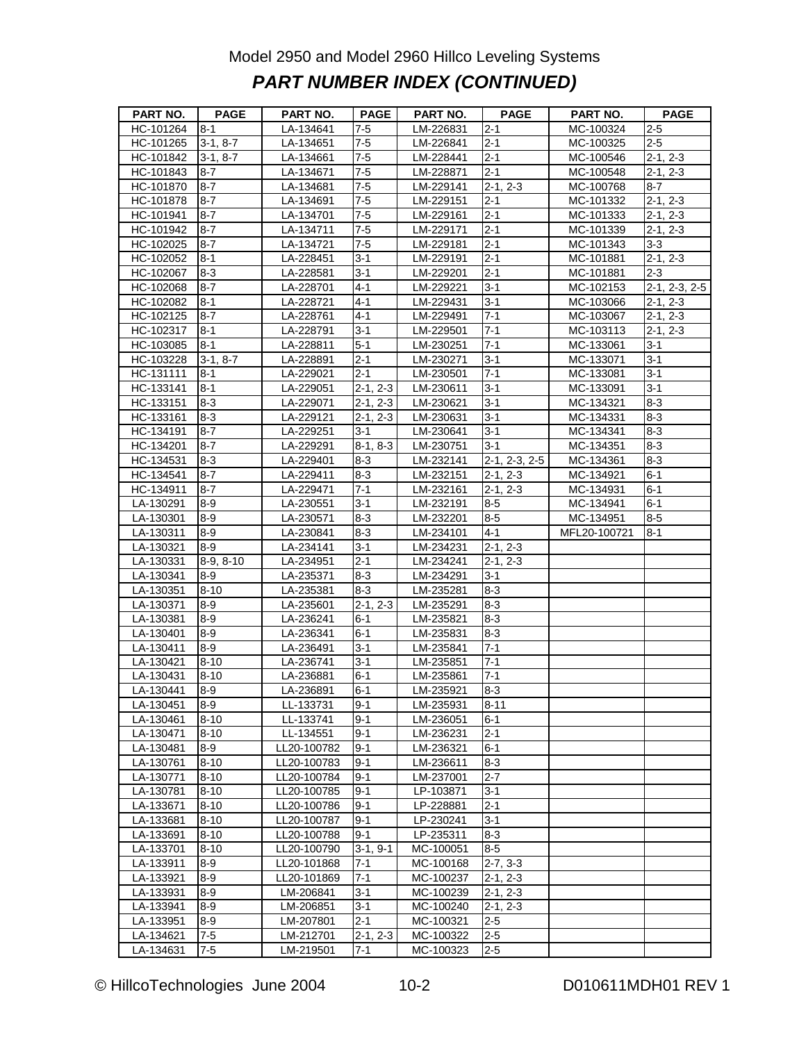Model 2950 and Model 2960 Hillco Leveling Systems

## *PART NUMBER INDEX (CONTINUED)*

| PART NO. | PAGE | PART NO. | PAGE | PART NO. | PAGE | PART NO. | PAGE |
|---|---|---|---|---|---|---|---|
| HC-101264 | 8-1 | LA-134641 | 7-5 | LM-226831 | 2-1 | MC-100324 | 2-5 |
| HC-101265 | 3-1, 8-7 | LA-134651 | 7-5 | LM-226841 | 2-1 | MC-100325 | 2-5 |
| HC-101842 | 3-1, 8-7 | LA-134661 | 7-5 | LM-228441 | 2-1 | MC-100546 | 2-1, 2-3 |
| HC-101843 | 8-7 | LA-134671 | 7-5 | LM-228871 | 2-1 | MC-100548 | 2-1, 2-3 |
| HC-101870 | 8-7 | LA-134681 | 7-5 | LM-229141 | 2-1, 2-3 | MC-100768 | 8-7 |
| HC-101878 | 8-7 | LA-134691 | 7-5 | LM-229151 | 2-1 | MC-101332 | 2-1, 2-3 |
| HC-101941 | 8-7 | LA-134701 | 7-5 | LM-229161 | 2-1 | MC-101333 | 2-1, 2-3 |
| HC-101942 | 8-7 | LA-134711 | 7-5 | LM-229171 | 2-1 | MC-101339 | 2-1, 2-3 |
| HC-102025 | 8-7 | LA-134721 | 7-5 | LM-229181 | 2-1 | MC-101343 | 3-3 |
| HC-102052 | 8-1 | LA-228451 | 3-1 | LM-229191 | 2-1 | MC-101881 | 2-1, 2-3 |
| HC-102067 | 8-3 | LA-228581 | 3-1 | LM-229201 | 2-1 | MC-101881 | 2-3 |
| HC-102068 | 8-7 | LA-228701 | 4-1 | LM-229221 | 3-1 | MC-102153 | 2-1, 2-3, 2-5 |
| HC-102082 | 8-1 | LA-228721 | 4-1 | LM-229431 | 3-1 | MC-103066 | 2-1, 2-3 |
| HC-102125 | 8-7 | LA-228761 | 4-1 | LM-229491 | 7-1 | MC-103067 | 2-1, 2-3 |
| HC-102317 | 8-1 | LA-228791 | 3-1 | LM-229501 | 7-1 | MC-103113 | 2-1, 2-3 |
| HC-103085 | 8-1 | LA-228811 | 5-1 | LM-230251 | 7-1 | MC-133061 | 3-1 |
| HC-103228 | 3-1, 8-7 | LA-228891 | 2-1 | LM-230271 | 3-1 | MC-133071 | 3-1 |
| HC-131111 | 8-1 | LA-229021 | 2-1 | LM-230501 | 7-1 | MC-133081 | 3-1 |
| HC-133141 | 8-1 | LA-229051 | 2-1, 2-3 | LM-230611 | 3-1 | MC-133091 | 3-1 |
| HC-133151 | 8-3 | LA-229071 | 2-1, 2-3 | LM-230621 | 3-1 | MC-134321 | 8-3 |
| HC-133161 | 8-3 | LA-229121 | 2-1, 2-3 | LM-230631 | 3-1 | MC-134331 | 8-3 |
| HC-134191 | 8-7 | LA-229251 | 3-1 | LM-230641 | 3-1 | MC-134341 | 8-3 |
| HC-134201 | 8-7 | LA-229291 | 8-1, 8-3 | LM-230751 | 3-1 | MC-134351 | 8-3 |
| HC-134531 | 8-3 | LA-229401 | 8-3 | LM-232141 | 2-1, 2-3, 2-5 | MC-134361 | 8-3 |
| HC-134541 | 8-7 | LA-229411 | 8-3 | LM-232151 | 2-1, 2-3 | MC-134921 | 6-1 |
| HC-134911 | 8-7 | LA-229471 | 7-1 | LM-232161 | 2-1, 2-3 | MC-134931 | 6-1 |
| LA-130291 | 8-9 | LA-230551 | 3-1 | LM-232191 | 8-5 | MC-134941 | 6-1 |
| LA-130301 | 8-9 | LA-230571 | 8-3 | LM-232201 | 8-5 | MC-134951 | 8-5 |
| LA-130311 | 8-9 | LA-230841 | 8-3 | LM-234101 | 4-1 | MFL20-100721 | 8-1 |
| LA-130321 | 8-9 | LA-234141 | 3-1 | LM-234231 | 2-1, 2-3 | | |
| LA-130331 | 8-9, 8-10 | LA-234951 | 2-1 | LM-234241 | 2-1, 2-3 | | |
| LA-130341 | 8-9 | LA-235371 | 8-3 | LM-234291 | 3-1 | | |
| LA-130351 | 8-10 | LA-235381 | 8-3 | LM-235281 | 8-3 | | |
| LA-130371 | 8-9 | LA-235601 | 2-1, 2-3 | LM-235291 | 8-3 | | |
| LA-130381 | 8-9 | LA-236241 | 6-1 | LM-235821 | 8-3 | | |
| LA-130401 | 8-9 | LA-236341 | 6-1 | LM-235831 | 8-3 | | |
| LA-130411 | 8-9 | LA-236491 | 3-1 | LM-235841 | 7-1 | | |
| LA-130421 | 8-10 | LA-236741 | 3-1 | LM-235851 | 7-1 | | |
| LA-130431 | 8-10 | LA-236881 | 6-1 | LM-235861 | 7-1 | | |
| LA-130441 | 8-9 | LA-236891 | 6-1 | LM-235921 | 8-3 | | |
| LA-130451 | 8-9 | LL-133731 | 9-1 | LM-235931 | 8-11 | | |
| LA-130461 | 8-10 | LL-133741 | 9-1 | LM-236051 | 6-1 | | |
| LA-130471 | 8-10 | LL-134551 | 9-1 | LM-236231 | 2-1 | | |
| LA-130481 | 8-9 | LL20-100782 | 9-1 | LM-236321 | 6-1 | | |
| LA-130761 | 8-10 | LL20-100783 | 9-1 | LM-236611 | 8-3 | | |
| LA-130771 | 8-10 | LL20-100784 | 9-1 | LM-237001 | 2-7 | | |
| LA-130781 | 8-10 | LL20-100785 | 9-1 | LP-103871 | 3-1 | | |
| LA-133671 | 8-10 | LL20-100786 | 9-1 | LP-228881 | 2-1 | | |
| LA-133681 | 8-10 | LL20-100787 | 9-1 | LP-230241 | 3-1 | | |
| LA-133691 | 8-10 | LL20-100788 | 9-1 | LP-235311 | 8-3 | | |
| LA-133701 | 8-10 | LL20-100790 | 3-1, 9-1 | MC-100051 | 8-5 | | |
| LA-133911 | 8-9 | LL20-101868 | 7-1 | MC-100168 | 2-7, 3-3 | | |
| LA-133921 | 8-9 | LL20-101869 | 7-1 | MC-100237 | 2-1, 2-3 | | |
| LA-133931 | 8-9 | LM-206841 | 3-1 | MC-100239 | 2-1, 2-3 | | |
| LA-133941 | 8-9 | LM-206851 | 3-1 | MC-100240 | 2-1, 2-3 | | |
| LA-133951 | 8-9 | LM-207801 | 2-1 | MC-100321 | 2-5 | | |
| LA-134621 | 7-5 | LM-212701 | 2-1, 2-3 | MC-100322 | 2-5 | | |
| LA-134631 | 7-5 | LM-219501 | 7-1 | MC-100323 | 2-5 | | |

© HillcoTechnologies June 2004 10-2 D010611MDH01 REV 1